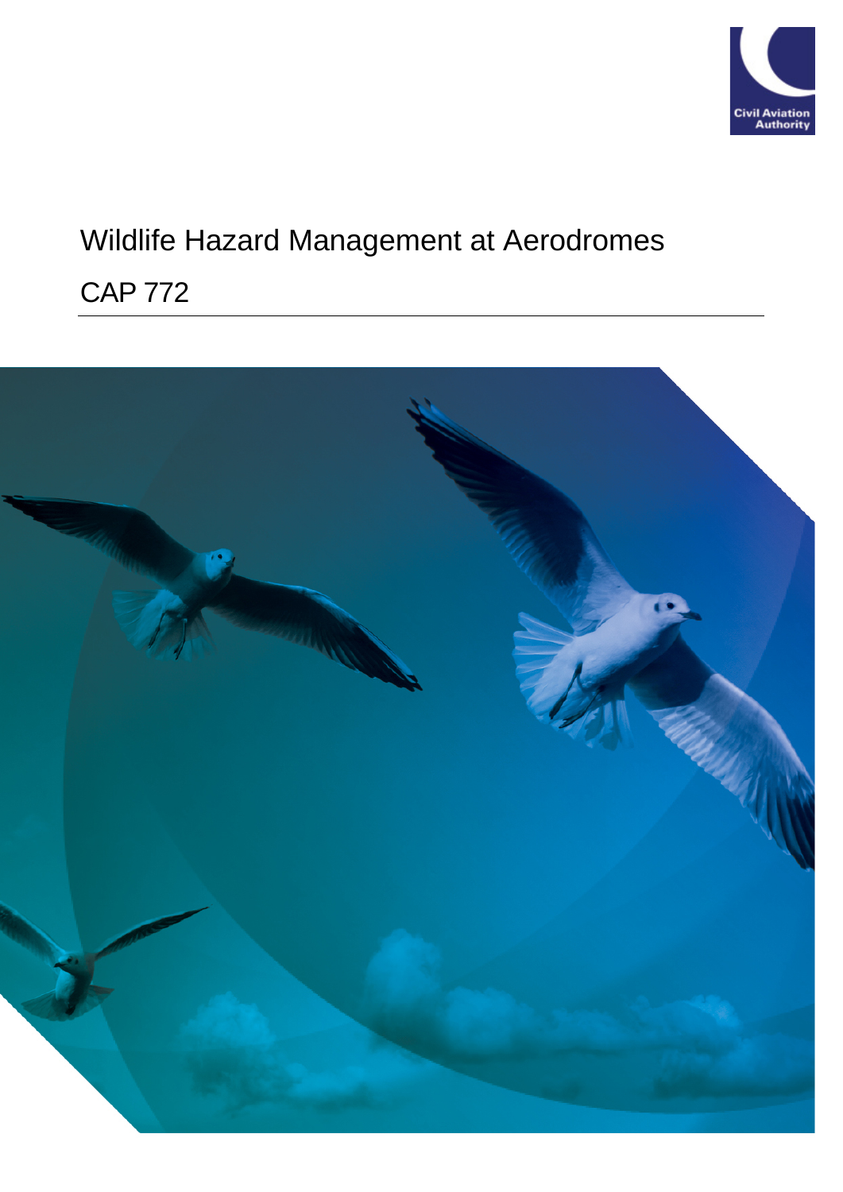Civil Aviation Authority

# Wildlife Hazard Management at Aerodromes

## CAP 772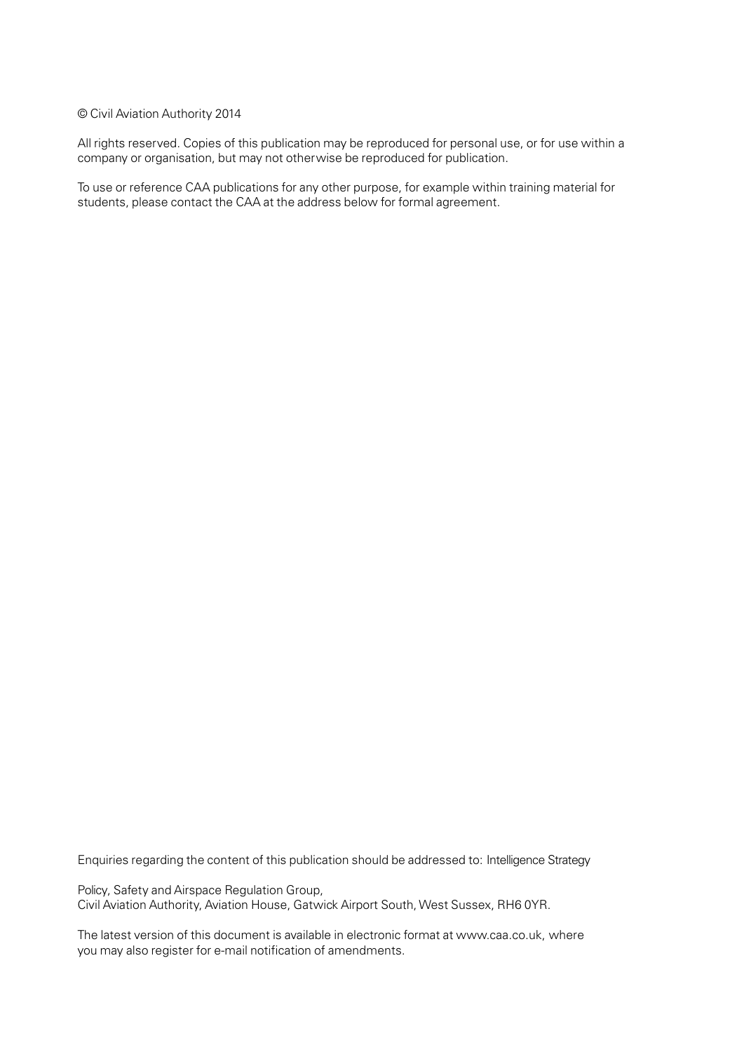© Civil Aviation Authority 2014

All rights reserved. Copies of this publication may be reproduced for personal use, or for use within a company or organisation, but may not otherwise be reproduced for publication.

To use or reference CAA publications for any other purpose, for example within training material for students, please contact the CAA at the address below for formal agreement.

Enquiries regarding the content of this publication should be addressed to: Intelligence Strategy

Policy, Safety and Airspace Regulation Group,
Civil Aviation Authority, Aviation House, Gatwick Airport South, West Sussex, RH6 0YR.

The latest version of this document is available in electronic format at www.caa.co.uk, where you may also register for e-mail notification of amendments.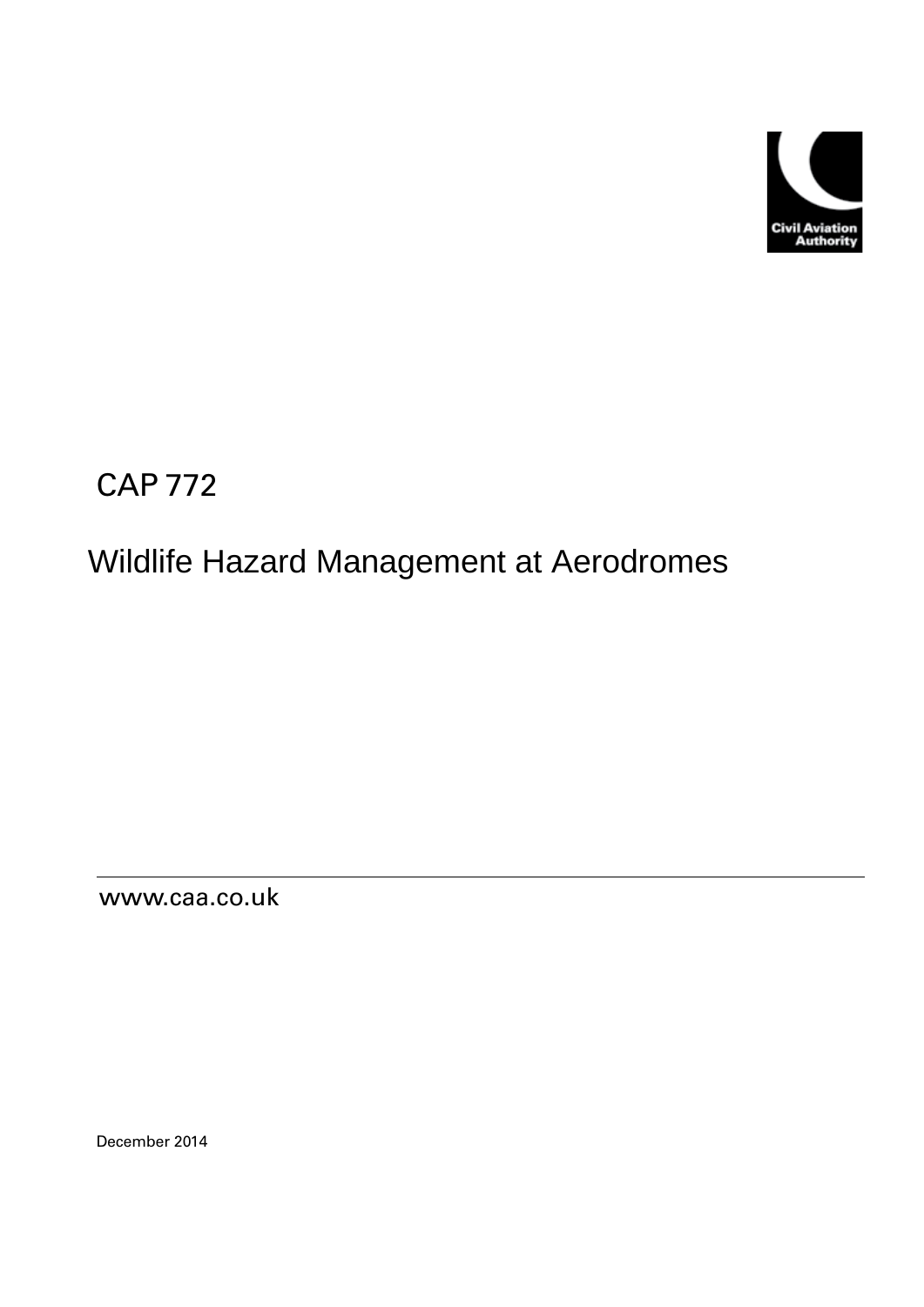# CAP 772

## Wildlife Hazard Management at Aerodromes

www.caa.co.uk

December 2014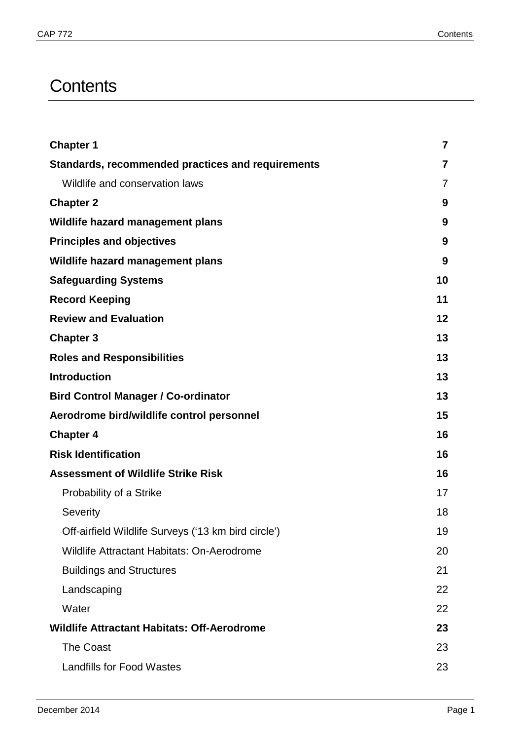# Contents

| | |
|---|---|
| **Chapter 1** | **7** |
| **Standards, recommended practices and requirements** | **7** |
| Wildlife and conservation laws | 7 |
| **Chapter 2** | **9** |
| **Wildlife hazard management plans** | **9** |
| **Principles and objectives** | **9** |
| **Wildlife hazard management plans** | **9** |
| **Safeguarding Systems** | **10** |
| **Record Keeping** | **11** |
| **Review and Evaluation** | **12** |
| **Chapter 3** | **13** |
| **Roles and Responsibilities** | **13** |
| **Introduction** | **13** |
| **Bird Control Manager / Co-ordinator** | **13** |
| **Aerodrome bird/wildlife control personnel** | **15** |
| **Chapter 4** | **16** |
| **Risk Identification** | **16** |
| **Assessment of Wildlife Strike Risk** | **16** |
| Probability of a Strike | 17 |
| Severity | 18 |
| Off-airfield Wildlife Surveys ('13 km bird circle') | 19 |
| Wildlife Attractant Habitats: On-Aerodrome | 20 |
| Buildings and Structures | 21 |
| Landscaping | 22 |
| Water | 22 |
| **Wildlife Attractant Habitats: Off-Aerodrome** | **23** |
| The Coast | 23 |
| Landfills for Food Wastes | 23 |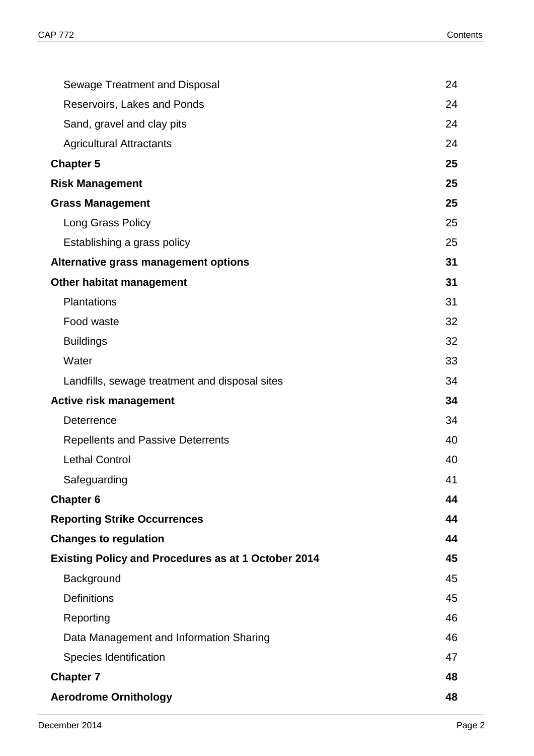| | |
|---|---|
| Sewage Treatment and Disposal | 24 |
| Reservoirs, Lakes and Ponds | 24 |
| Sand, gravel and clay pits | 24 |
| Agricultural Attractants | 24 |
| **Chapter 5** | **25** |
| **Risk Management** | **25** |
| **Grass Management** | **25** |
| Long Grass Policy | 25 |
| Establishing a grass policy | 25 |
| **Alternative grass management options** | **31** |
| **Other habitat management** | **31** |
| Plantations | 31 |
| Food waste | 32 |
| Buildings | 32 |
| Water | 33 |
| Landfills, sewage treatment and disposal sites | 34 |
| **Active risk management** | **34** |
| Deterrence | 34 |
| Repellents and Passive Deterrents | 40 |
| Lethal Control | 40 |
| Safeguarding | 41 |
| **Chapter 6** | **44** |
| **Reporting Strike Occurrences** | **44** |
| **Changes to regulation** | **44** |
| **Existing Policy and Procedures as at 1 October 2014** | **45** |
| Background | 45 |
| Definitions | 45 |
| Reporting | 46 |
| Data Management and Information Sharing | 46 |
| Species Identification | 47 |
| **Chapter 7** | **48** |
| **Aerodrome Ornithology** | **48** |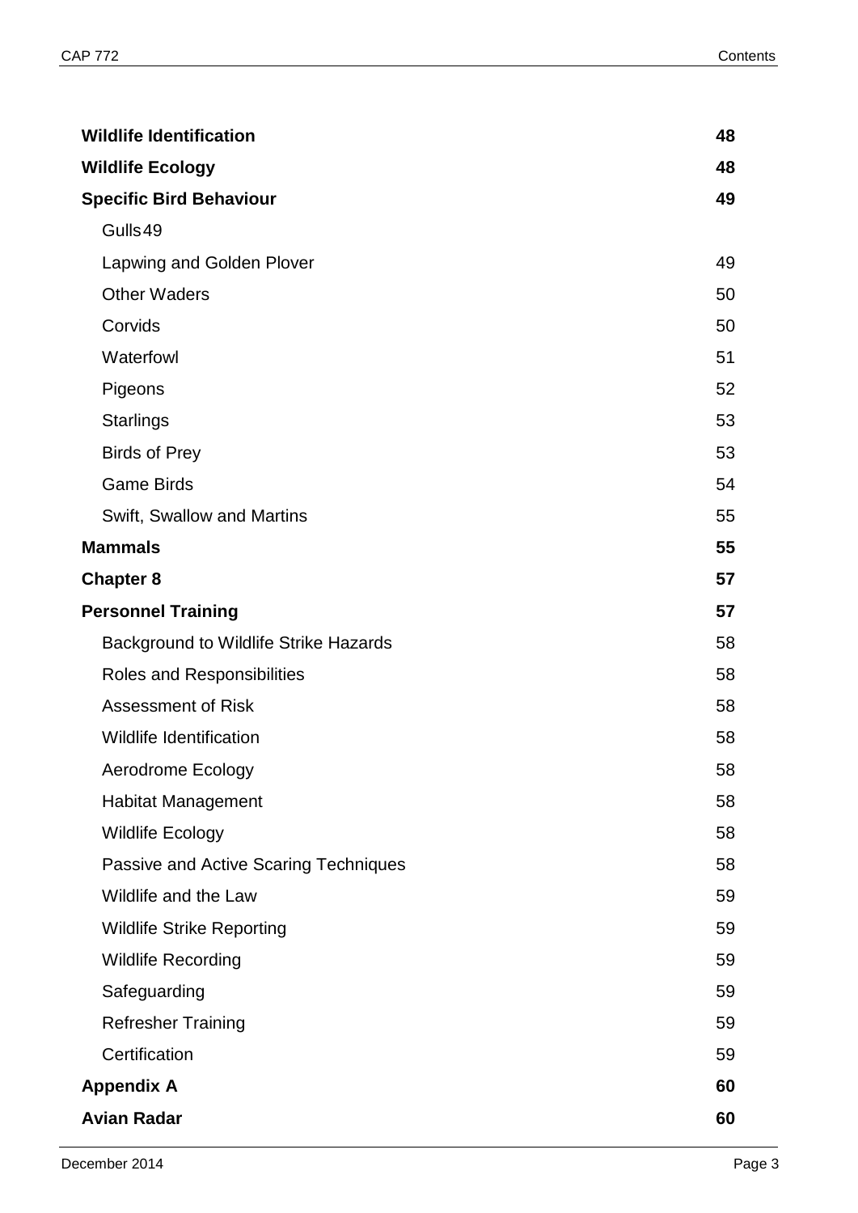| | |
|---|---|
| **Wildlife Identification** | **48** |
| **Wildlife Ecology** | **48** |
| **Specific Bird Behaviour** | **49** |
| Gulls | 49 |
| Lapwing and Golden Plover | 49 |
| Other Waders | 50 |
| Corvids | 50 |
| Waterfowl | 51 |
| Pigeons | 52 |
| Starlings | 53 |
| Birds of Prey | 53 |
| Game Birds | 54 |
| Swift, Swallow and Martins | 55 |
| **Mammals** | **55** |
| **Chapter 8** | **57** |
| **Personnel Training** | **57** |
| Background to Wildlife Strike Hazards | 58 |
| Roles and Responsibilities | 58 |
| Assessment of Risk | 58 |
| Wildlife Identification | 58 |
| Aerodrome Ecology | 58 |
| Habitat Management | 58 |
| Wildlife Ecology | 58 |
| Passive and Active Scaring Techniques | 58 |
| Wildlife and the Law | 59 |
| Wildlife Strike Reporting | 59 |
| Wildlife Recording | 59 |
| Safeguarding | 59 |
| Refresher Training | 59 |
| Certification | 59 |
| **Appendix A** | **60** |
| **Avian Radar** | **60** |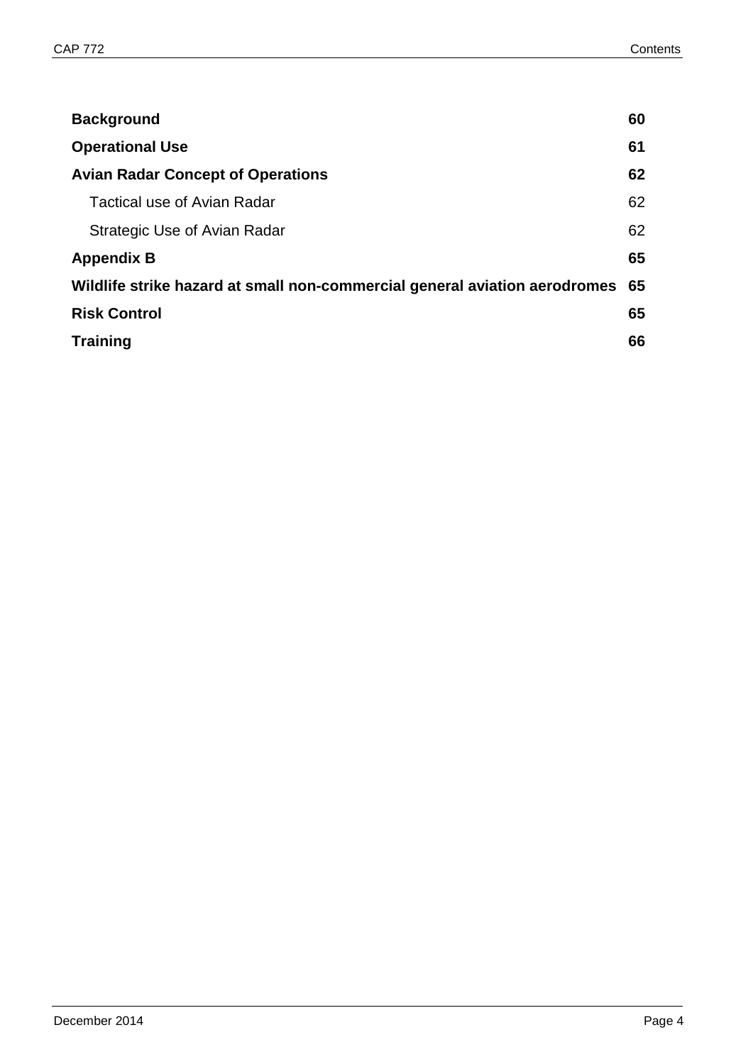| | |
|---|---|
| **Background** | **60** |
| **Operational Use** | **61** |
| **Avian Radar Concept of Operations** | **62** |
| Tactical use of Avian Radar | 62 |
| Strategic Use of Avian Radar | 62 |
| **Appendix B** | **65** |
| **Wildlife strike hazard at small non-commercial general aviation aerodromes** | **65** |
| **Risk Control** | **65** |
| **Training** | **66** |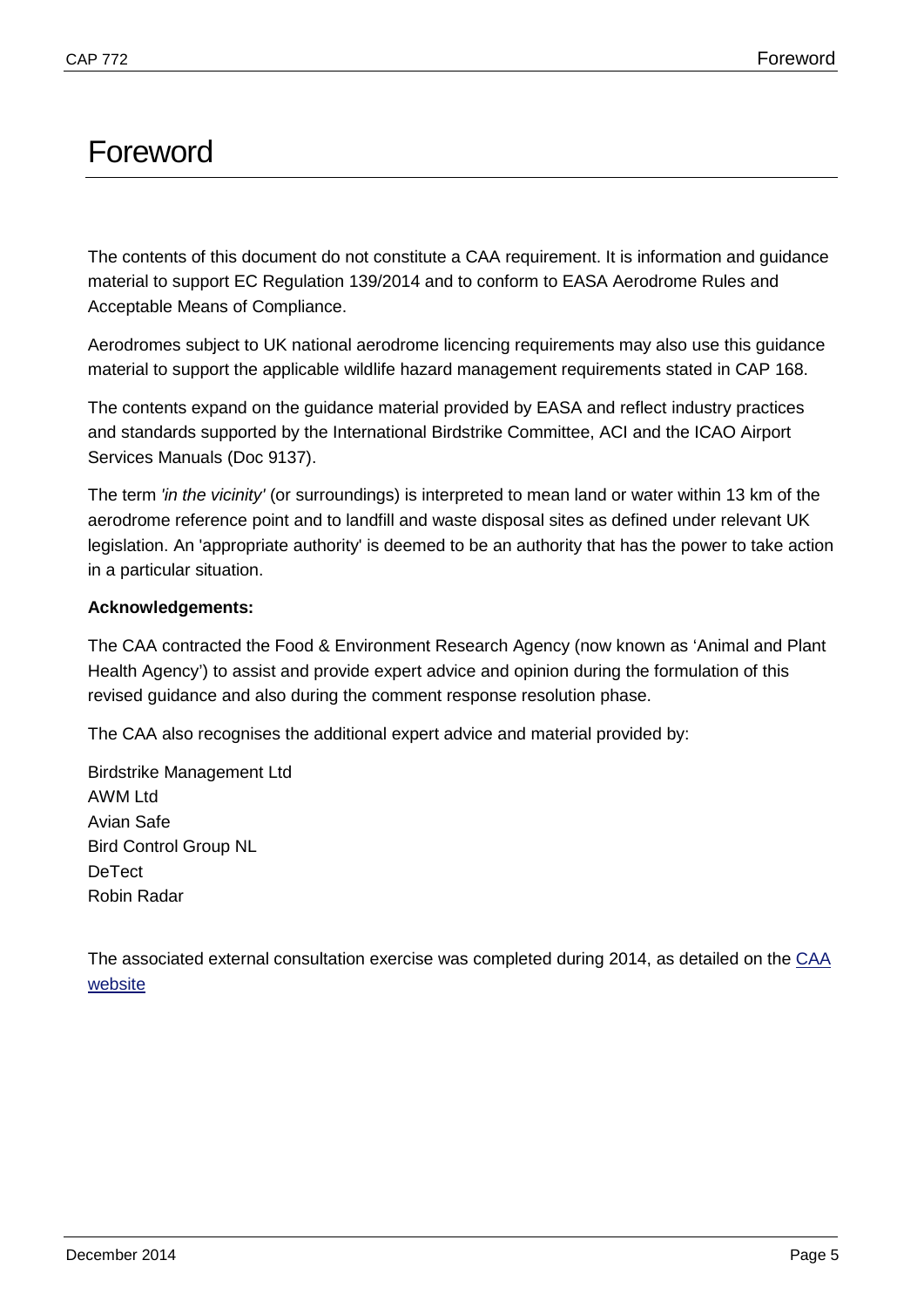# Foreword

The contents of this document do not constitute a CAA requirement. It is information and guidance material to support EC Regulation 139/2014 and to conform to EASA Aerodrome Rules and Acceptable Means of Compliance.

Aerodromes subject to UK national aerodrome licencing requirements may also use this guidance material to support the applicable wildlife hazard management requirements stated in CAP 168.

The contents expand on the guidance material provided by EASA and reflect industry practices and standards supported by the International Birdstrike Committee, ACI and the ICAO Airport Services Manuals (Doc 9137).

The term *'in the vicinity'* (or surroundings) is interpreted to mean land or water within 13 km of the aerodrome reference point and to landfill and waste disposal sites as defined under relevant UK legislation. An 'appropriate authority' is deemed to be an authority that has the power to take action in a particular situation.

**Acknowledgements:**

The CAA contracted the Food & Environment Research Agency (now known as 'Animal and Plant Health Agency') to assist and provide expert advice and opinion during the formulation of this revised guidance and also during the comment response resolution phase.

The CAA also recognises the additional expert advice and material provided by:

Birdstrike Management Ltd
AWM Ltd
Avian Safe
Bird Control Group NL
DeTect
Robin Radar

The associated external consultation exercise was completed during 2014, as detailed on the [CAA website]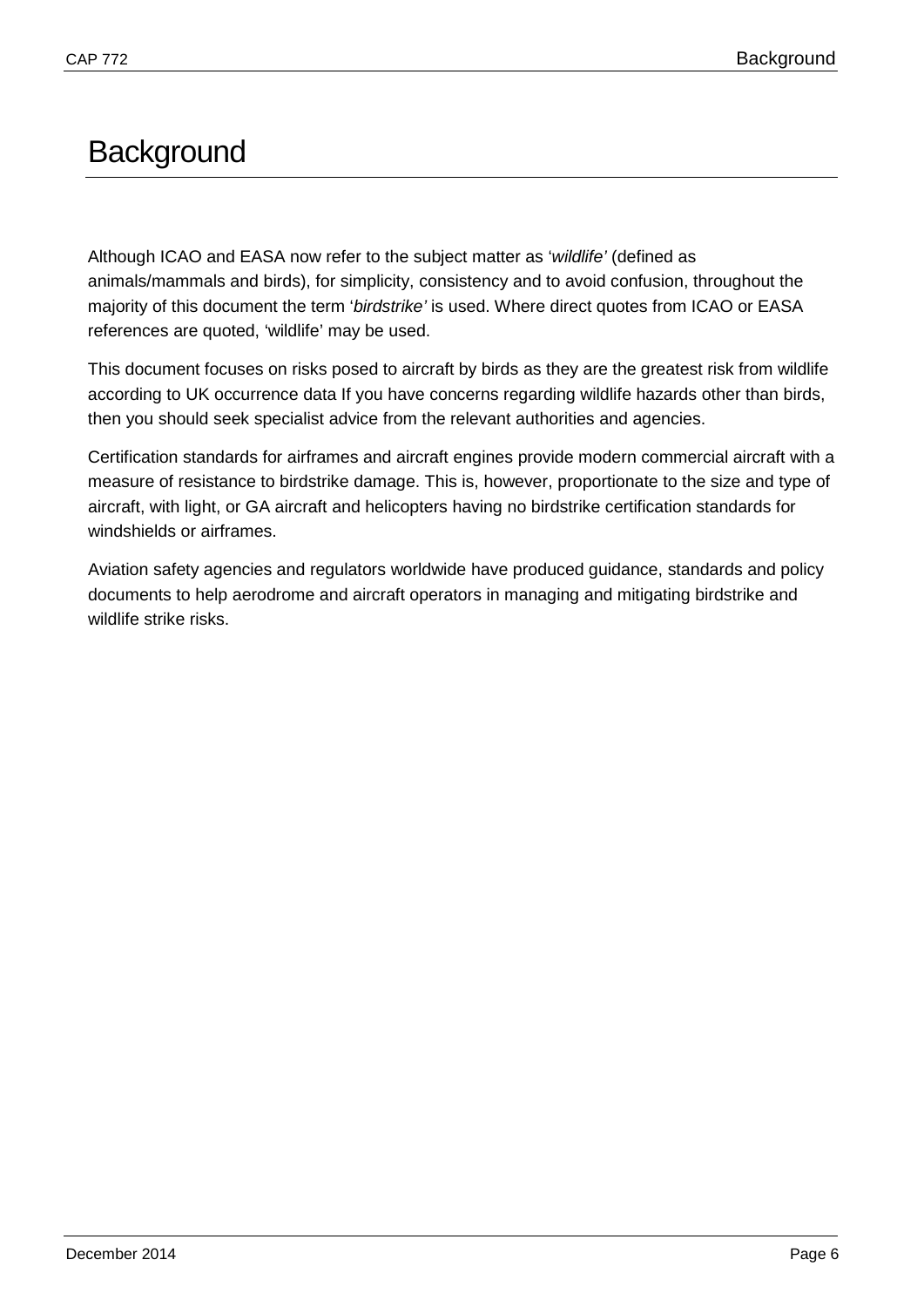# Background

Although ICAO and EASA now refer to the subject matter as '*wildlife'* (defined as animals/mammals and birds), for simplicity, consistency and to avoid confusion, throughout the majority of this document the term '*birdstrike'* is used. Where direct quotes from ICAO or EASA references are quoted, 'wildlife' may be used.

This document focuses on risks posed to aircraft by birds as they are the greatest risk from wildlife according to UK occurrence data If you have concerns regarding wildlife hazards other than birds, then you should seek specialist advice from the relevant authorities and agencies.

Certification standards for airframes and aircraft engines provide modern commercial aircraft with a measure of resistance to birdstrike damage. This is, however, proportionate to the size and type of aircraft, with light, or GA aircraft and helicopters having no birdstrike certification standards for windshields or airframes.

Aviation safety agencies and regulators worldwide have produced guidance, standards and policy documents to help aerodrome and aircraft operators in managing and mitigating birdstrike and wildlife strike risks.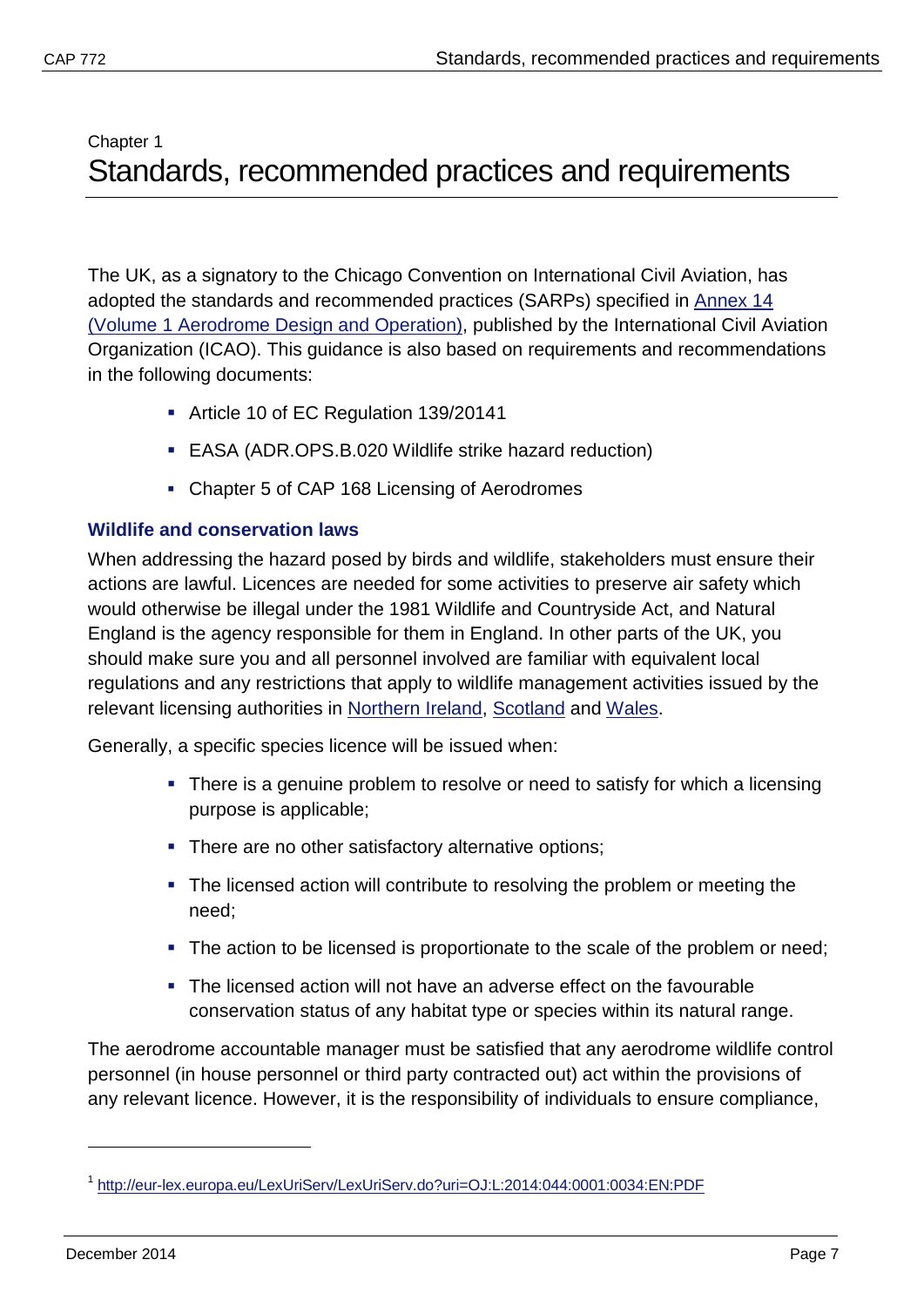Chapter 1

# Standards, recommended practices and requirements

The UK, as a signatory to the Chicago Convention on International Civil Aviation, has adopted the standards and recommended practices (SARPs) specified in Annex 14 (Volume 1 Aerodrome Design and Operation), published by the International Civil Aviation Organization (ICAO). This guidance is also based on requirements and recommendations in the following documents:

- Article 10 of EC Regulation 139/2014[1]
- EASA (ADR.OPS.B.020 Wildlife strike hazard reduction)
- Chapter 5 of CAP 168 Licensing of Aerodromes

## Wildlife and conservation laws

When addressing the hazard posed by birds and wildlife, stakeholders must ensure their actions are lawful. Licences are needed for some activities to preserve air safety which would otherwise be illegal under the 1981 Wildlife and Countryside Act, and Natural England is the agency responsible for them in England. In other parts of the UK, you should make sure you and all personnel involved are familiar with equivalent local regulations and any restrictions that apply to wildlife management activities issued by the relevant licensing authorities in Northern Ireland, Scotland and Wales.

Generally, a specific species licence will be issued when:

- There is a genuine problem to resolve or need to satisfy for which a licensing purpose is applicable;
- There are no other satisfactory alternative options;
- The licensed action will contribute to resolving the problem or meeting the need;
- The action to be licensed is proportionate to the scale of the problem or need;
- The licensed action will not have an adverse effect on the favourable conservation status of any habitat type or species within its natural range.

The aerodrome accountable manager must be satisfied that any aerodrome wildlife control personnel (in house personnel or third party contracted out) act within the provisions of any relevant licence. However, it is the responsibility of individuals to ensure compliance,

[1] http://eur-lex.europa.eu/LexUriServ/LexUriServ.do?uri=OJ:L:2014:044:0001:0034:EN:PDF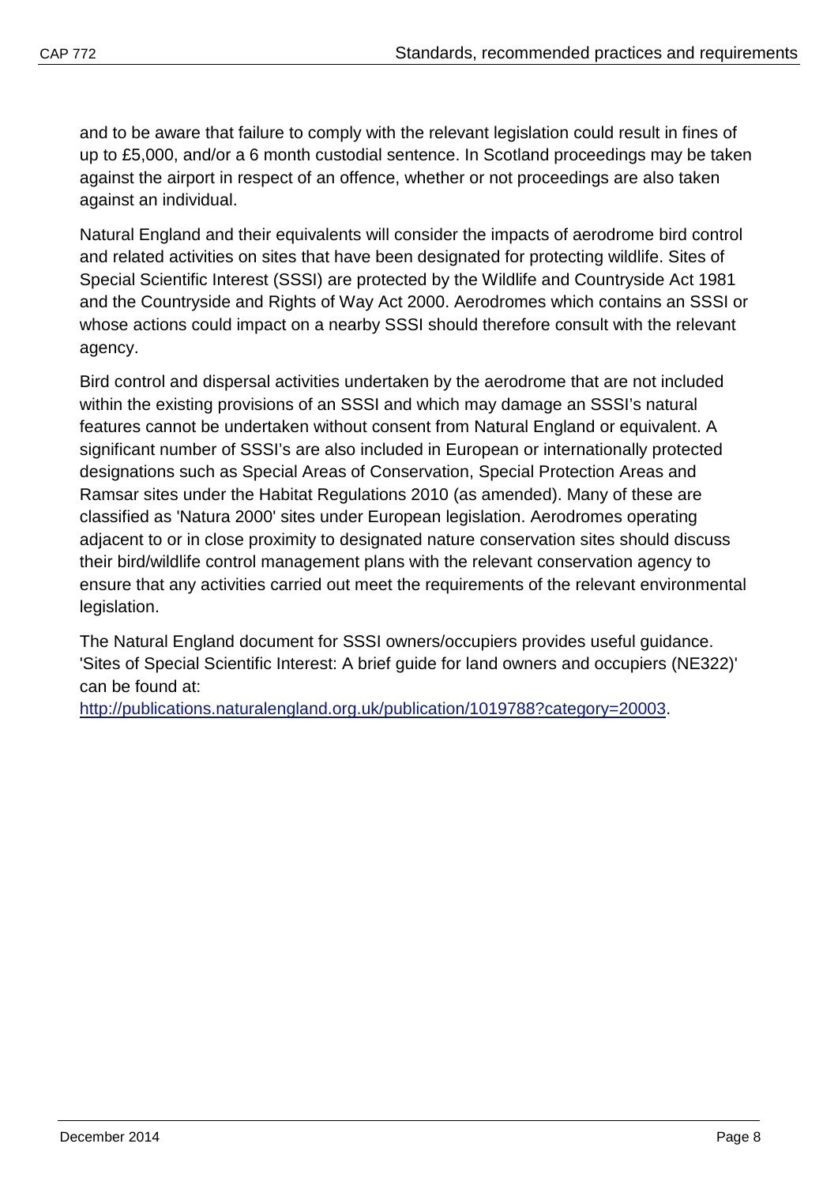and to be aware that failure to comply with the relevant legislation could result in fines of up to £5,000, and/or a 6 month custodial sentence. In Scotland proceedings may be taken against the airport in respect of an offence, whether or not proceedings are also taken against an individual.

Natural England and their equivalents will consider the impacts of aerodrome bird control and related activities on sites that have been designated for protecting wildlife. Sites of Special Scientific Interest (SSSI) are protected by the Wildlife and Countryside Act 1981 and the Countryside and Rights of Way Act 2000. Aerodromes which contains an SSSI or whose actions could impact on a nearby SSSI should therefore consult with the relevant agency.

Bird control and dispersal activities undertaken by the aerodrome that are not included within the existing provisions of an SSSI and which may damage an SSSI's natural features cannot be undertaken without consent from Natural England or equivalent. A significant number of SSSI's are also included in European or internationally protected designations such as Special Areas of Conservation, Special Protection Areas and Ramsar sites under the Habitat Regulations 2010 (as amended). Many of these are classified as 'Natura 2000' sites under European legislation. Aerodromes operating adjacent to or in close proximity to designated nature conservation sites should discuss their bird/wildlife control management plans with the relevant conservation agency to ensure that any activities carried out meet the requirements of the relevant environmental legislation.

The Natural England document for SSSI owners/occupiers provides useful guidance. 'Sites of Special Scientific Interest: A brief guide for land owners and occupiers (NE322)' can be found at:
[http://publications.naturalengland.org.uk/publication/1019788?category=20003](http://publications.naturalengland.org.uk/publication/1019788?category=20003).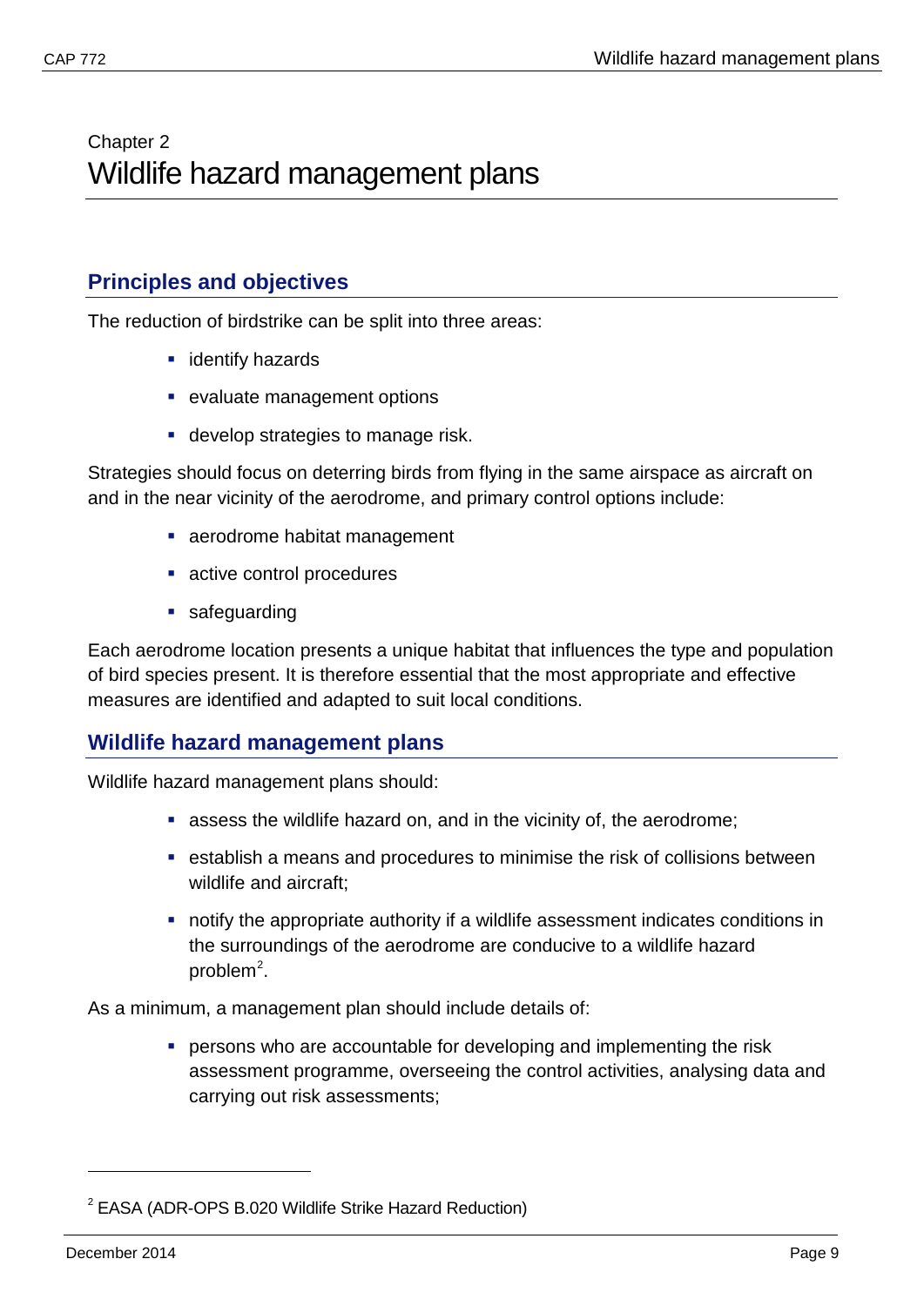Chapter 2

# Wildlife hazard management plans

## Principles and objectives

The reduction of birdstrike can be split into three areas:

- identify hazards
- evaluate management options
- develop strategies to manage risk.

Strategies should focus on deterring birds from flying in the same airspace as aircraft on and in the near vicinity of the aerodrome, and primary control options include:

- aerodrome habitat management
- active control procedures
- safeguarding

Each aerodrome location presents a unique habitat that influences the type and population of bird species present. It is therefore essential that the most appropriate and effective measures are identified and adapted to suit local conditions.

## Wildlife hazard management plans

Wildlife hazard management plans should:

- assess the wildlife hazard on, and in the vicinity of, the aerodrome;
- establish a means and procedures to minimise the risk of collisions between wildlife and aircraft;
- notify the appropriate authority if a wildlife assessment indicates conditions in the surroundings of the aerodrome are conducive to a wildlife hazard problem[2].

As a minimum, a management plan should include details of:

- persons who are accountable for developing and implementing the risk assessment programme, overseeing the control activities, analysing data and carrying out risk assessments;

---

[2] EASA (ADR-OPS B.020 Wildlife Strike Hazard Reduction)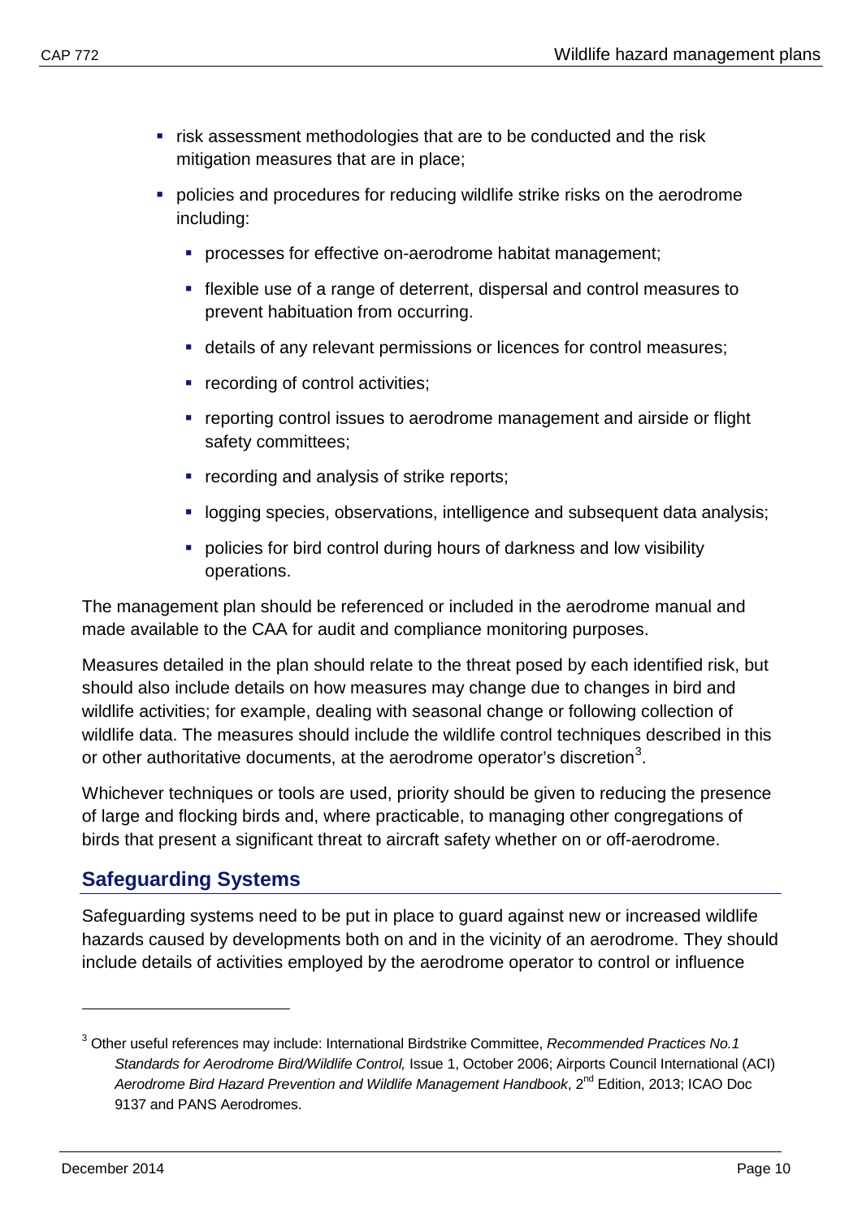- risk assessment methodologies that are to be conducted and the risk mitigation measures that are in place;
- policies and procedures for reducing wildlife strike risks on the aerodrome including:
  - processes for effective on-aerodrome habitat management;
  - flexible use of a range of deterrent, dispersal and control measures to prevent habituation from occurring.
  - details of any relevant permissions or licences for control measures;
  - recording of control activities;
  - reporting control issues to aerodrome management and airside or flight safety committees;
  - recording and analysis of strike reports;
  - logging species, observations, intelligence and subsequent data analysis;
  - policies for bird control during hours of darkness and low visibility operations.

The management plan should be referenced or included in the aerodrome manual and made available to the CAA for audit and compliance monitoring purposes.

Measures detailed in the plan should relate to the threat posed by each identified risk, but should also include details on how measures may change due to changes in bird and wildlife activities; for example, dealing with seasonal change or following collection of wildlife data. The measures should include the wildlife control techniques described in this or other authoritative documents, at the aerodrome operator's discretion[3].

Whichever techniques or tools are used, priority should be given to reducing the presence of large and flocking birds and, where practicable, to managing other congregations of birds that present a significant threat to aircraft safety whether on or off-aerodrome.

## Safeguarding Systems

Safeguarding systems need to be put in place to guard against new or increased wildlife hazards caused by developments both on and in the vicinity of an aerodrome. They should include details of activities employed by the aerodrome operator to control or influence

---

[3] Other useful references may include: International Birdstrike Committee, *Recommended Practices No.1 Standards for Aerodrome Bird/Wildlife Control,* Issue 1, October 2006; Airports Council International (ACI) *Aerodrome Bird Hazard Prevention and Wildlife Management Handbook*, 2nd Edition, 2013; ICAO Doc 9137 and PANS Aerodromes.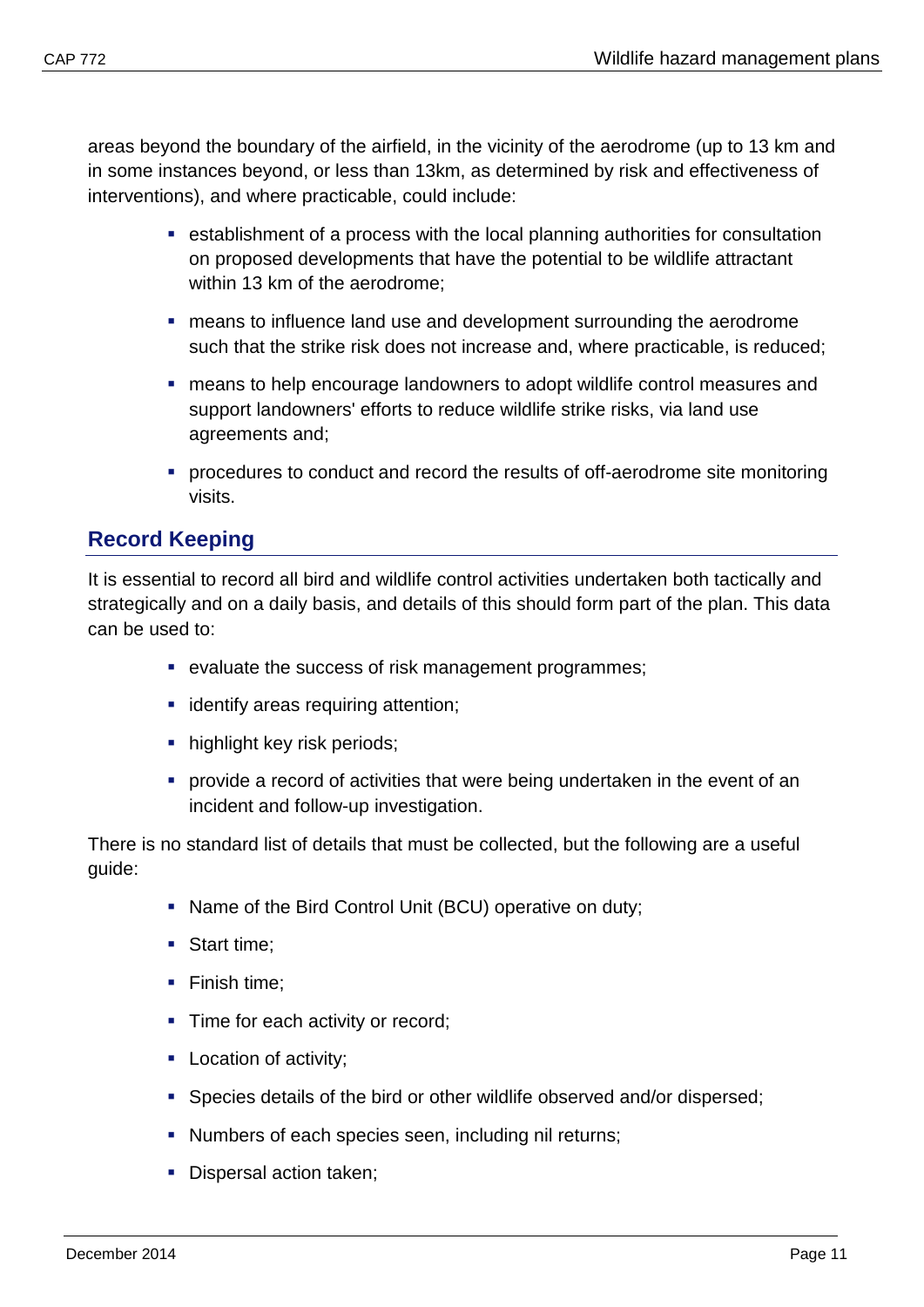areas beyond the boundary of the airfield, in the vicinity of the aerodrome (up to 13 km and in some instances beyond, or less than 13km, as determined by risk and effectiveness of interventions), and where practicable, could include:

- establishment of a process with the local planning authorities for consultation on proposed developments that have the potential to be wildlife attractant within 13 km of the aerodrome;
- means to influence land use and development surrounding the aerodrome such that the strike risk does not increase and, where practicable, is reduced;
- means to help encourage landowners to adopt wildlife control measures and support landowners' efforts to reduce wildlife strike risks, via land use agreements and;
- procedures to conduct and record the results of off-aerodrome site monitoring visits.

## Record Keeping

It is essential to record all bird and wildlife control activities undertaken both tactically and strategically and on a daily basis, and details of this should form part of the plan. This data can be used to:

- evaluate the success of risk management programmes;
- identify areas requiring attention;
- highlight key risk periods;
- provide a record of activities that were being undertaken in the event of an incident and follow-up investigation.

There is no standard list of details that must be collected, but the following are a useful guide:

- Name of the Bird Control Unit (BCU) operative on duty;
- Start time;
- Finish time;
- Time for each activity or record;
- Location of activity;
- Species details of the bird or other wildlife observed and/or dispersed;
- Numbers of each species seen, including nil returns;
- Dispersal action taken;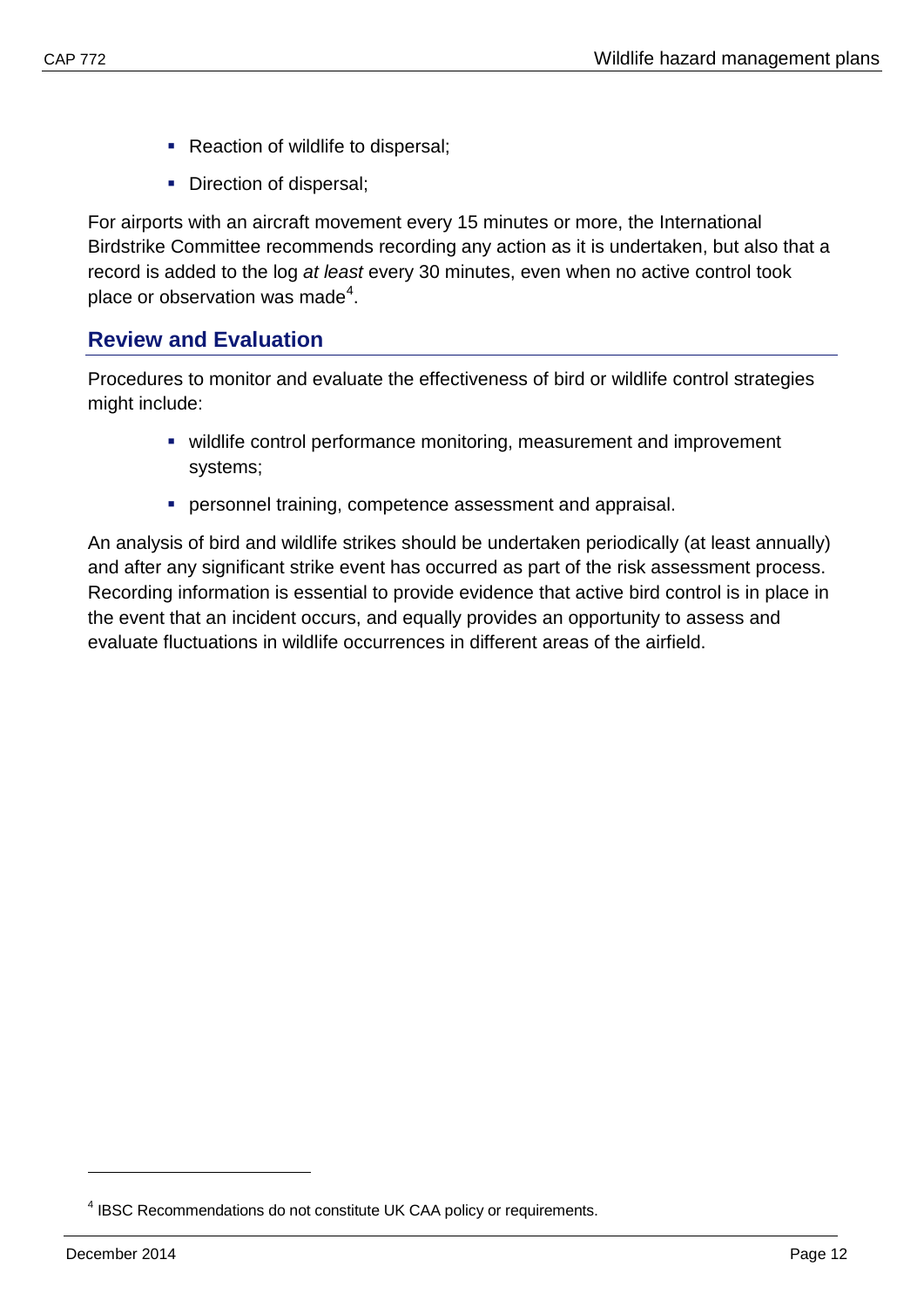- Reaction of wildlife to dispersal;
- Direction of dispersal;

For airports with an aircraft movement every 15 minutes or more, the International Birdstrike Committee recommends recording any action as it is undertaken, but also that a record is added to the log *at least* every 30 minutes, even when no active control took place or observation was made[4].

## Review and Evaluation

Procedures to monitor and evaluate the effectiveness of bird or wildlife control strategies might include:

- wildlife control performance monitoring, measurement and improvement systems;
- personnel training, competence assessment and appraisal.

An analysis of bird and wildlife strikes should be undertaken periodically (at least annually) and after any significant strike event has occurred as part of the risk assessment process. Recording information is essential to provide evidence that active bird control is in place in the event that an incident occurs, and equally provides an opportunity to assess and evaluate fluctuations in wildlife occurrences in different areas of the airfield.

[4] IBSC Recommendations do not constitute UK CAA policy or requirements.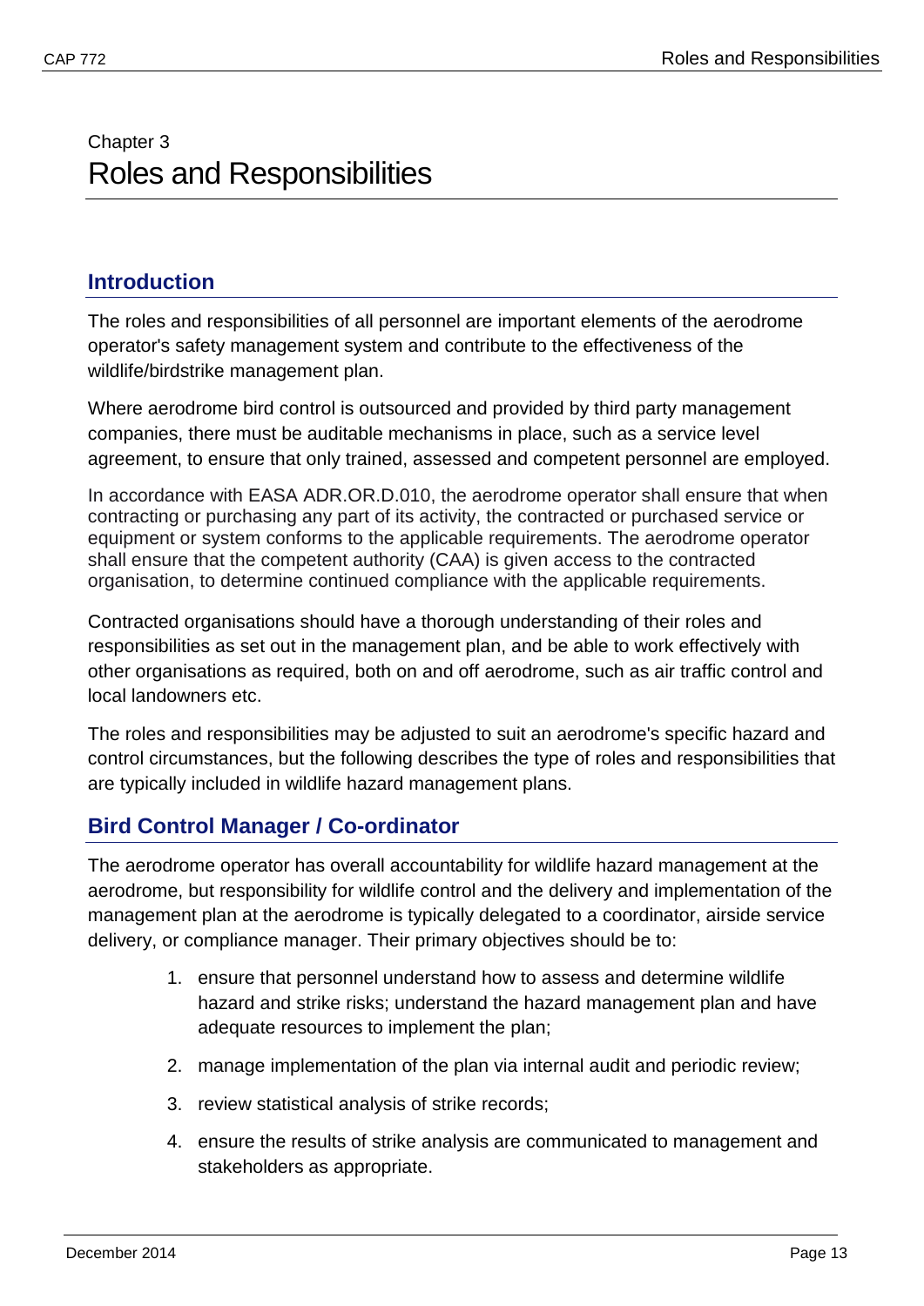Chapter 3

# Roles and Responsibilities

## Introduction

The roles and responsibilities of all personnel are important elements of the aerodrome operator's safety management system and contribute to the effectiveness of the wildlife/birdstrike management plan.

Where aerodrome bird control is outsourced and provided by third party management companies, there must be auditable mechanisms in place, such as a service level agreement, to ensure that only trained, assessed and competent personnel are employed.

In accordance with EASA ADR.OR.D.010, the aerodrome operator shall ensure that when contracting or purchasing any part of its activity, the contracted or purchased service or equipment or system conforms to the applicable requirements. The aerodrome operator shall ensure that the competent authority (CAA) is given access to the contracted organisation, to determine continued compliance with the applicable requirements.

Contracted organisations should have a thorough understanding of their roles and responsibilities as set out in the management plan, and be able to work effectively with other organisations as required, both on and off aerodrome, such as air traffic control and local landowners etc.

The roles and responsibilities may be adjusted to suit an aerodrome's specific hazard and control circumstances, but the following describes the type of roles and responsibilities that are typically included in wildlife hazard management plans.

## Bird Control Manager / Co-ordinator

The aerodrome operator has overall accountability for wildlife hazard management at the aerodrome, but responsibility for wildlife control and the delivery and implementation of the management plan at the aerodrome is typically delegated to a coordinator, airside service delivery, or compliance manager. Their primary objectives should be to:

1. ensure that personnel understand how to assess and determine wildlife hazard and strike risks; understand the hazard management plan and have adequate resources to implement the plan;
2. manage implementation of the plan via internal audit and periodic review;
3. review statistical analysis of strike records;
4. ensure the results of strike analysis are communicated to management and stakeholders as appropriate.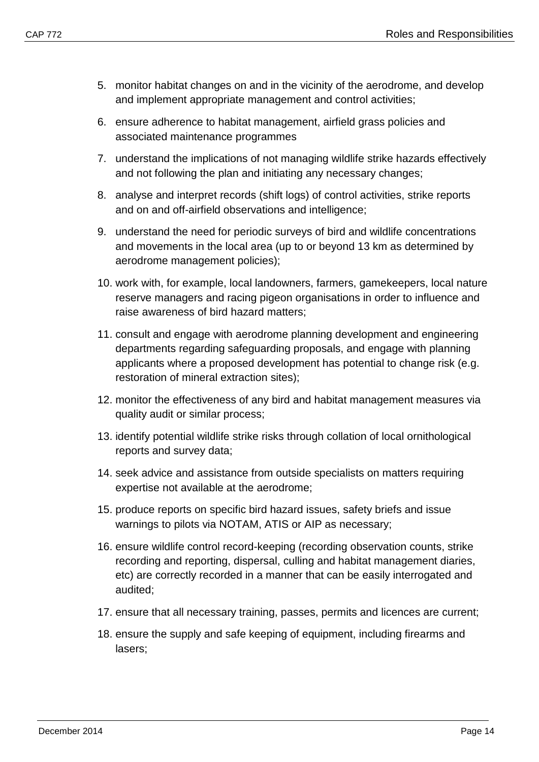5. monitor habitat changes on and in the vicinity of the aerodrome, and develop and implement appropriate management and control activities;
6. ensure adherence to habitat management, airfield grass policies and associated maintenance programmes
7. understand the implications of not managing wildlife strike hazards effectively and not following the plan and initiating any necessary changes;
8. analyse and interpret records (shift logs) of control activities, strike reports and on and off-airfield observations and intelligence;
9. understand the need for periodic surveys of bird and wildlife concentrations and movements in the local area (up to or beyond 13 km as determined by aerodrome management policies);
10. work with, for example, local landowners, farmers, gamekeepers, local nature reserve managers and racing pigeon organisations in order to influence and raise awareness of bird hazard matters;
11. consult and engage with aerodrome planning development and engineering departments regarding safeguarding proposals, and engage with planning applicants where a proposed development has potential to change risk (e.g. restoration of mineral extraction sites);
12. monitor the effectiveness of any bird and habitat management measures via quality audit or similar process;
13. identify potential wildlife strike risks through collation of local ornithological reports and survey data;
14. seek advice and assistance from outside specialists on matters requiring expertise not available at the aerodrome;
15. produce reports on specific bird hazard issues, safety briefs and issue warnings to pilots via NOTAM, ATIS or AIP as necessary;
16. ensure wildlife control record-keeping (recording observation counts, strike recording and reporting, dispersal, culling and habitat management diaries, etc) are correctly recorded in a manner that can be easily interrogated and audited;
17. ensure that all necessary training, passes, permits and licences are current;
18. ensure the supply and safe keeping of equipment, including firearms and lasers;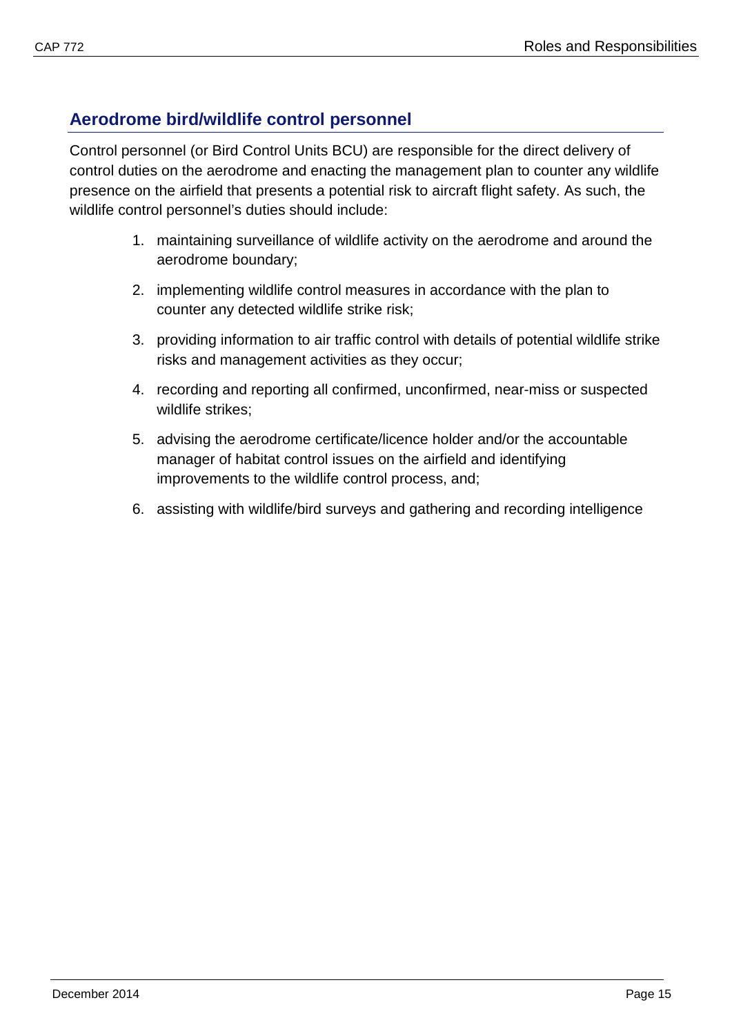## Aerodrome bird/wildlife control personnel

Control personnel (or Bird Control Units BCU) are responsible for the direct delivery of control duties on the aerodrome and enacting the management plan to counter any wildlife presence on the airfield that presents a potential risk to aircraft flight safety. As such, the wildlife control personnel's duties should include:

1. maintaining surveillance of wildlife activity on the aerodrome and around the aerodrome boundary;
2. implementing wildlife control measures in accordance with the plan to counter any detected wildlife strike risk;
3. providing information to air traffic control with details of potential wildlife strike risks and management activities as they occur;
4. recording and reporting all confirmed, unconfirmed, near-miss or suspected wildlife strikes;
5. advising the aerodrome certificate/licence holder and/or the accountable manager of habitat control issues on the airfield and identifying improvements to the wildlife control process, and;
6. assisting with wildlife/bird surveys and gathering and recording intelligence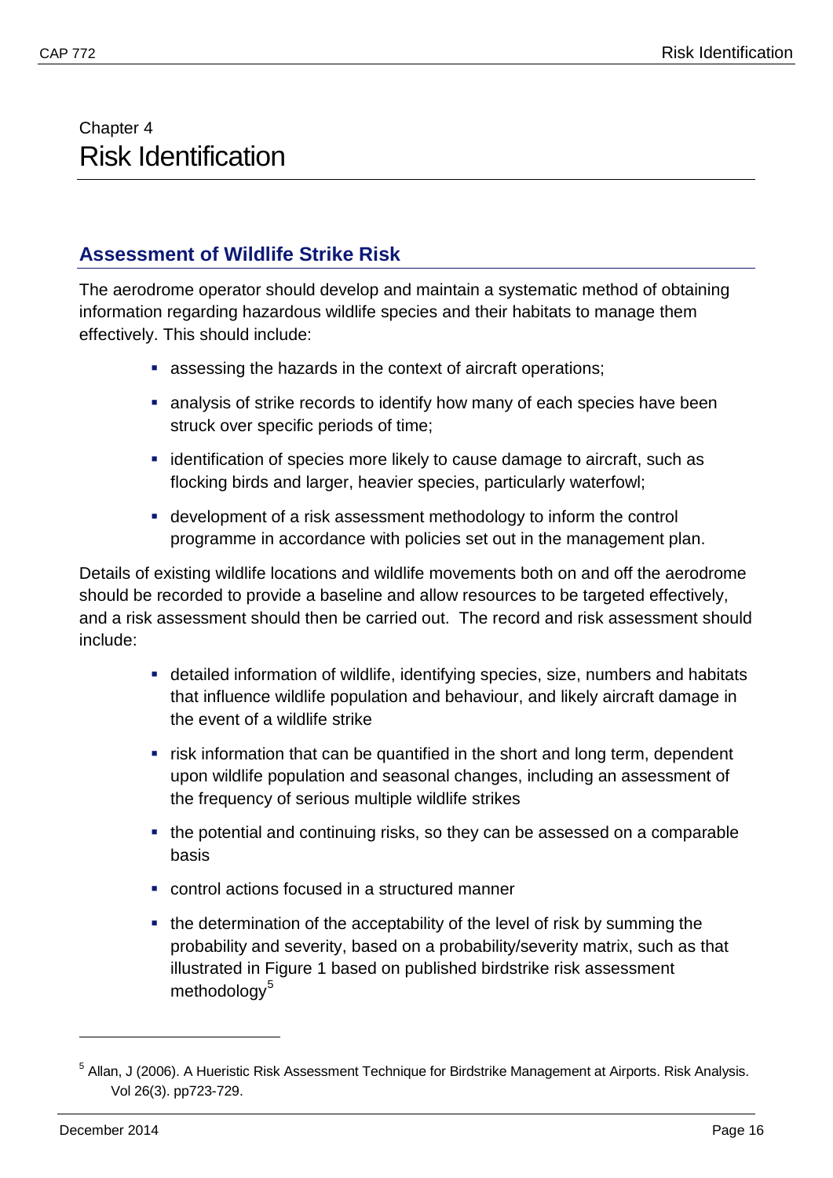# Chapter 4
# Risk Identification

## Assessment of Wildlife Strike Risk

The aerodrome operator should develop and maintain a systematic method of obtaining information regarding hazardous wildlife species and their habitats to manage them effectively. This should include:

- assessing the hazards in the context of aircraft operations;
- analysis of strike records to identify how many of each species have been struck over specific periods of time;
- identification of species more likely to cause damage to aircraft, such as flocking birds and larger, heavier species, particularly waterfowl;
- development of a risk assessment methodology to inform the control programme in accordance with policies set out in the management plan.

Details of existing wildlife locations and wildlife movements both on and off the aerodrome should be recorded to provide a baseline and allow resources to be targeted effectively, and a risk assessment should then be carried out. The record and risk assessment should include:

- detailed information of wildlife, identifying species, size, numbers and habitats that influence wildlife population and behaviour, and likely aircraft damage in the event of a wildlife strike
- risk information that can be quantified in the short and long term, dependent upon wildlife population and seasonal changes, including an assessment of the frequency of serious multiple wildlife strikes
- the potential and continuing risks, so they can be assessed on a comparable basis
- control actions focused in a structured manner
- the determination of the acceptability of the level of risk by summing the probability and severity, based on a probability/severity matrix, such as that illustrated in Figure 1 based on published birdstrike risk assessment methodology[5]

---

[5] Allan, J (2006). A Hueristic Risk Assessment Technique for Birdstrike Management at Airports. Risk Analysis. Vol 26(3). pp723-729.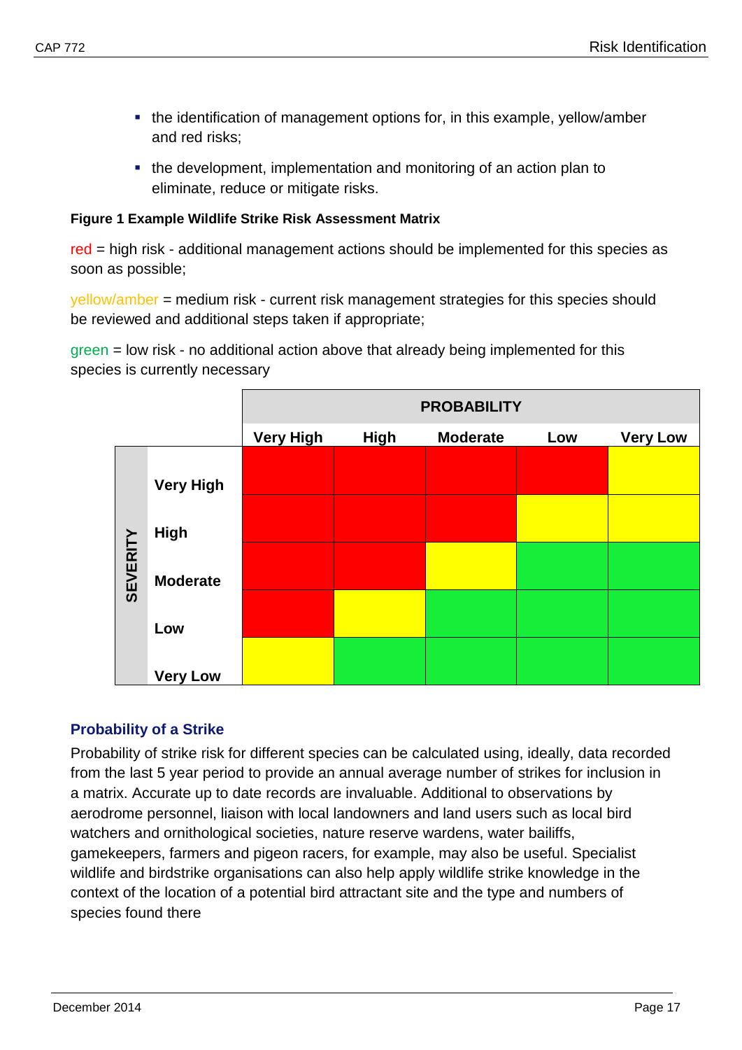- the identification of management options for, in this example, yellow/amber and red risks;
- the development, implementation and monitoring of an action plan to eliminate, reduce or mitigate risks.

**Figure 1 Example Wildlife Strike Risk Assessment Matrix**

red = high risk - additional management actions should be implemented for this species as soon as possible;

yellow/amber = medium risk - current risk management strategies for this species should be reviewed and additional steps taken if appropriate;

green = low risk - no additional action above that already being implemented for this species is currently necessary

| | | PROBABILITY | | | | |
|---|---|---|---|---|---|---|
| | | **Very High** | **High** | **Moderate** | **Low** | **Very Low** |
| **SEVERITY** | **Very High** | Red | Red | Red | Red | Yellow |
| | **High** | Red | Red | Red | Yellow | Yellow |
| | **Moderate** | Red | Red | Yellow | Green | Green |
| | **Low** | Red | Yellow | Green | Green | Green |
| | **Very Low** | Yellow | Green | Green | Green | Green |

## Probability of a Strike

Probability of strike risk for different species can be calculated using, ideally, data recorded from the last 5 year period to provide an annual average number of strikes for inclusion in a matrix. Accurate up to date records are invaluable. Additional to observations by aerodrome personnel, liaison with local landowners and land users such as local bird watchers and ornithological societies, nature reserve wardens, water bailiffs, gamekeepers, farmers and pigeon racers, for example, may also be useful. Specialist wildlife and birdstrike organisations can also help apply wildlife strike knowledge in the context of the location of a potential bird attractant site and the type and numbers of species found there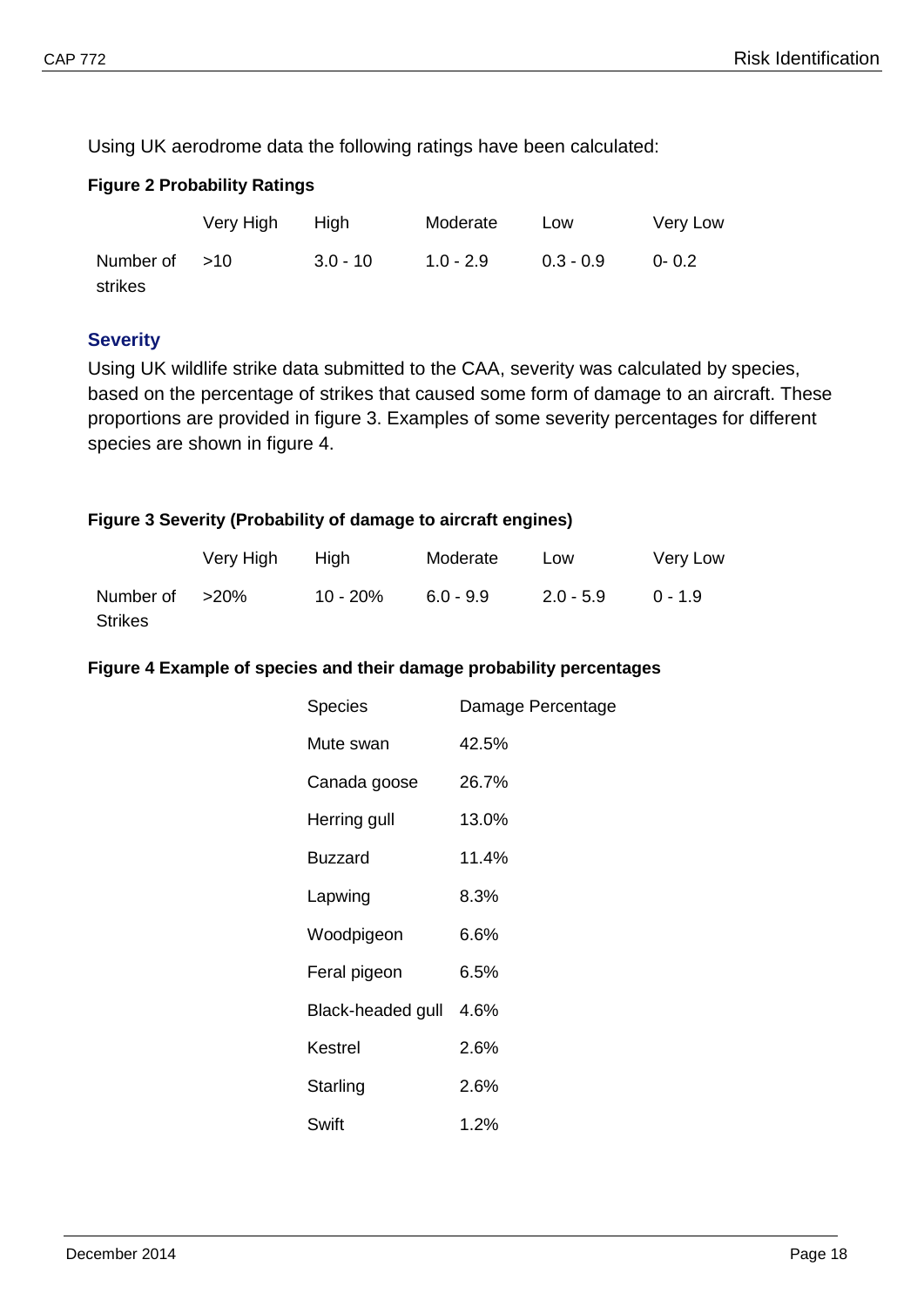Using UK aerodrome data the following ratings have been calculated:

**Figure 2 Probability Ratings**

| | Very High | High | Moderate | Low | Very Low |
|---|---|---|---|---|---|
| Number of strikes | >10 | 3.0 - 10 | 1.0 - 2.9 | 0.3 - 0.9 | 0- 0.2 |

## Severity

Using UK wildlife strike data submitted to the CAA, severity was calculated by species, based on the percentage of strikes that caused some form of damage to an aircraft. These proportions are provided in figure 3. Examples of some severity percentages for different species are shown in figure 4.

**Figure 3 Severity (Probability of damage to aircraft engines)**

| | Very High | High | Moderate | Low | Very Low |
|---|---|---|---|---|---|
| Number of Strikes | >20% | 10 - 20% | 6.0 - 9.9 | 2.0 - 5.9 | 0 - 1.9 |

**Figure 4 Example of species and their damage probability percentages**

| Species | Damage Percentage |
|---|---|
| Mute swan | 42.5% |
| Canada goose | 26.7% |
| Herring gull | 13.0% |
| Buzzard | 11.4% |
| Lapwing | 8.3% |
| Woodpigeon | 6.6% |
| Feral pigeon | 6.5% |
| Black-headed gull | 4.6% |
| Kestrel | 2.6% |
| Starling | 2.6% |
| Swift | 1.2% |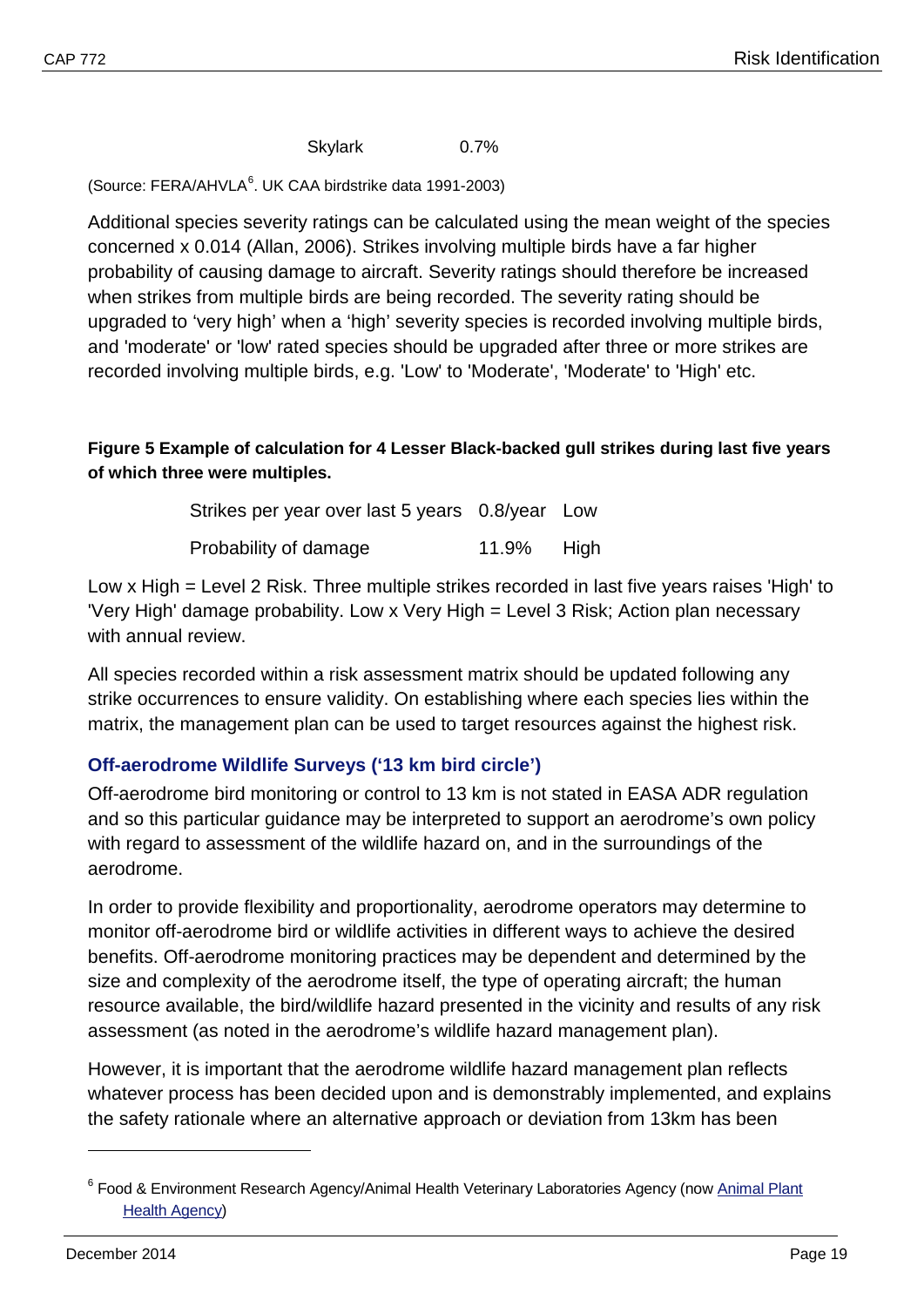| | |
|---|---|
| Skylark | 0.7% |

(Source: FERA/AHVLA[6]. UK CAA birdstrike data 1991-2003)

Additional species severity ratings can be calculated using the mean weight of the species concerned x 0.014 (Allan, 2006). Strikes involving multiple birds have a far higher probability of causing damage to aircraft. Severity ratings should therefore be increased when strikes from multiple birds are being recorded. The severity rating should be upgraded to 'very high' when a 'high' severity species is recorded involving multiple birds, and 'moderate' or 'low' rated species should be upgraded after three or more strikes are recorded involving multiple birds, e.g. 'Low' to 'Moderate', 'Moderate' to 'High' etc.

**Figure 5 Example of calculation for 4 Lesser Black-backed gull strikes during last five years of which three were multiples.**

| | | |
|---|---|---|
| Strikes per year over last 5 years | 0.8/year | Low |
| Probability of damage | 11.9% | High |

Low x High = Level 2 Risk. Three multiple strikes recorded in last five years raises 'High' to 'Very High' damage probability. Low x Very High = Level 3 Risk; Action plan necessary with annual review.

All species recorded within a risk assessment matrix should be updated following any strike occurrences to ensure validity. On establishing where each species lies within the matrix, the management plan can be used to target resources against the highest risk.

### Off-aerodrome Wildlife Surveys ('13 km bird circle')

Off-aerodrome bird monitoring or control to 13 km is not stated in EASA ADR regulation and so this particular guidance may be interpreted to support an aerodrome's own policy with regard to assessment of the wildlife hazard on, and in the surroundings of the aerodrome.

In order to provide flexibility and proportionality, aerodrome operators may determine to monitor off-aerodrome bird or wildlife activities in different ways to achieve the desired benefits. Off-aerodrome monitoring practices may be dependent and determined by the size and complexity of the aerodrome itself, the type of operating aircraft; the human resource available, the bird/wildlife hazard presented in the vicinity and results of any risk assessment (as noted in the aerodrome's wildlife hazard management plan).

However, it is important that the aerodrome wildlife hazard management plan reflects whatever process has been decided upon and is demonstrably implemented, and explains the safety rationale where an alternative approach or deviation from 13km has been

[6] Food & Environment Research Agency/Animal Health Veterinary Laboratories Agency (now Animal Plant Health Agency)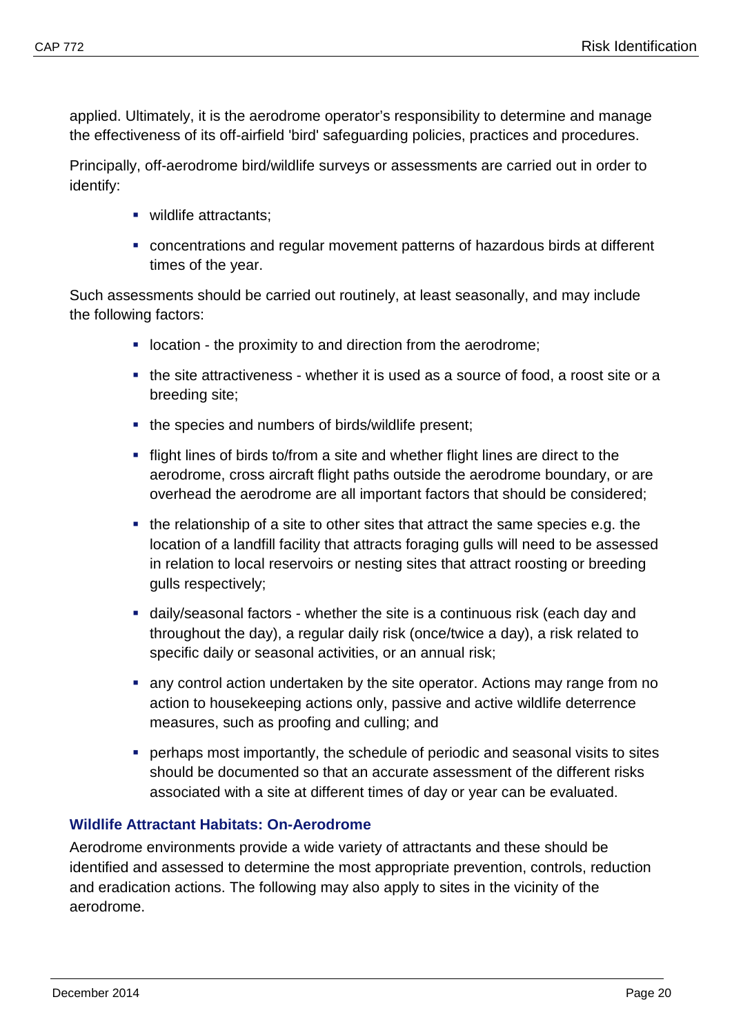applied. Ultimately, it is the aerodrome operator's responsibility to determine and manage the effectiveness of its off-airfield 'bird' safeguarding policies, practices and procedures.

Principally, off-aerodrome bird/wildlife surveys or assessments are carried out in order to identify:

- wildlife attractants;
- concentrations and regular movement patterns of hazardous birds at different times of the year.

Such assessments should be carried out routinely, at least seasonally, and may include the following factors:

- location - the proximity to and direction from the aerodrome;
- the site attractiveness - whether it is used as a source of food, a roost site or a breeding site;
- the species and numbers of birds/wildlife present;
- flight lines of birds to/from a site and whether flight lines are direct to the aerodrome, cross aircraft flight paths outside the aerodrome boundary, or are overhead the aerodrome are all important factors that should be considered;
- the relationship of a site to other sites that attract the same species e.g. the location of a landfill facility that attracts foraging gulls will need to be assessed in relation to local reservoirs or nesting sites that attract roosting or breeding gulls respectively;
- daily/seasonal factors - whether the site is a continuous risk (each day and throughout the day), a regular daily risk (once/twice a day), a risk related to specific daily or seasonal activities, or an annual risk;
- any control action undertaken by the site operator. Actions may range from no action to housekeeping actions only, passive and active wildlife deterrence measures, such as proofing and culling; and
- perhaps most importantly, the schedule of periodic and seasonal visits to sites should be documented so that an accurate assessment of the different risks associated with a site at different times of day or year can be evaluated.

### Wildlife Attractant Habitats: On-Aerodrome

Aerodrome environments provide a wide variety of attractants and these should be identified and assessed to determine the most appropriate prevention, controls, reduction and eradication actions. The following may also apply to sites in the vicinity of the aerodrome.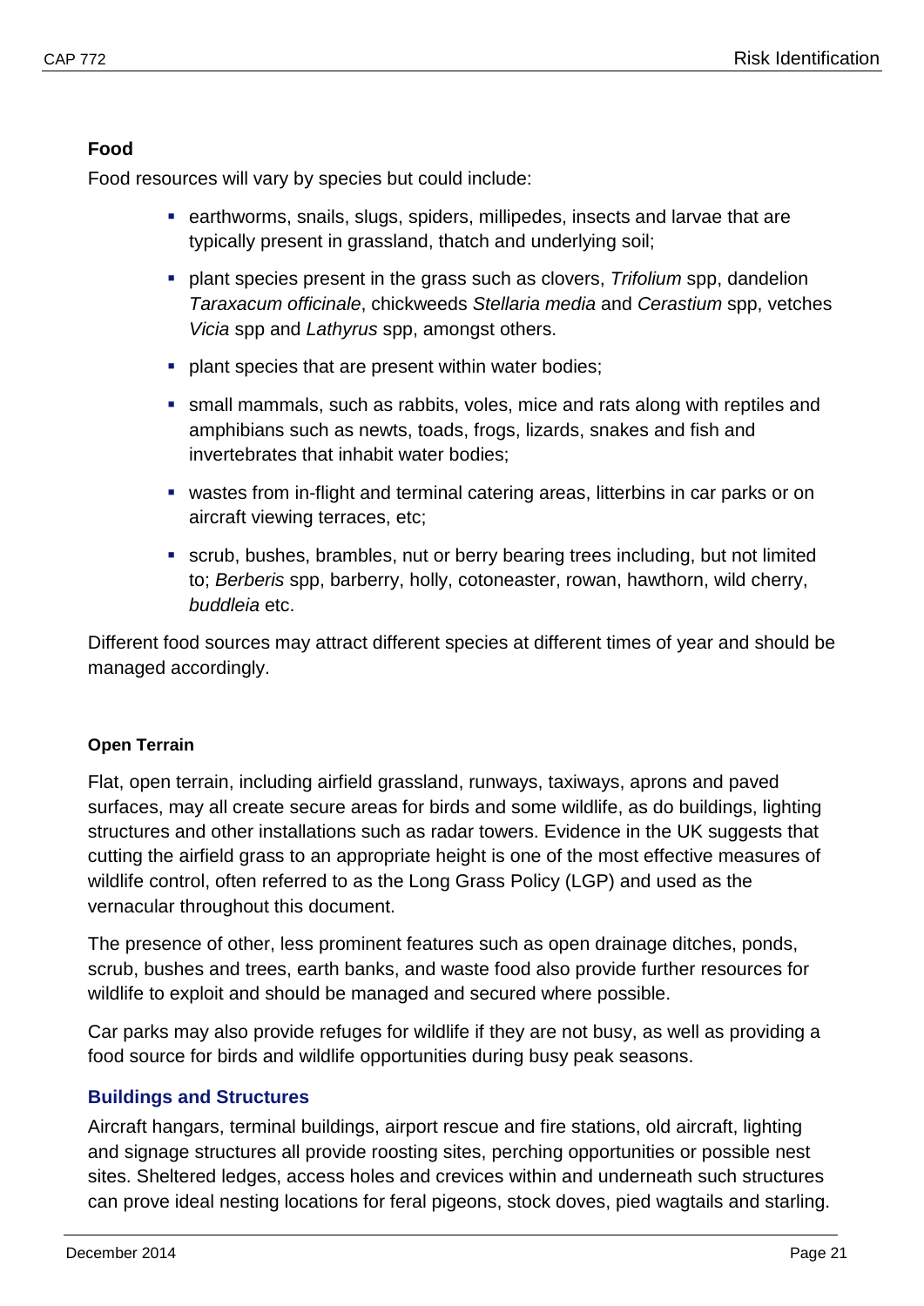**Food**

Food resources will vary by species but could include:

- earthworms, snails, slugs, spiders, millipedes, insects and larvae that are typically present in grassland, thatch and underlying soil;
- plant species present in the grass such as clovers, *Trifolium* spp, dandelion *Taraxacum officinale*, chickweeds *Stellaria media* and *Cerastium* spp, vetches *Vicia* spp and *Lathyrus* spp, amongst others.
- plant species that are present within water bodies;
- small mammals, such as rabbits, voles, mice and rats along with reptiles and amphibians such as newts, toads, frogs, lizards, snakes and fish and invertebrates that inhabit water bodies;
- wastes from in-flight and terminal catering areas, litterbins in car parks or on aircraft viewing terraces, etc;
- scrub, bushes, brambles, nut or berry bearing trees including, but not limited to; *Berberis* spp, barberry, holly, cotoneaster, rowan, hawthorn, wild cherry, *buddleia* etc.

Different food sources may attract different species at different times of year and should be managed accordingly.

**Open Terrain**

Flat, open terrain, including airfield grassland, runways, taxiways, aprons and paved surfaces, may all create secure areas for birds and some wildlife, as do buildings, lighting structures and other installations such as radar towers. Evidence in the UK suggests that cutting the airfield grass to an appropriate height is one of the most effective measures of wildlife control, often referred to as the Long Grass Policy (LGP) and used as the vernacular throughout this document.

The presence of other, less prominent features such as open drainage ditches, ponds, scrub, bushes and trees, earth banks, and waste food also provide further resources for wildlife to exploit and should be managed and secured where possible.

Car parks may also provide refuges for wildlife if they are not busy, as well as providing a food source for birds and wildlife opportunities during busy peak seasons.

### Buildings and Structures

Aircraft hangars, terminal buildings, airport rescue and fire stations, old aircraft, lighting and signage structures all provide roosting sites, perching opportunities or possible nest sites. Sheltered ledges, access holes and crevices within and underneath such structures can prove ideal nesting locations for feral pigeons, stock doves, pied wagtails and starling.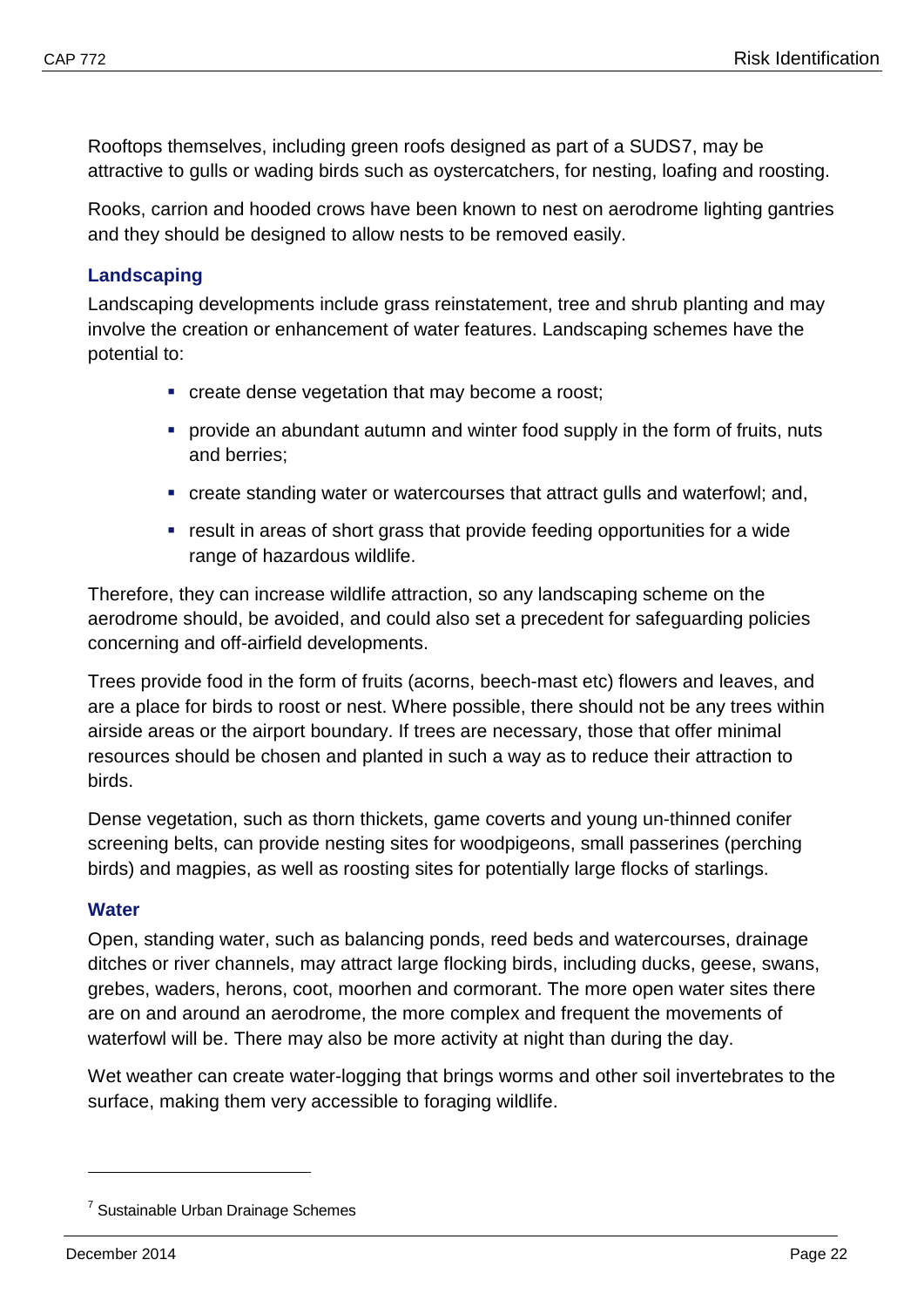Rooftops themselves, including green roofs designed as part of a SUDS[7], may be attractive to gulls or wading birds such as oystercatchers, for nesting, loafing and roosting.

Rooks, carrion and hooded crows have been known to nest on aerodrome lighting gantries and they should be designed to allow nests to be removed easily.

### Landscaping

Landscaping developments include grass reinstatement, tree and shrub planting and may involve the creation or enhancement of water features. Landscaping schemes have the potential to:

- create dense vegetation that may become a roost;
- provide an abundant autumn and winter food supply in the form of fruits, nuts and berries;
- create standing water or watercourses that attract gulls and waterfowl; and,
- result in areas of short grass that provide feeding opportunities for a wide range of hazardous wildlife.

Therefore, they can increase wildlife attraction, so any landscaping scheme on the aerodrome should, be avoided, and could also set a precedent for safeguarding policies concerning and off-airfield developments.

Trees provide food in the form of fruits (acorns, beech-mast etc) flowers and leaves, and are a place for birds to roost or nest. Where possible, there should not be any trees within airside areas or the airport boundary. If trees are necessary, those that offer minimal resources should be chosen and planted in such a way as to reduce their attraction to birds.

Dense vegetation, such as thorn thickets, game coverts and young un-thinned conifer screening belts, can provide nesting sites for woodpigeons, small passerines (perching birds) and magpies, as well as roosting sites for potentially large flocks of starlings.

### Water

Open, standing water, such as balancing ponds, reed beds and watercourses, drainage ditches or river channels, may attract large flocking birds, including ducks, geese, swans, grebes, waders, herons, coot, moorhen and cormorant. The more open water sites there are on and around an aerodrome, the more complex and frequent the movements of waterfowl will be. There may also be more activity at night than during the day.

Wet weather can create water-logging that brings worms and other soil invertebrates to the surface, making them very accessible to foraging wildlife.

---

[7] Sustainable Urban Drainage Schemes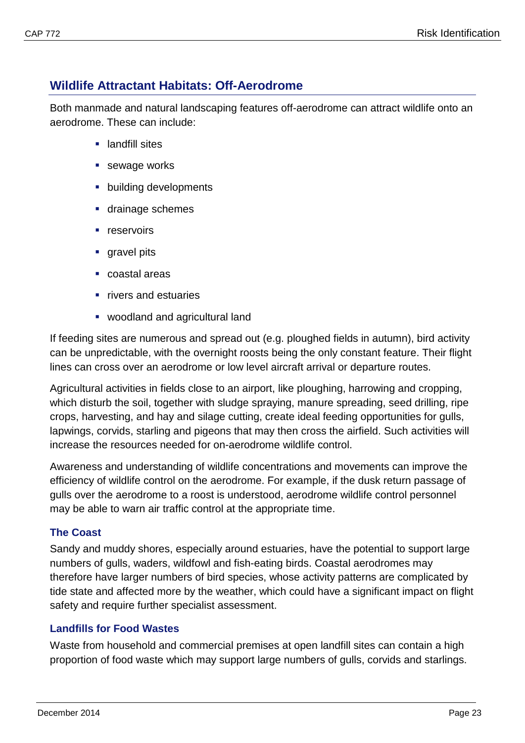## Wildlife Attractant Habitats: Off-Aerodrome

Both manmade and natural landscaping features off-aerodrome can attract wildlife onto an aerodrome. These can include:

- landfill sites
- sewage works
- building developments
- drainage schemes
- reservoirs
- gravel pits
- coastal areas
- rivers and estuaries
- woodland and agricultural land

If feeding sites are numerous and spread out (e.g. ploughed fields in autumn), bird activity can be unpredictable, with the overnight roosts being the only constant feature. Their flight lines can cross over an aerodrome or low level aircraft arrival or departure routes.

Agricultural activities in fields close to an airport, like ploughing, harrowing and cropping, which disturb the soil, together with sludge spraying, manure spreading, seed drilling, ripe crops, harvesting, and hay and silage cutting, create ideal feeding opportunities for gulls, lapwings, corvids, starling and pigeons that may then cross the airfield. Such activities will increase the resources needed for on-aerodrome wildlife control.

Awareness and understanding of wildlife concentrations and movements can improve the efficiency of wildlife control on the aerodrome. For example, if the dusk return passage of gulls over the aerodrome to a roost is understood, aerodrome wildlife control personnel may be able to warn air traffic control at the appropriate time.

### The Coast

Sandy and muddy shores, especially around estuaries, have the potential to support large numbers of gulls, waders, wildfowl and fish-eating birds. Coastal aerodromes may therefore have larger numbers of bird species, whose activity patterns are complicated by tide state and affected more by the weather, which could have a significant impact on flight safety and require further specialist assessment.

### Landfills for Food Wastes

Waste from household and commercial premises at open landfill sites can contain a high proportion of food waste which may support large numbers of gulls, corvids and starlings.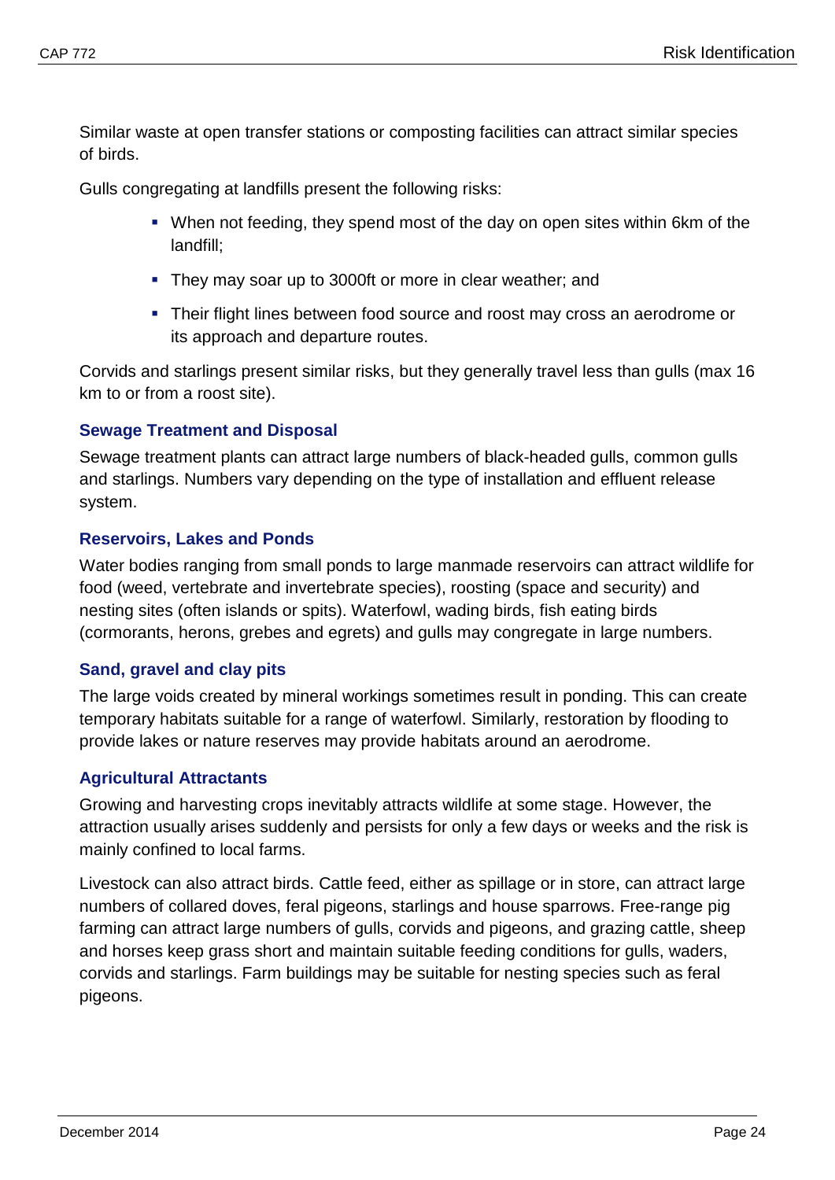Similar waste at open transfer stations or composting facilities can attract similar species of birds.

Gulls congregating at landfills present the following risks:

- When not feeding, they spend most of the day on open sites within 6km of the landfill;
- They may soar up to 3000ft or more in clear weather; and
- Their flight lines between food source and roost may cross an aerodrome or its approach and departure routes.

Corvids and starlings present similar risks, but they generally travel less than gulls (max 16 km to or from a roost site).

### Sewage Treatment and Disposal

Sewage treatment plants can attract large numbers of black-headed gulls, common gulls and starlings. Numbers vary depending on the type of installation and effluent release system.

### Reservoirs, Lakes and Ponds

Water bodies ranging from small ponds to large manmade reservoirs can attract wildlife for food (weed, vertebrate and invertebrate species), roosting (space and security) and nesting sites (often islands or spits). Waterfowl, wading birds, fish eating birds (cormorants, herons, grebes and egrets) and gulls may congregate in large numbers.

### Sand, gravel and clay pits

The large voids created by mineral workings sometimes result in ponding. This can create temporary habitats suitable for a range of waterfowl. Similarly, restoration by flooding to provide lakes or nature reserves may provide habitats around an aerodrome.

### Agricultural Attractants

Growing and harvesting crops inevitably attracts wildlife at some stage. However, the attraction usually arises suddenly and persists for only a few days or weeks and the risk is mainly confined to local farms.

Livestock can also attract birds. Cattle feed, either as spillage or in store, can attract large numbers of collared doves, feral pigeons, starlings and house sparrows. Free-range pig farming can attract large numbers of gulls, corvids and pigeons, and grazing cattle, sheep and horses keep grass short and maintain suitable feeding conditions for gulls, waders, corvids and starlings. Farm buildings may be suitable for nesting species such as feral pigeons.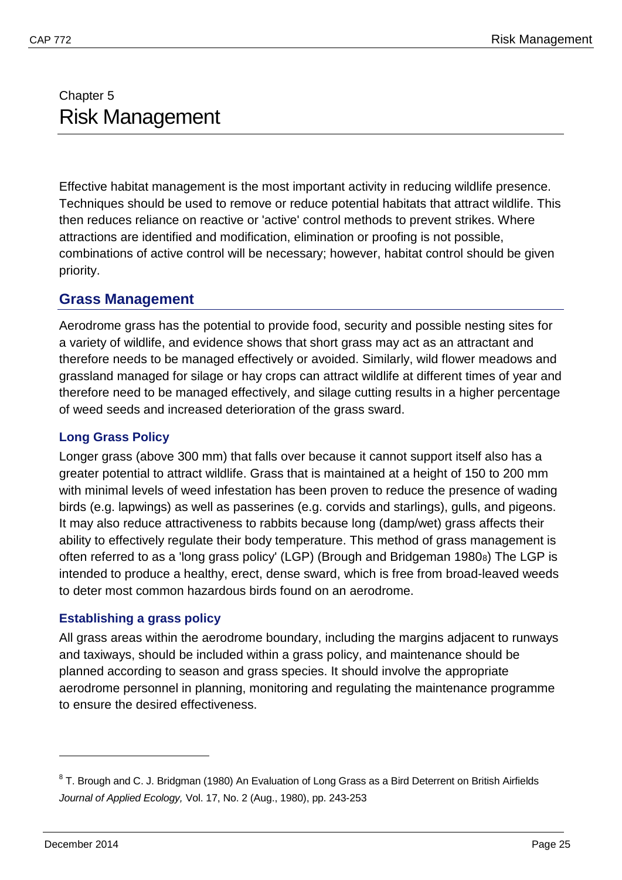# Chapter 5
# Risk Management

Effective habitat management is the most important activity in reducing wildlife presence. Techniques should be used to remove or reduce potential habitats that attract wildlife. This then reduces reliance on reactive or 'active' control methods to prevent strikes. Where attractions are identified and modification, elimination or proofing is not possible, combinations of active control will be necessary; however, habitat control should be given priority.

## Grass Management

Aerodrome grass has the potential to provide food, security and possible nesting sites for a variety of wildlife, and evidence shows that short grass may act as an attractant and therefore needs to be managed effectively or avoided. Similarly, wild flower meadows and grassland managed for silage or hay crops can attract wildlife at different times of year and therefore need to be managed effectively, and silage cutting results in a higher percentage of weed seeds and increased deterioration of the grass sward.

### Long Grass Policy

Longer grass (above 300 mm) that falls over because it cannot support itself also has a greater potential to attract wildlife. Grass that is maintained at a height of 150 to 200 mm with minimal levels of weed infestation has been proven to reduce the presence of wading birds (e.g. lapwings) as well as passerines (e.g. corvids and starlings), gulls, and pigeons. It may also reduce attractiveness to rabbits because long (damp/wet) grass affects their ability to effectively regulate their body temperature. This method of grass management is often referred to as a 'long grass policy' (LGP) (Brough and Bridgeman 1980[8]) The LGP is intended to produce a healthy, erect, dense sward, which is free from broad-leaved weeds to deter most common hazardous birds found on an aerodrome.

### Establishing a grass policy

All grass areas within the aerodrome boundary, including the margins adjacent to runways and taxiways, should be included within a grass policy, and maintenance should be planned according to season and grass species. It should involve the appropriate aerodrome personnel in planning, monitoring and regulating the maintenance programme to ensure the desired effectiveness.

---

[8] T. Brough and C. J. Bridgman (1980) An Evaluation of Long Grass as a Bird Deterrent on British Airfields *Journal of Applied Ecology,* Vol. 17, No. 2 (Aug., 1980), pp. 243-253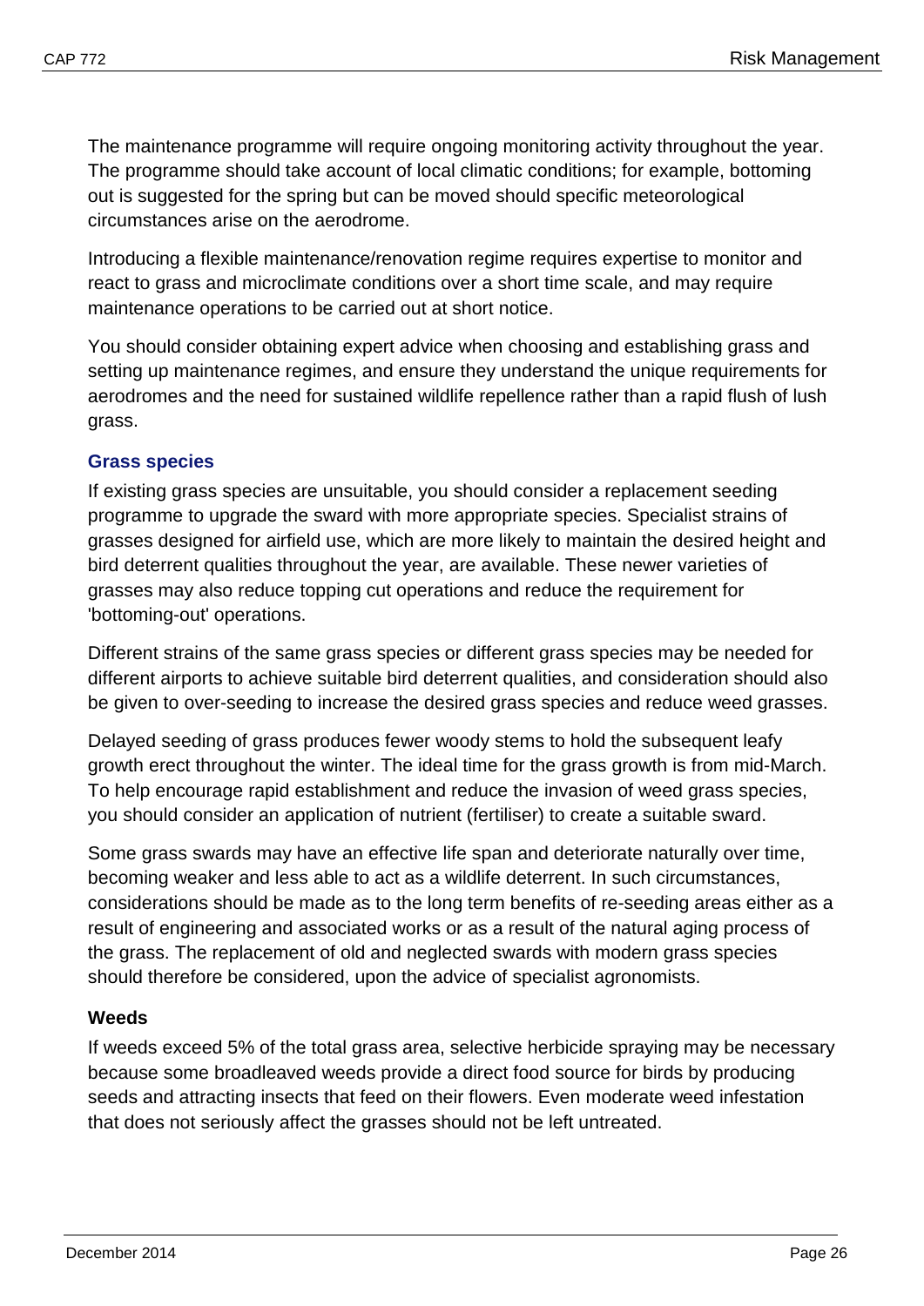The maintenance programme will require ongoing monitoring activity throughout the year. The programme should take account of local climatic conditions; for example, bottoming out is suggested for the spring but can be moved should specific meteorological circumstances arise on the aerodrome.

Introducing a flexible maintenance/renovation regime requires expertise to monitor and react to grass and microclimate conditions over a short time scale, and may require maintenance operations to be carried out at short notice.

You should consider obtaining expert advice when choosing and establishing grass and setting up maintenance regimes, and ensure they understand the unique requirements for aerodromes and the need for sustained wildlife repellence rather than a rapid flush of lush grass.

### Grass species

If existing grass species are unsuitable, you should consider a replacement seeding programme to upgrade the sward with more appropriate species. Specialist strains of grasses designed for airfield use, which are more likely to maintain the desired height and bird deterrent qualities throughout the year, are available. These newer varieties of grasses may also reduce topping cut operations and reduce the requirement for 'bottoming-out' operations.

Different strains of the same grass species or different grass species may be needed for different airports to achieve suitable bird deterrent qualities, and consideration should also be given to over-seeding to increase the desired grass species and reduce weed grasses.

Delayed seeding of grass produces fewer woody stems to hold the subsequent leafy growth erect throughout the winter. The ideal time for the grass growth is from mid-March. To help encourage rapid establishment and reduce the invasion of weed grass species, you should consider an application of nutrient (fertiliser) to create a suitable sward.

Some grass swards may have an effective life span and deteriorate naturally over time, becoming weaker and less able to act as a wildlife deterrent. In such circumstances, considerations should be made as to the long term benefits of re-seeding areas either as a result of engineering and associated works or as a result of the natural aging process of the grass. The replacement of old and neglected swards with modern grass species should therefore be considered, upon the advice of specialist agronomists.

### Weeds

If weeds exceed 5% of the total grass area, selective herbicide spraying may be necessary because some broadleaved weeds provide a direct food source for birds by producing seeds and attracting insects that feed on their flowers. Even moderate weed infestation that does not seriously affect the grasses should not be left untreated.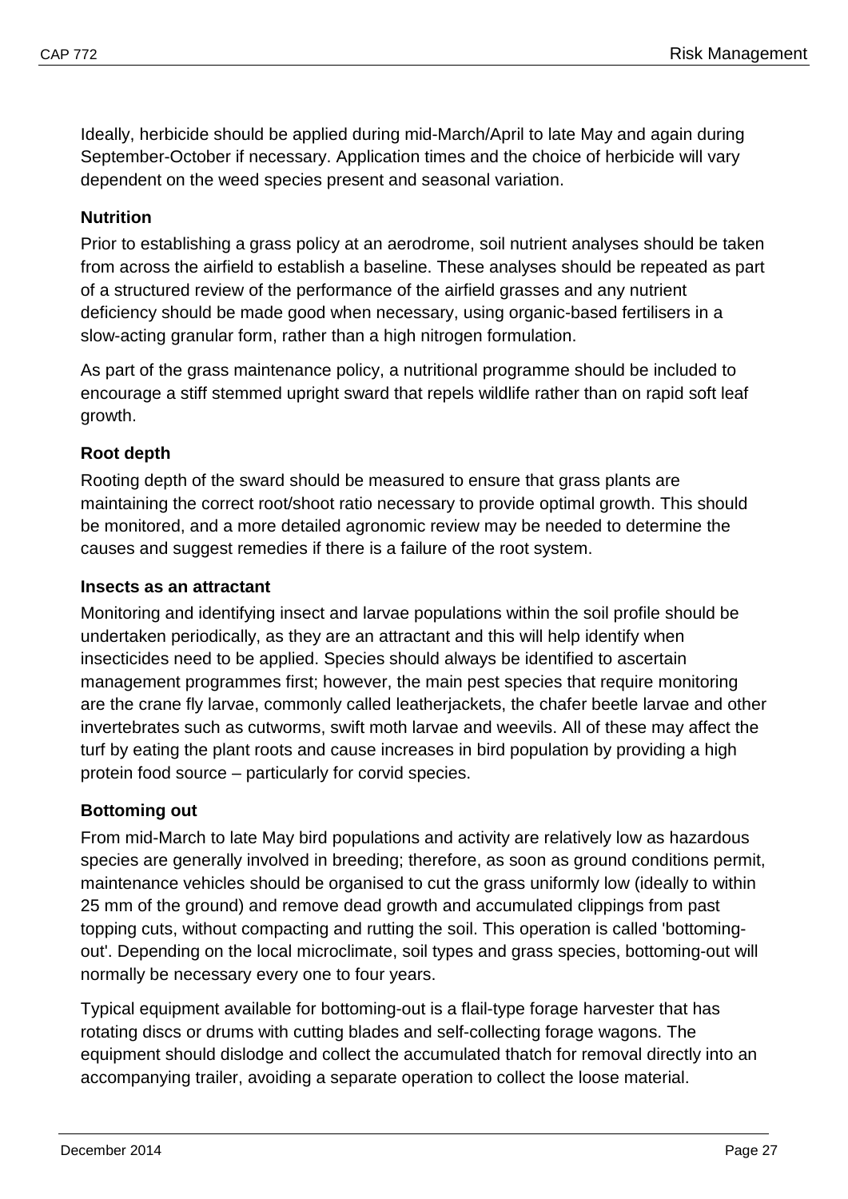Ideally, herbicide should be applied during mid-March/April to late May and again during September-October if necessary. Application times and the choice of herbicide will vary dependent on the weed species present and seasonal variation.

**Nutrition**

Prior to establishing a grass policy at an aerodrome, soil nutrient analyses should be taken from across the airfield to establish a baseline. These analyses should be repeated as part of a structured review of the performance of the airfield grasses and any nutrient deficiency should be made good when necessary, using organic-based fertilisers in a slow-acting granular form, rather than a high nitrogen formulation.

As part of the grass maintenance policy, a nutritional programme should be included to encourage a stiff stemmed upright sward that repels wildlife rather than on rapid soft leaf growth.

**Root depth**

Rooting depth of the sward should be measured to ensure that grass plants are maintaining the correct root/shoot ratio necessary to provide optimal growth. This should be monitored, and a more detailed agronomic review may be needed to determine the causes and suggest remedies if there is a failure of the root system.

**Insects as an attractant**

Monitoring and identifying insect and larvae populations within the soil profile should be undertaken periodically, as they are an attractant and this will help identify when insecticides need to be applied. Species should always be identified to ascertain management programmes first; however, the main pest species that require monitoring are the crane fly larvae, commonly called leatherjackets, the chafer beetle larvae and other invertebrates such as cutworms, swift moth larvae and weevils. All of these may affect the turf by eating the plant roots and cause increases in bird population by providing a high protein food source – particularly for corvid species.

**Bottoming out**

From mid-March to late May bird populations and activity are relatively low as hazardous species are generally involved in breeding; therefore, as soon as ground conditions permit, maintenance vehicles should be organised to cut the grass uniformly low (ideally to within 25 mm of the ground) and remove dead growth and accumulated clippings from past topping cuts, without compacting and rutting the soil. This operation is called 'bottoming-out'. Depending on the local microclimate, soil types and grass species, bottoming-out will normally be necessary every one to four years.

Typical equipment available for bottoming-out is a flail-type forage harvester that has rotating discs or drums with cutting blades and self-collecting forage wagons. The equipment should dislodge and collect the accumulated thatch for removal directly into an accompanying trailer, avoiding a separate operation to collect the loose material.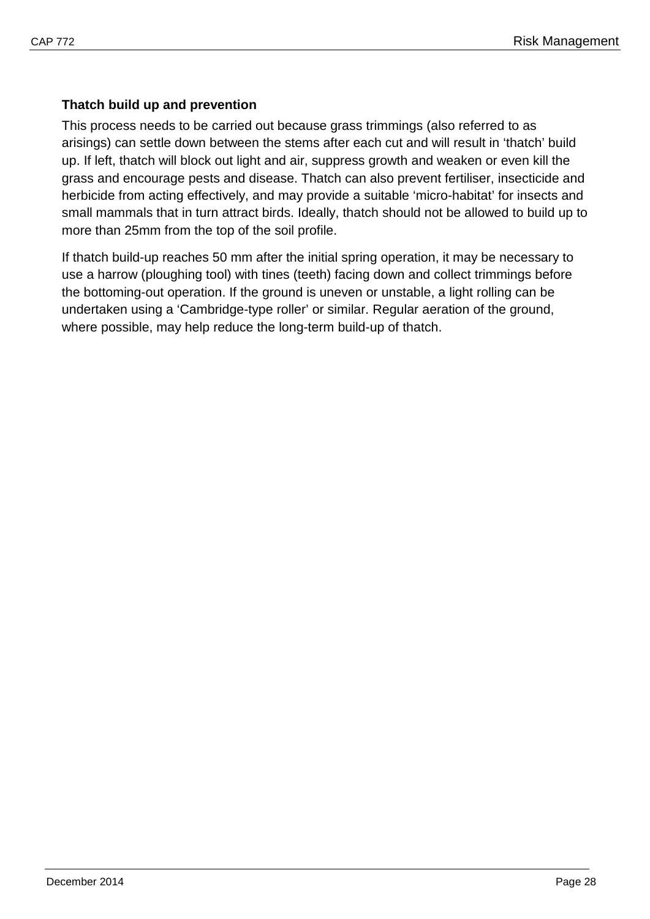**Thatch build up and prevention**

This process needs to be carried out because grass trimmings (also referred to as arisings) can settle down between the stems after each cut and will result in 'thatch' build up. If left, thatch will block out light and air, suppress growth and weaken or even kill the grass and encourage pests and disease. Thatch can also prevent fertiliser, insecticide and herbicide from acting effectively, and may provide a suitable 'micro-habitat' for insects and small mammals that in turn attract birds. Ideally, thatch should not be allowed to build up to more than 25mm from the top of the soil profile.

If thatch build-up reaches 50 mm after the initial spring operation, it may be necessary to use a harrow (ploughing tool) with tines (teeth) facing down and collect trimmings before the bottoming-out operation. If the ground is uneven or unstable, a light rolling can be undertaken using a 'Cambridge-type roller' or similar. Regular aeration of the ground, where possible, may help reduce the long-term build-up of thatch.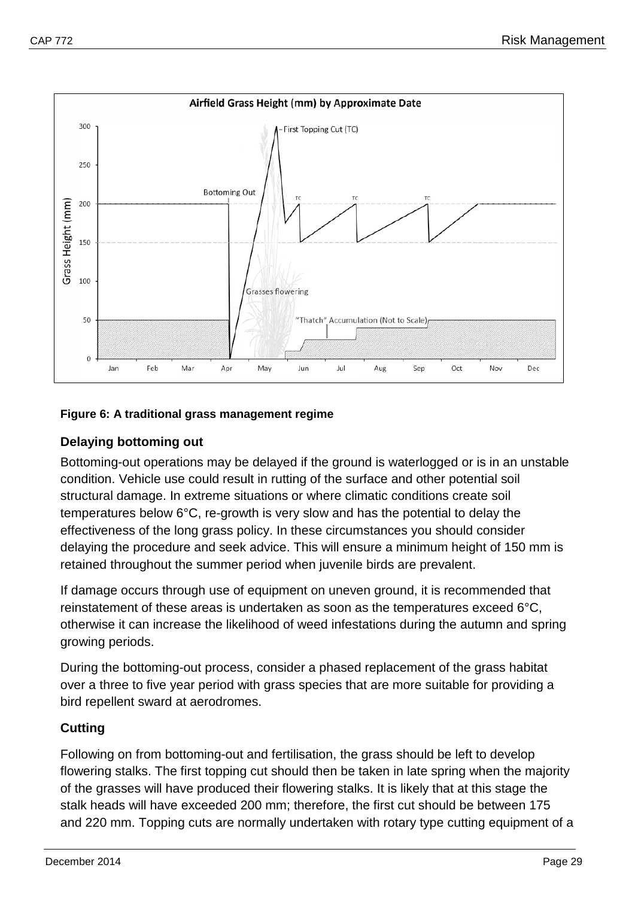#### Figure 6: A traditional grass management regime

### Delaying bottoming out

Bottoming-out operations may be delayed if the ground is waterlogged or is in an unstable condition. Vehicle use could result in rutting of the surface and other potential soil structural damage. In extreme situations or where climatic conditions create soil temperatures below 6°C, re-growth is very slow and has the potential to delay the effectiveness of the long grass policy. In these circumstances you should consider delaying the procedure and seek advice. This will ensure a minimum height of 150 mm is retained throughout the summer period when juvenile birds are prevalent.

If damage occurs through use of equipment on uneven ground, it is recommended that reinstatement of these areas is undertaken as soon as the temperatures exceed 6°C, otherwise it can increase the likelihood of weed infestations during the autumn and spring growing periods.

During the bottoming-out process, consider a phased replacement of the grass habitat over a three to five year period with grass species that are more suitable for providing a bird repellent sward at aerodromes.

### Cutting

Following on from bottoming-out and fertilisation, the grass should be left to develop flowering stalks. The first topping cut should then be taken in late spring when the majority of the grasses will have produced their flowering stalks. It is likely that at this stage the stalk heads will have exceeded 200 mm; therefore, the first cut should be between 175 and 220 mm. Topping cuts are normally undertaken with rotary type cutting equipment of a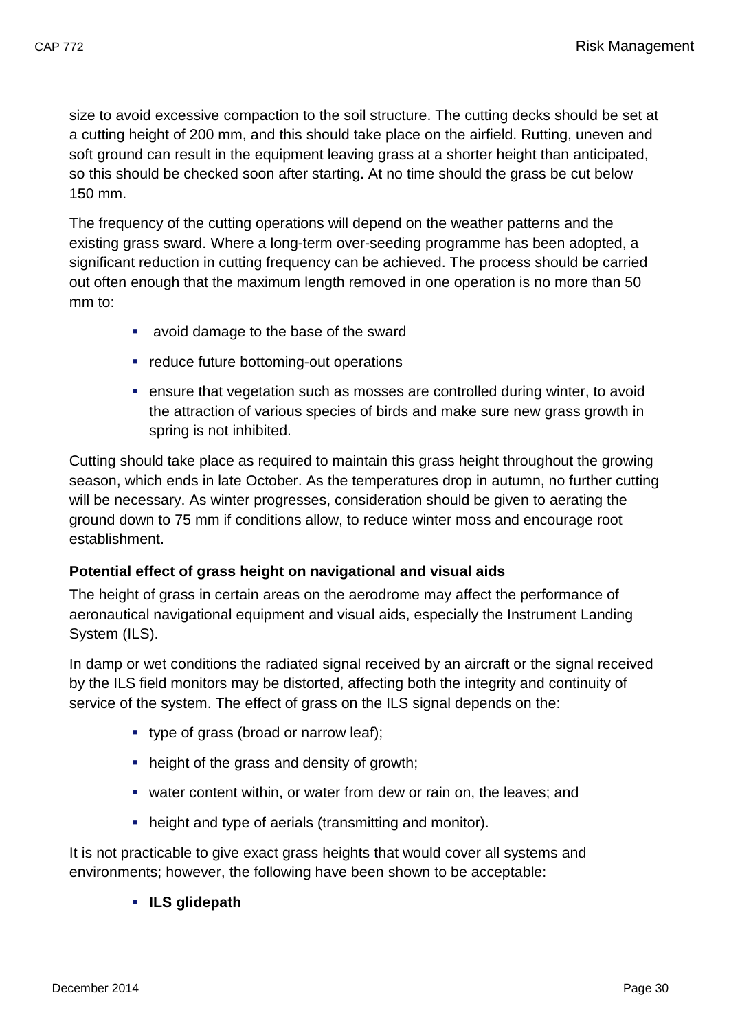size to avoid excessive compaction to the soil structure. The cutting decks should be set at a cutting height of 200 mm, and this should take place on the airfield. Rutting, uneven and soft ground can result in the equipment leaving grass at a shorter height than anticipated, so this should be checked soon after starting. At no time should the grass be cut below 150 mm.

The frequency of the cutting operations will depend on the weather patterns and the existing grass sward. Where a long-term over-seeding programme has been adopted, a significant reduction in cutting frequency can be achieved. The process should be carried out often enough that the maximum length removed in one operation is no more than 50 mm to:

- avoid damage to the base of the sward
- reduce future bottoming-out operations
- ensure that vegetation such as mosses are controlled during winter, to avoid the attraction of various species of birds and make sure new grass growth in spring is not inhibited.

Cutting should take place as required to maintain this grass height throughout the growing season, which ends in late October. As the temperatures drop in autumn, no further cutting will be necessary. As winter progresses, consideration should be given to aerating the ground down to 75 mm if conditions allow, to reduce winter moss and encourage root establishment.

**Potential effect of grass height on navigational and visual aids**

The height of grass in certain areas on the aerodrome may affect the performance of aeronautical navigational equipment and visual aids, especially the Instrument Landing System (ILS).

In damp or wet conditions the radiated signal received by an aircraft or the signal received by the ILS field monitors may be distorted, affecting both the integrity and continuity of service of the system. The effect of grass on the ILS signal depends on the:

- type of grass (broad or narrow leaf);
- height of the grass and density of growth;
- water content within, or water from dew or rain on, the leaves; and
- height and type of aerials (transmitting and monitor).

It is not practicable to give exact grass heights that would cover all systems and environments; however, the following have been shown to be acceptable:

- **ILS glidepath**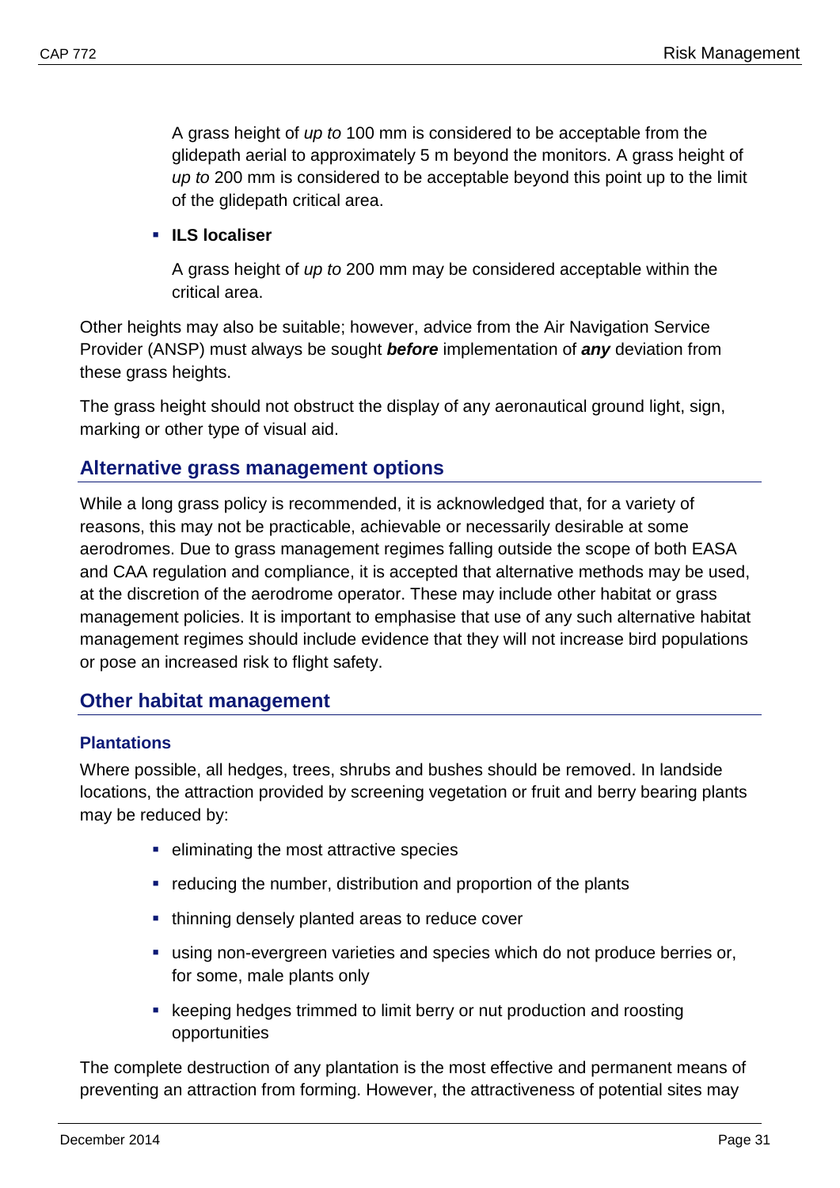A grass height of *up to* 100 mm is considered to be acceptable from the glidepath aerial to approximately 5 m beyond the monitors. A grass height of *up to* 200 mm is considered to be acceptable beyond this point up to the limit of the glidepath critical area.

- **ILS localiser**

  A grass height of *up to* 200 mm may be considered acceptable within the critical area.

Other heights may also be suitable; however, advice from the Air Navigation Service Provider (ANSP) must always be sought ***before*** implementation of ***any*** deviation from these grass heights.

The grass height should not obstruct the display of any aeronautical ground light, sign, marking or other type of visual aid.

## Alternative grass management options

While a long grass policy is recommended, it is acknowledged that, for a variety of reasons, this may not be practicable, achievable or necessarily desirable at some aerodromes. Due to grass management regimes falling outside the scope of both EASA and CAA regulation and compliance, it is accepted that alternative methods may be used, at the discretion of the aerodrome operator. These may include other habitat or grass management policies. It is important to emphasise that use of any such alternative habitat management regimes should include evidence that they will not increase bird populations or pose an increased risk to flight safety.

## Other habitat management

### Plantations

Where possible, all hedges, trees, shrubs and bushes should be removed. In landside locations, the attraction provided by screening vegetation or fruit and berry bearing plants may be reduced by:

- eliminating the most attractive species
- reducing the number, distribution and proportion of the plants
- thinning densely planted areas to reduce cover
- using non-evergreen varieties and species which do not produce berries or, for some, male plants only
- keeping hedges trimmed to limit berry or nut production and roosting opportunities

The complete destruction of any plantation is the most effective and permanent means of preventing an attraction from forming. However, the attractiveness of potential sites may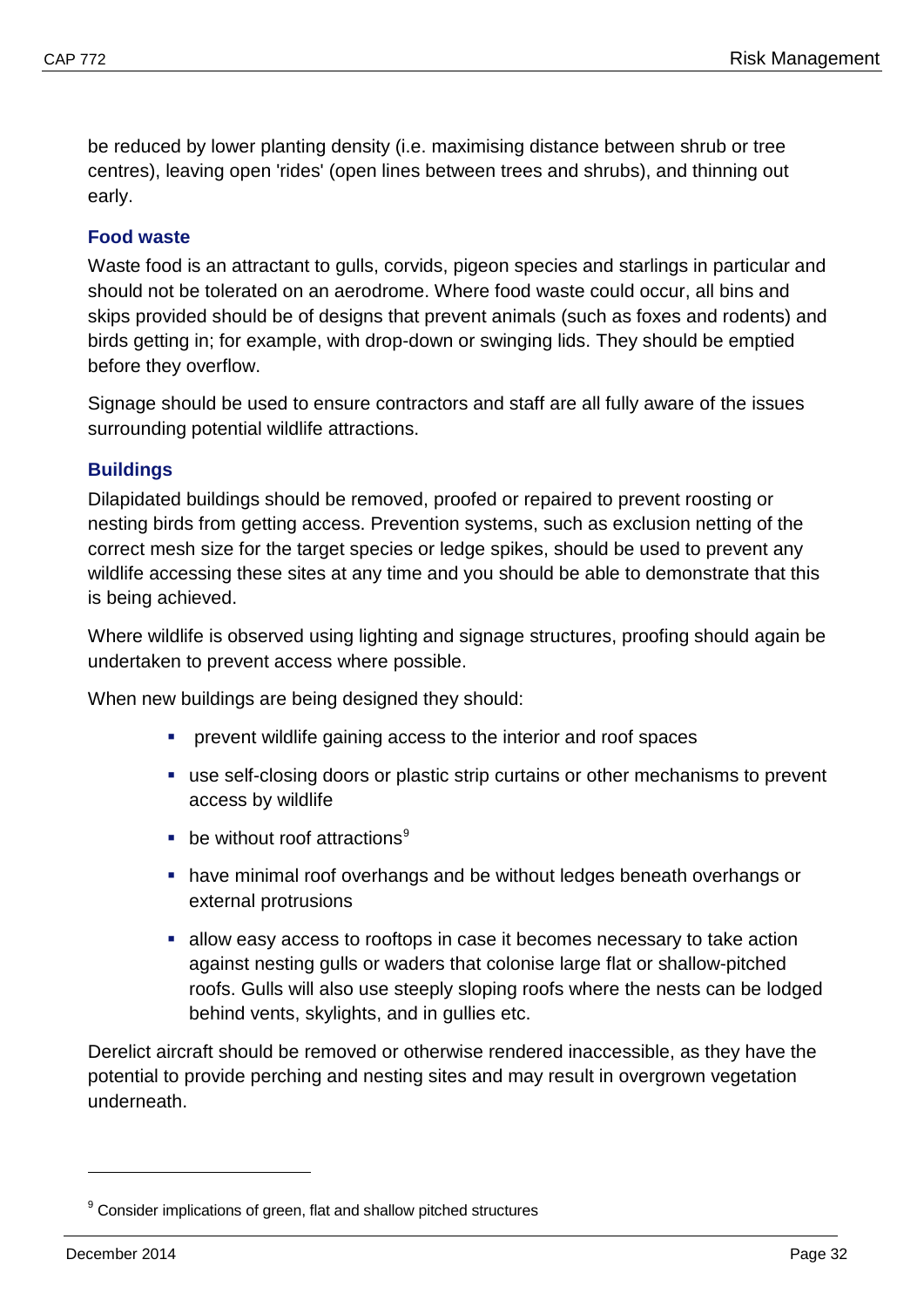be reduced by lower planting density (i.e. maximising distance between shrub or tree centres), leaving open 'rides' (open lines between trees and shrubs), and thinning out early.

### Food waste

Waste food is an attractant to gulls, corvids, pigeon species and starlings in particular and should not be tolerated on an aerodrome. Where food waste could occur, all bins and skips provided should be of designs that prevent animals (such as foxes and rodents) and birds getting in; for example, with drop-down or swinging lids. They should be emptied before they overflow.

Signage should be used to ensure contractors and staff are all fully aware of the issues surrounding potential wildlife attractions.

### Buildings

Dilapidated buildings should be removed, proofed or repaired to prevent roosting or nesting birds from getting access. Prevention systems, such as exclusion netting of the correct mesh size for the target species or ledge spikes, should be used to prevent any wildlife accessing these sites at any time and you should be able to demonstrate that this is being achieved.

Where wildlife is observed using lighting and signage structures, proofing should again be undertaken to prevent access where possible.

When new buildings are being designed they should:

- prevent wildlife gaining access to the interior and roof spaces
- use self-closing doors or plastic strip curtains or other mechanisms to prevent access by wildlife
- be without roof attractions[9]
- have minimal roof overhangs and be without ledges beneath overhangs or external protrusions
- allow easy access to rooftops in case it becomes necessary to take action against nesting gulls or waders that colonise large flat or shallow-pitched roofs. Gulls will also use steeply sloping roofs where the nests can be lodged behind vents, skylights, and in gullies etc.

Derelict aircraft should be removed or otherwise rendered inaccessible, as they have the potential to provide perching and nesting sites and may result in overgrown vegetation underneath.

---

[9] Consider implications of green, flat and shallow pitched structures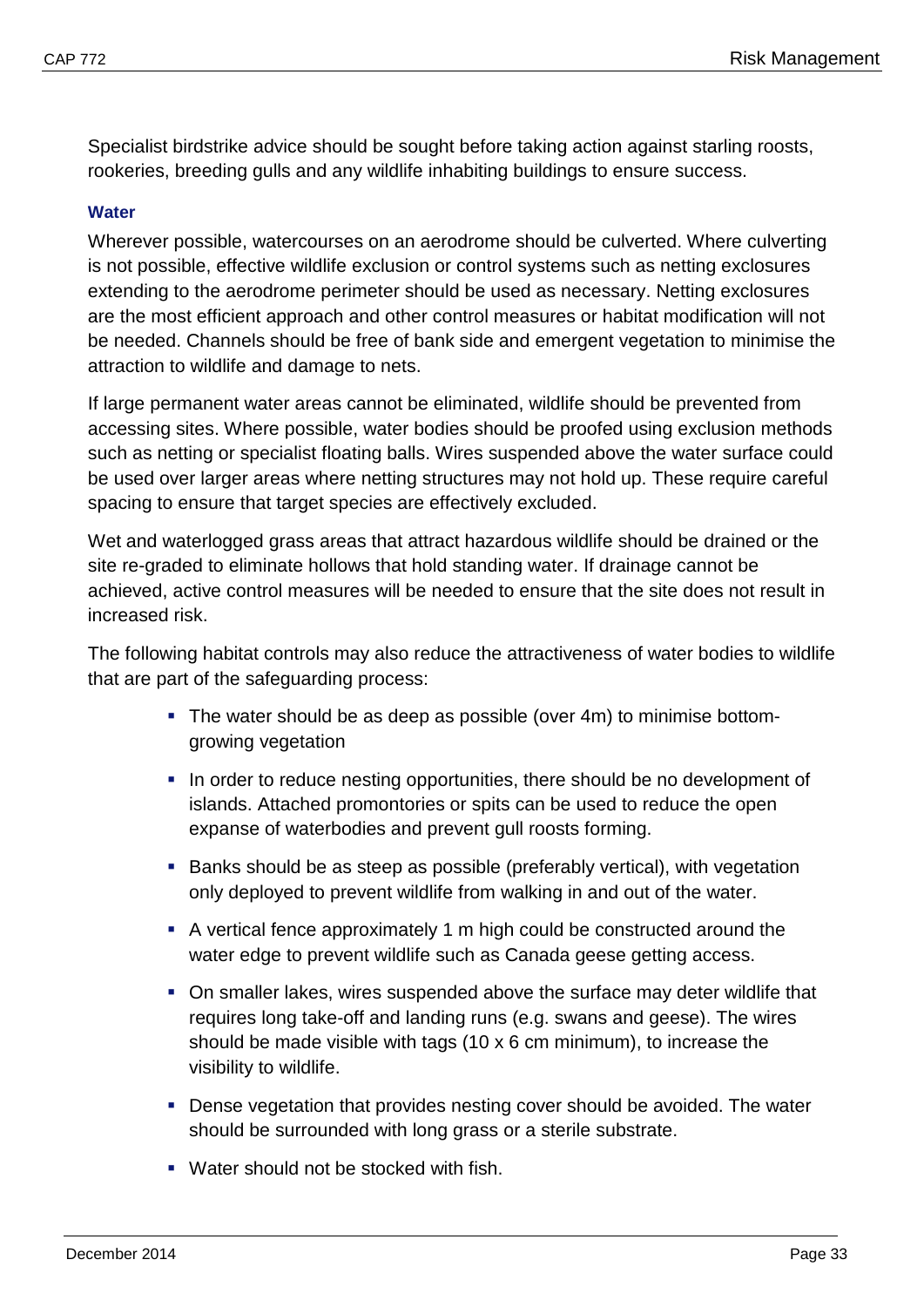Specialist birdstrike advice should be sought before taking action against starling roosts, rookeries, breeding gulls and any wildlife inhabiting buildings to ensure success.

### Water

Wherever possible, watercourses on an aerodrome should be culverted. Where culverting is not possible, effective wildlife exclusion or control systems such as netting exclosures extending to the aerodrome perimeter should be used as necessary. Netting exclosures are the most efficient approach and other control measures or habitat modification will not be needed. Channels should be free of bank side and emergent vegetation to minimise the attraction to wildlife and damage to nets.

If large permanent water areas cannot be eliminated, wildlife should be prevented from accessing sites. Where possible, water bodies should be proofed using exclusion methods such as netting or specialist floating balls. Wires suspended above the water surface could be used over larger areas where netting structures may not hold up. These require careful spacing to ensure that target species are effectively excluded.

Wet and waterlogged grass areas that attract hazardous wildlife should be drained or the site re-graded to eliminate hollows that hold standing water. If drainage cannot be achieved, active control measures will be needed to ensure that the site does not result in increased risk.

The following habitat controls may also reduce the attractiveness of water bodies to wildlife that are part of the safeguarding process:

- The water should be as deep as possible (over 4m) to minimise bottom-growing vegetation
- In order to reduce nesting opportunities, there should be no development of islands. Attached promontories or spits can be used to reduce the open expanse of waterbodies and prevent gull roosts forming.
- Banks should be as steep as possible (preferably vertical), with vegetation only deployed to prevent wildlife from walking in and out of the water.
- A vertical fence approximately 1 m high could be constructed around the water edge to prevent wildlife such as Canada geese getting access.
- On smaller lakes, wires suspended above the surface may deter wildlife that requires long take-off and landing runs (e.g. swans and geese). The wires should be made visible with tags (10 x 6 cm minimum), to increase the visibility to wildlife.
- Dense vegetation that provides nesting cover should be avoided. The water should be surrounded with long grass or a sterile substrate.
- Water should not be stocked with fish.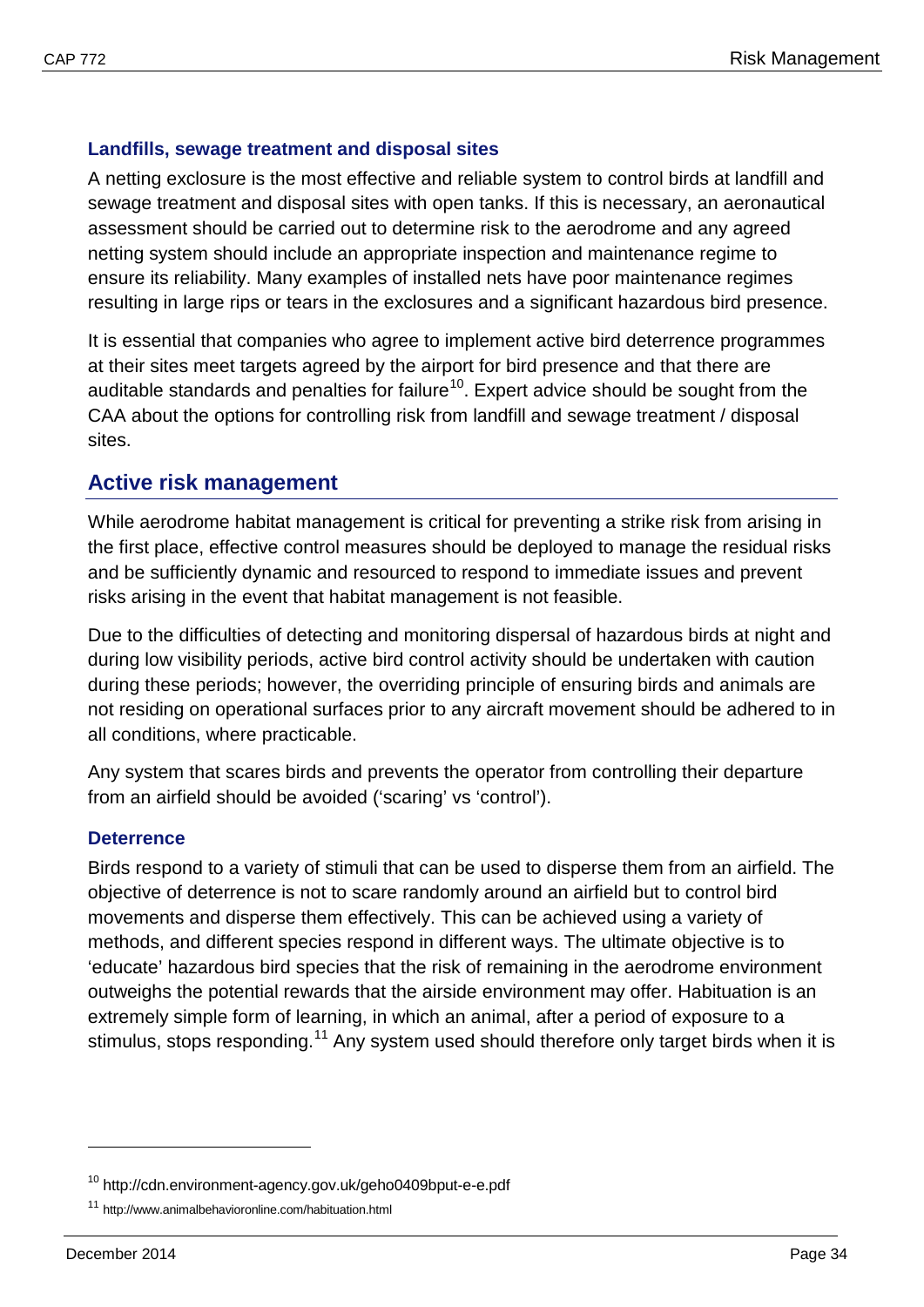### Landfills, sewage treatment and disposal sites

A netting exclosure is the most effective and reliable system to control birds at landfill and sewage treatment and disposal sites with open tanks. If this is necessary, an aeronautical assessment should be carried out to determine risk to the aerodrome and any agreed netting system should include an appropriate inspection and maintenance regime to ensure its reliability. Many examples of installed nets have poor maintenance regimes resulting in large rips or tears in the exclosures and a significant hazardous bird presence.

It is essential that companies who agree to implement active bird deterrence programmes at their sites meet targets agreed by the airport for bird presence and that there are auditable standards and penalties for failure[10]. Expert advice should be sought from the CAA about the options for controlling risk from landfill and sewage treatment / disposal sites.

## Active risk management

While aerodrome habitat management is critical for preventing a strike risk from arising in the first place, effective control measures should be deployed to manage the residual risks and be sufficiently dynamic and resourced to respond to immediate issues and prevent risks arising in the event that habitat management is not feasible.

Due to the difficulties of detecting and monitoring dispersal of hazardous birds at night and during low visibility periods, active bird control activity should be undertaken with caution during these periods; however, the overriding principle of ensuring birds and animals are not residing on operational surfaces prior to any aircraft movement should be adhered to in all conditions, where practicable.

Any system that scares birds and prevents the operator from controlling their departure from an airfield should be avoided ('scaring' vs 'control').

### Deterrence

Birds respond to a variety of stimuli that can be used to disperse them from an airfield. The objective of deterrence is not to scare randomly around an airfield but to control bird movements and disperse them effectively. This can be achieved using a variety of methods, and different species respond in different ways. The ultimate objective is to 'educate' hazardous bird species that the risk of remaining in the aerodrome environment outweighs the potential rewards that the airside environment may offer. Habituation is an extremely simple form of learning, in which an animal, after a period of exposure to a stimulus, stops responding.[11] Any system used should therefore only target birds when it is

---

[10] http://cdn.environment-agency.gov.uk/geho0409bput-e-e.pdf

[11] http://www.animalbehavioronline.com/habituation.html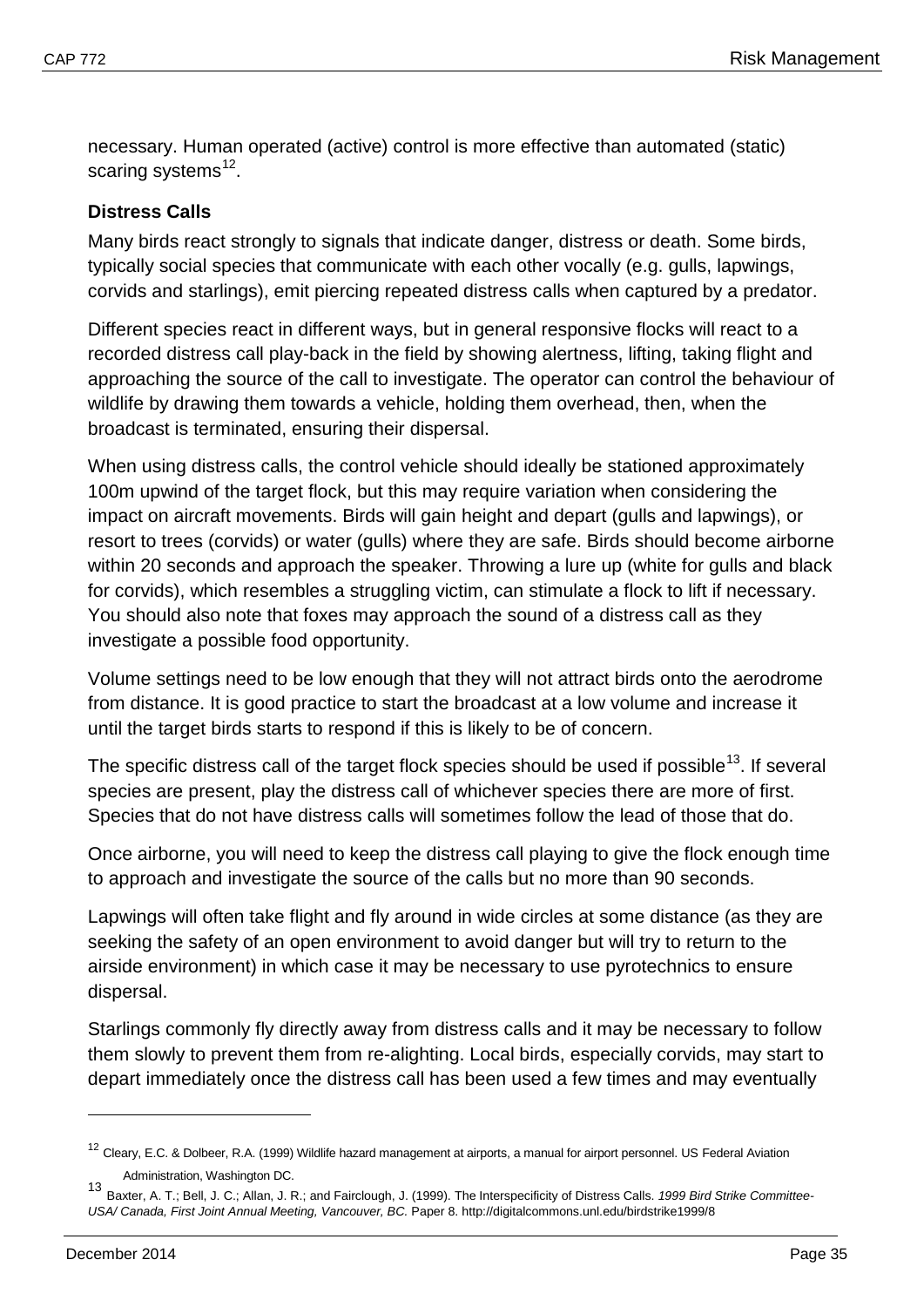necessary. Human operated (active) control is more effective than automated (static) scaring systems[12].

**Distress Calls**

Many birds react strongly to signals that indicate danger, distress or death. Some birds, typically social species that communicate with each other vocally (e.g. gulls, lapwings, corvids and starlings), emit piercing repeated distress calls when captured by a predator.

Different species react in different ways, but in general responsive flocks will react to a recorded distress call play-back in the field by showing alertness, lifting, taking flight and approaching the source of the call to investigate. The operator can control the behaviour of wildlife by drawing them towards a vehicle, holding them overhead, then, when the broadcast is terminated, ensuring their dispersal.

When using distress calls, the control vehicle should ideally be stationed approximately 100m upwind of the target flock, but this may require variation when considering the impact on aircraft movements. Birds will gain height and depart (gulls and lapwings), or resort to trees (corvids) or water (gulls) where they are safe. Birds should become airborne within 20 seconds and approach the speaker. Throwing a lure up (white for gulls and black for corvids), which resembles a struggling victim, can stimulate a flock to lift if necessary. You should also note that foxes may approach the sound of a distress call as they investigate a possible food opportunity.

Volume settings need to be low enough that they will not attract birds onto the aerodrome from distance. It is good practice to start the broadcast at a low volume and increase it until the target birds starts to respond if this is likely to be of concern.

The specific distress call of the target flock species should be used if possible[13]. If several species are present, play the distress call of whichever species there are more of first. Species that do not have distress calls will sometimes follow the lead of those that do.

Once airborne, you will need to keep the distress call playing to give the flock enough time to approach and investigate the source of the calls but no more than 90 seconds.

Lapwings will often take flight and fly around in wide circles at some distance (as they are seeking the safety of an open environment to avoid danger but will try to return to the airside environment) in which case it may be necessary to use pyrotechnics to ensure dispersal.

Starlings commonly fly directly away from distress calls and it may be necessary to follow them slowly to prevent them from re-alighting. Local birds, especially corvids, may start to depart immediately once the distress call has been used a few times and may eventually

---

[12] Cleary, E.C. & Dolbeer, R.A. (1999) Wildlife hazard management at airports, a manual for airport personnel. US Federal Aviation Administration, Washington DC.

[13] Baxter, A. T.; Bell, J. C.; Allan, J. R.; and Fairclough, J. (1999). The Interspecificity of Distress Calls. *1999 Bird Strike Committee-USA/ Canada, First Joint Annual Meeting, Vancouver, BC.* Paper 8. http://digitalcommons.unl.edu/birdstrike1999/8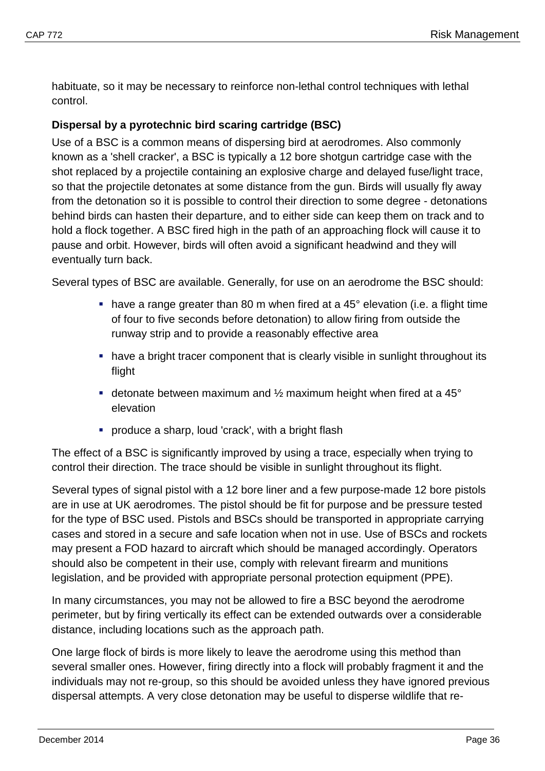habituate, so it may be necessary to reinforce non-lethal control techniques with lethal control.

**Dispersal by a pyrotechnic bird scaring cartridge (BSC)**

Use of a BSC is a common means of dispersing bird at aerodromes. Also commonly known as a 'shell cracker', a BSC is typically a 12 bore shotgun cartridge case with the shot replaced by a projectile containing an explosive charge and delayed fuse/light trace, so that the projectile detonates at some distance from the gun. Birds will usually fly away from the detonation so it is possible to control their direction to some degree - detonations behind birds can hasten their departure, and to either side can keep them on track and to hold a flock together. A BSC fired high in the path of an approaching flock will cause it to pause and orbit. However, birds will often avoid a significant headwind and they will eventually turn back.

Several types of BSC are available. Generally, for use on an aerodrome the BSC should:

- have a range greater than 80 m when fired at a 45° elevation (i.e. a flight time of four to five seconds before detonation) to allow firing from outside the runway strip and to provide a reasonably effective area
- have a bright tracer component that is clearly visible in sunlight throughout its flight
- detonate between maximum and ½ maximum height when fired at a 45° elevation
- produce a sharp, loud 'crack', with a bright flash

The effect of a BSC is significantly improved by using a trace, especially when trying to control their direction. The trace should be visible in sunlight throughout its flight.

Several types of signal pistol with a 12 bore liner and a few purpose-made 12 bore pistols are in use at UK aerodromes. The pistol should be fit for purpose and be pressure tested for the type of BSC used. Pistols and BSCs should be transported in appropriate carrying cases and stored in a secure and safe location when not in use. Use of BSCs and rockets may present a FOD hazard to aircraft which should be managed accordingly. Operators should also be competent in their use, comply with relevant firearm and munitions legislation, and be provided with appropriate personal protection equipment (PPE).

In many circumstances, you may not be allowed to fire a BSC beyond the aerodrome perimeter, but by firing vertically its effect can be extended outwards over a considerable distance, including locations such as the approach path.

One large flock of birds is more likely to leave the aerodrome using this method than several smaller ones. However, firing directly into a flock will probably fragment it and the individuals may not re-group, so this should be avoided unless they have ignored previous dispersal attempts. A very close detonation may be useful to disperse wildlife that re-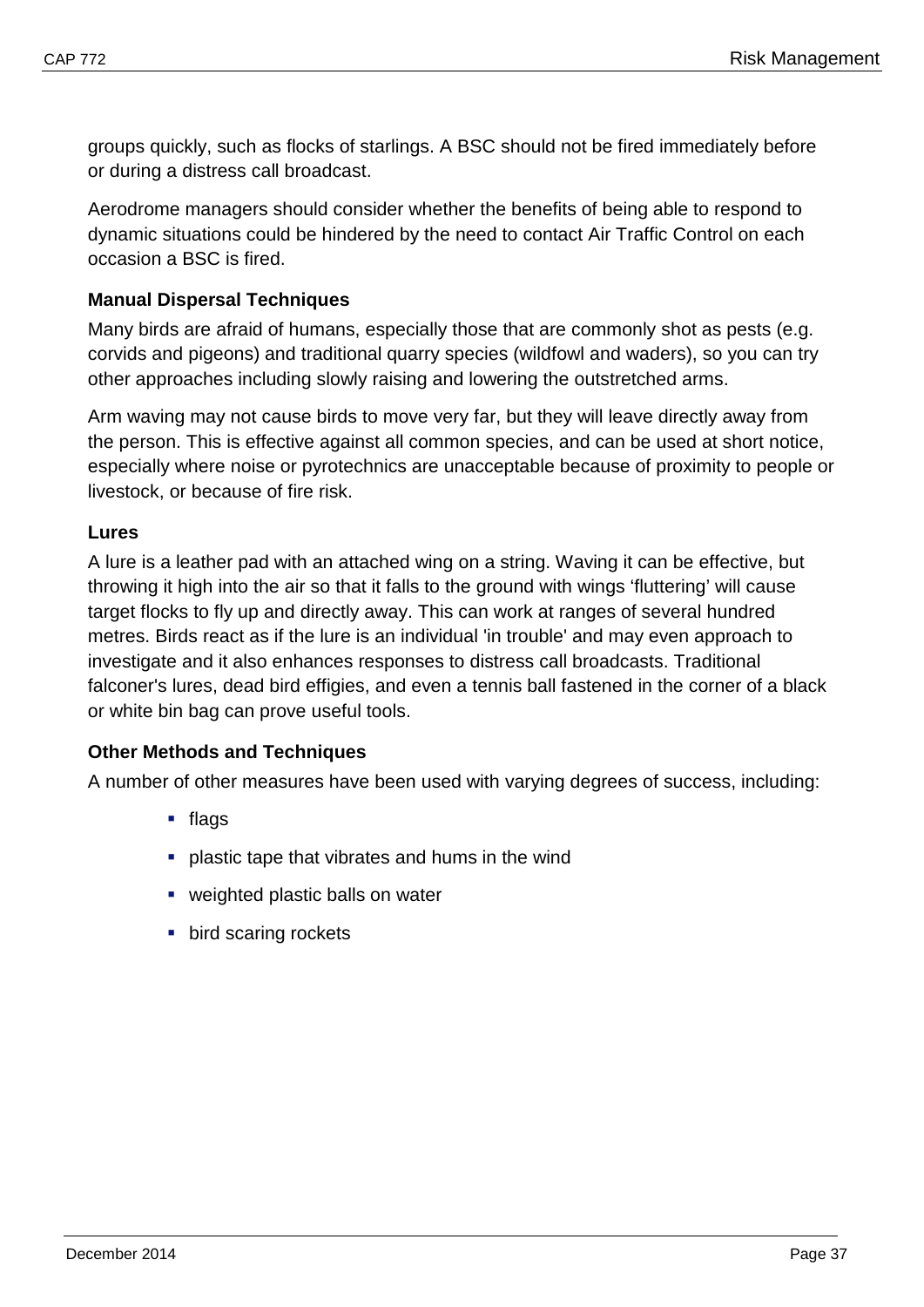groups quickly, such as flocks of starlings. A BSC should not be fired immediately before or during a distress call broadcast.

Aerodrome managers should consider whether the benefits of being able to respond to dynamic situations could be hindered by the need to contact Air Traffic Control on each occasion a BSC is fired.

**Manual Dispersal Techniques**

Many birds are afraid of humans, especially those that are commonly shot as pests (e.g. corvids and pigeons) and traditional quarry species (wildfowl and waders), so you can try other approaches including slowly raising and lowering the outstretched arms.

Arm waving may not cause birds to move very far, but they will leave directly away from the person. This is effective against all common species, and can be used at short notice, especially where noise or pyrotechnics are unacceptable because of proximity to people or livestock, or because of fire risk.

**Lures**

A lure is a leather pad with an attached wing on a string. Waving it can be effective, but throwing it high into the air so that it falls to the ground with wings 'fluttering' will cause target flocks to fly up and directly away. This can work at ranges of several hundred metres. Birds react as if the lure is an individual 'in trouble' and may even approach to investigate and it also enhances responses to distress call broadcasts. Traditional falconer's lures, dead bird effigies, and even a tennis ball fastened in the corner of a black or white bin bag can prove useful tools.

**Other Methods and Techniques**

A number of other measures have been used with varying degrees of success, including:

- flags
- plastic tape that vibrates and hums in the wind
- weighted plastic balls on water
- bird scaring rockets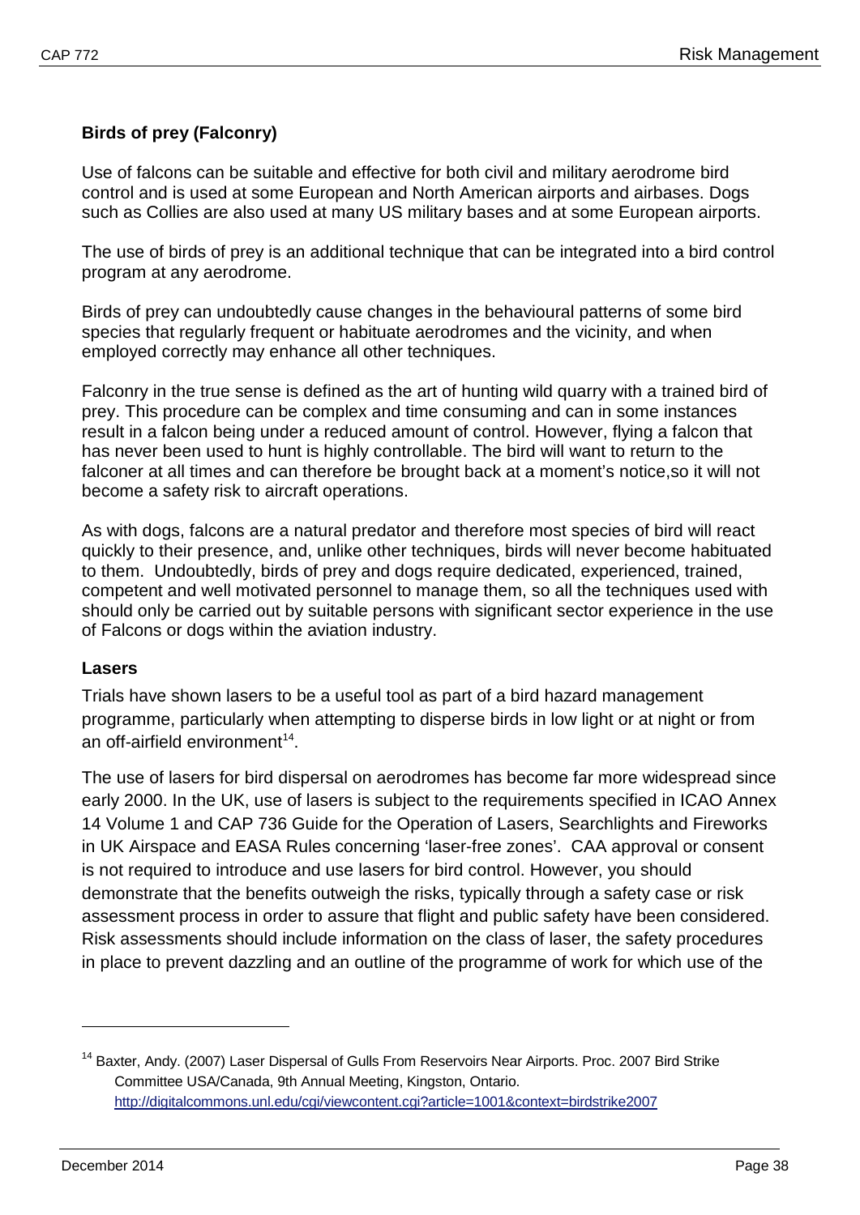**Birds of prey (Falconry)**

Use of falcons can be suitable and effective for both civil and military aerodrome bird control and is used at some European and North American airports and airbases. Dogs such as Collies are also used at many US military bases and at some European airports.

The use of birds of prey is an additional technique that can be integrated into a bird control program at any aerodrome.

Birds of prey can undoubtedly cause changes in the behavioural patterns of some bird species that regularly frequent or habituate aerodromes and the vicinity, and when employed correctly may enhance all other techniques.

Falconry in the true sense is defined as the art of hunting wild quarry with a trained bird of prey. This procedure can be complex and time consuming and can in some instances result in a falcon being under a reduced amount of control. However, flying a falcon that has never been used to hunt is highly controllable. The bird will want to return to the falconer at all times and can therefore be brought back at a moment's notice,so it will not become a safety risk to aircraft operations.

As with dogs, falcons are a natural predator and therefore most species of bird will react quickly to their presence, and, unlike other techniques, birds will never become habituated to them. Undoubtedly, birds of prey and dogs require dedicated, experienced, trained, competent and well motivated personnel to manage them, so all the techniques used with should only be carried out by suitable persons with significant sector experience in the use of Falcons or dogs within the aviation industry.

**Lasers**

Trials have shown lasers to be a useful tool as part of a bird hazard management programme, particularly when attempting to disperse birds in low light or at night or from an off-airfield environment[14].

The use of lasers for bird dispersal on aerodromes has become far more widespread since early 2000. In the UK, use of lasers is subject to the requirements specified in ICAO Annex 14 Volume 1 and CAP 736 Guide for the Operation of Lasers, Searchlights and Fireworks in UK Airspace and EASA Rules concerning 'laser-free zones'. CAA approval or consent is not required to introduce and use lasers for bird control. However, you should demonstrate that the benefits outweigh the risks, typically through a safety case or risk assessment process in order to assure that flight and public safety have been considered. Risk assessments should include information on the class of laser, the safety procedures in place to prevent dazzling and an outline of the programme of work for which use of the

---

[14] Baxter, Andy. (2007) Laser Dispersal of Gulls From Reservoirs Near Airports. Proc. 2007 Bird Strike Committee USA/Canada, 9th Annual Meeting, Kingston, Ontario. http://digitalcommons.unl.edu/cgi/viewcontent.cgi?article=1001&context=birdstrike2007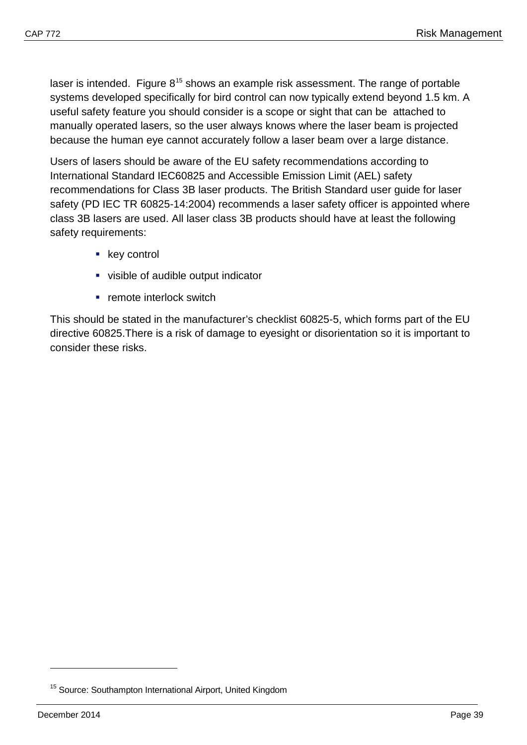laser is intended. Figure 8[15] shows an example risk assessment. The range of portable systems developed specifically for bird control can now typically extend beyond 1.5 km. A useful safety feature you should consider is a scope or sight that can be attached to manually operated lasers, so the user always knows where the laser beam is projected because the human eye cannot accurately follow a laser beam over a large distance.

Users of lasers should be aware of the EU safety recommendations according to International Standard IEC60825 and Accessible Emission Limit (AEL) safety recommendations for Class 3B laser products. The British Standard user guide for laser safety (PD IEC TR 60825-14:2004) recommends a laser safety officer is appointed where class 3B lasers are used. All laser class 3B products should have at least the following safety requirements:

- key control
- visible of audible output indicator
- remote interlock switch

This should be stated in the manufacturer's checklist 60825-5, which forms part of the EU directive 60825.There is a risk of damage to eyesight or disorientation so it is important to consider these risks.

---

[15] Source: Southampton International Airport, United Kingdom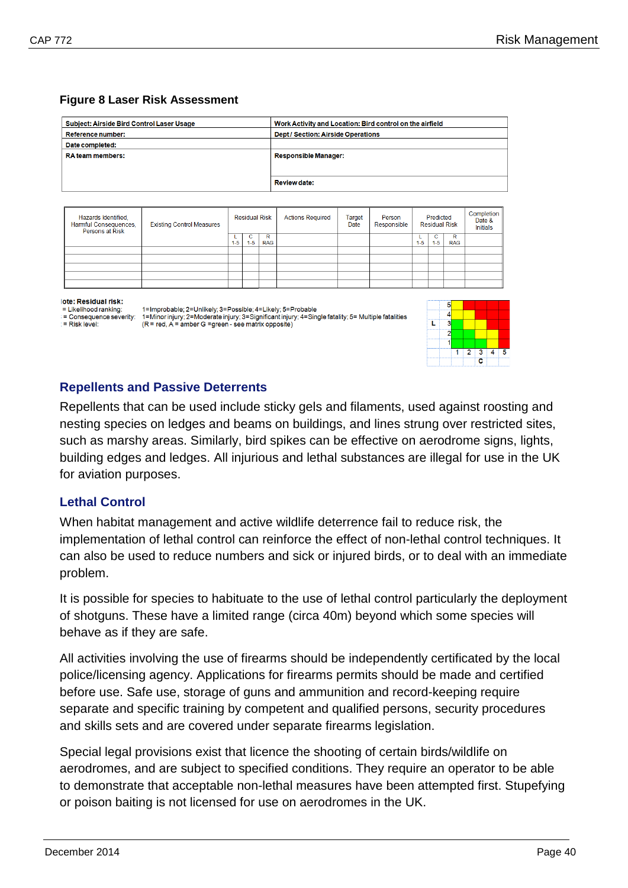**Figure 8 Laser Risk Assessment**

| Subject: Airside Bird Control Laser Usage | Work Activity and Location: Bird control on the airfield |
|---|---|
| Reference number: | Dept / Section: Airside Operations |
| Date completed: | |
| RA team members: | Responsible Manager: |
| | Review date: |

| Hazards Identified, Harmful Consequences, Persons at Risk | Existing Control Measures | Residual Risk | | | Actions Required | Target Date | Person Responsible | Predicted Residual Risk | | | Completion Date & Initials |
|---|---|---|---|---|---|---|---|---|---|---|---|
| | | L 1-5 | C 1-5 | R RAG | | | | L 1-5 | C 1-5 | R RAG | |
| | | | | | | | | | | | |
| | | | | | | | | | | | |
| | | | | | | | | | | | |
| | | | | | | | | | | | |
| | | | | | | | | | | | |

Note: Residual risk:
L = Likelihood ranking: 1=Improbable; 2=Unlikely; 3=Possible; 4=Likely; 5=Probable
C = Consequence severity: 1=Minor injury; 2=Moderate injury; 3=Significant injury; 4=Single fatality; 5= Multiple fatalities
R = Risk level: (R = red, A = amber G =green - see matrix opposite)

| L | 1 | 2 | 3 | 4 | 5 |
|---|---|---|---|---|---|
| 5 | Y | R | R | R | R |
| 4 | Y | Y | R | R | R |
| 3 | G | Y | Y | R | R |
| 2 | G | G | Y | Y | R |
| 1 | G | G | G | Y | Y |
| | | | C | | |

## Repellents and Passive Deterrents

Repellents that can be used include sticky gels and filaments, used against roosting and nesting species on ledges and beams on buildings, and lines strung over restricted sites, such as marshy areas. Similarly, bird spikes can be effective on aerodrome signs, lights, building edges and ledges. All injurious and lethal substances are illegal for use in the UK for aviation purposes.

## Lethal Control

When habitat management and active wildlife deterrence fail to reduce risk, the implementation of lethal control can reinforce the effect of non-lethal control techniques. It can also be used to reduce numbers and sick or injured birds, or to deal with an immediate problem.

It is possible for species to habituate to the use of lethal control particularly the deployment of shotguns. These have a limited range (circa 40m) beyond which some species will behave as if they are safe.

All activities involving the use of firearms should be independently certificated by the local police/licensing agency. Applications for firearms permits should be made and certified before use. Safe use, storage of guns and ammunition and record-keeping require separate and specific training by competent and qualified persons, security procedures and skills sets and are covered under separate firearms legislation.

Special legal provisions exist that licence the shooting of certain birds/wildlife on aerodromes, and are subject to specified conditions. They require an operator to be able to demonstrate that acceptable non-lethal measures have been attempted first. Stupefying or poison baiting is not licensed for use on aerodromes in the UK.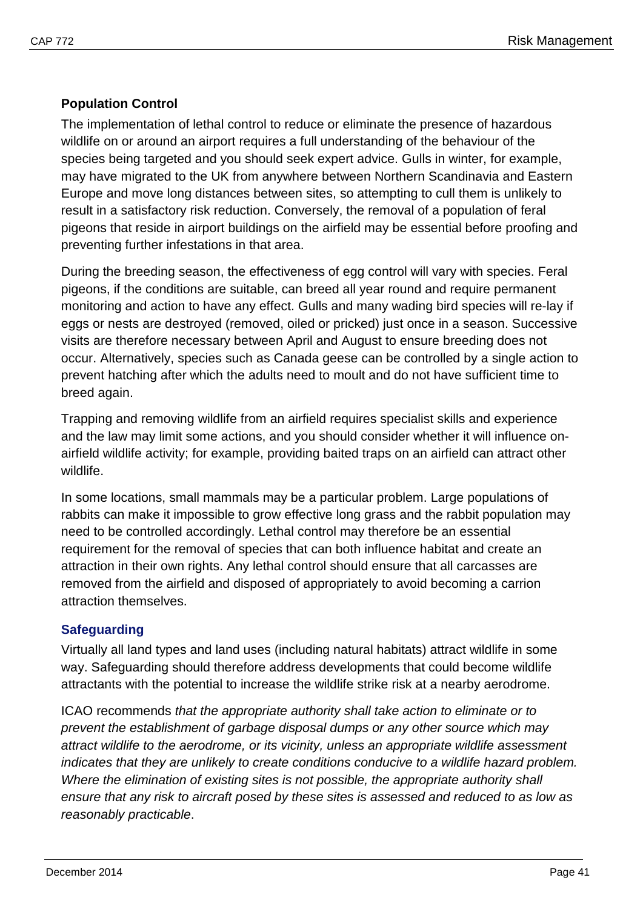**Population Control**

The implementation of lethal control to reduce or eliminate the presence of hazardous wildlife on or around an airport requires a full understanding of the behaviour of the species being targeted and you should seek expert advice. Gulls in winter, for example, may have migrated to the UK from anywhere between Northern Scandinavia and Eastern Europe and move long distances between sites, so attempting to cull them is unlikely to result in a satisfactory risk reduction. Conversely, the removal of a population of feral pigeons that reside in airport buildings on the airfield may be essential before proofing and preventing further infestations in that area.

During the breeding season, the effectiveness of egg control will vary with species. Feral pigeons, if the conditions are suitable, can breed all year round and require permanent monitoring and action to have any effect. Gulls and many wading bird species will re-lay if eggs or nests are destroyed (removed, oiled or pricked) just once in a season. Successive visits are therefore necessary between April and August to ensure breeding does not occur. Alternatively, species such as Canada geese can be controlled by a single action to prevent hatching after which the adults need to moult and do not have sufficient time to breed again.

Trapping and removing wildlife from an airfield requires specialist skills and experience and the law may limit some actions, and you should consider whether it will influence on-airfield wildlife activity; for example, providing baited traps on an airfield can attract other wildlife.

In some locations, small mammals may be a particular problem. Large populations of rabbits can make it impossible to grow effective long grass and the rabbit population may need to be controlled accordingly. Lethal control may therefore be an essential requirement for the removal of species that can both influence habitat and create an attraction in their own rights. Any lethal control should ensure that all carcasses are removed from the airfield and disposed of appropriately to avoid becoming a carrion attraction themselves.

### Safeguarding

Virtually all land types and land uses (including natural habitats) attract wildlife in some way. Safeguarding should therefore address developments that could become wildlife attractants with the potential to increase the wildlife strike risk at a nearby aerodrome.

ICAO recommends *that the appropriate authority shall take action to eliminate or to prevent the establishment of garbage disposal dumps or any other source which may attract wildlife to the aerodrome, or its vicinity, unless an appropriate wildlife assessment indicates that they are unlikely to create conditions conducive to a wildlife hazard problem. Where the elimination of existing sites is not possible, the appropriate authority shall ensure that any risk to aircraft posed by these sites is assessed and reduced to as low as reasonably practicable*.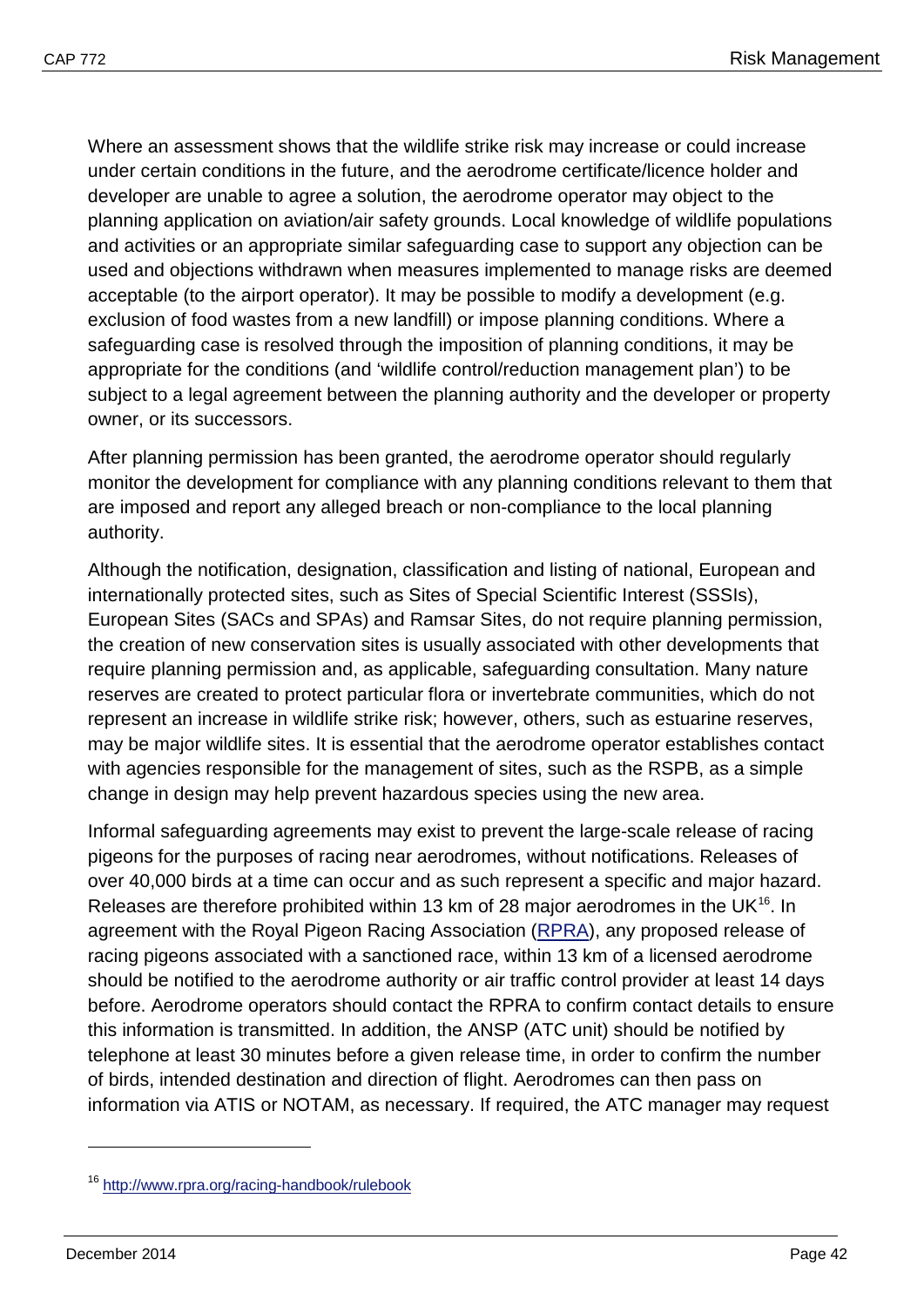Where an assessment shows that the wildlife strike risk may increase or could increase under certain conditions in the future, and the aerodrome certificate/licence holder and developer are unable to agree a solution, the aerodrome operator may object to the planning application on aviation/air safety grounds. Local knowledge of wildlife populations and activities or an appropriate similar safeguarding case to support any objection can be used and objections withdrawn when measures implemented to manage risks are deemed acceptable (to the airport operator). It may be possible to modify a development (e.g. exclusion of food wastes from a new landfill) or impose planning conditions. Where a safeguarding case is resolved through the imposition of planning conditions, it may be appropriate for the conditions (and 'wildlife control/reduction management plan') to be subject to a legal agreement between the planning authority and the developer or property owner, or its successors.

After planning permission has been granted, the aerodrome operator should regularly monitor the development for compliance with any planning conditions relevant to them that are imposed and report any alleged breach or non-compliance to the local planning authority.

Although the notification, designation, classification and listing of national, European and internationally protected sites, such as Sites of Special Scientific Interest (SSSIs), European Sites (SACs and SPAs) and Ramsar Sites, do not require planning permission, the creation of new conservation sites is usually associated with other developments that require planning permission and, as applicable, safeguarding consultation. Many nature reserves are created to protect particular flora or invertebrate communities, which do not represent an increase in wildlife strike risk; however, others, such as estuarine reserves, may be major wildlife sites. It is essential that the aerodrome operator establishes contact with agencies responsible for the management of sites, such as the RSPB, as a simple change in design may help prevent hazardous species using the new area.

Informal safeguarding agreements may exist to prevent the large-scale release of racing pigeons for the purposes of racing near aerodromes, without notifications. Releases of over 40,000 birds at a time can occur and as such represent a specific and major hazard. Releases are therefore prohibited within 13 km of 28 major aerodromes in the UK[16]. In agreement with the Royal Pigeon Racing Association (RPRA), any proposed release of racing pigeons associated with a sanctioned race, within 13 km of a licensed aerodrome should be notified to the aerodrome authority or air traffic control provider at least 14 days before. Aerodrome operators should contact the RPRA to confirm contact details to ensure this information is transmitted. In addition, the ANSP (ATC unit) should be notified by telephone at least 30 minutes before a given release time, in order to confirm the number of birds, intended destination and direction of flight. Aerodromes can then pass on information via ATIS or NOTAM, as necessary. If required, the ATC manager may request

[16] http://www.rpra.org/racing-handbook/rulebook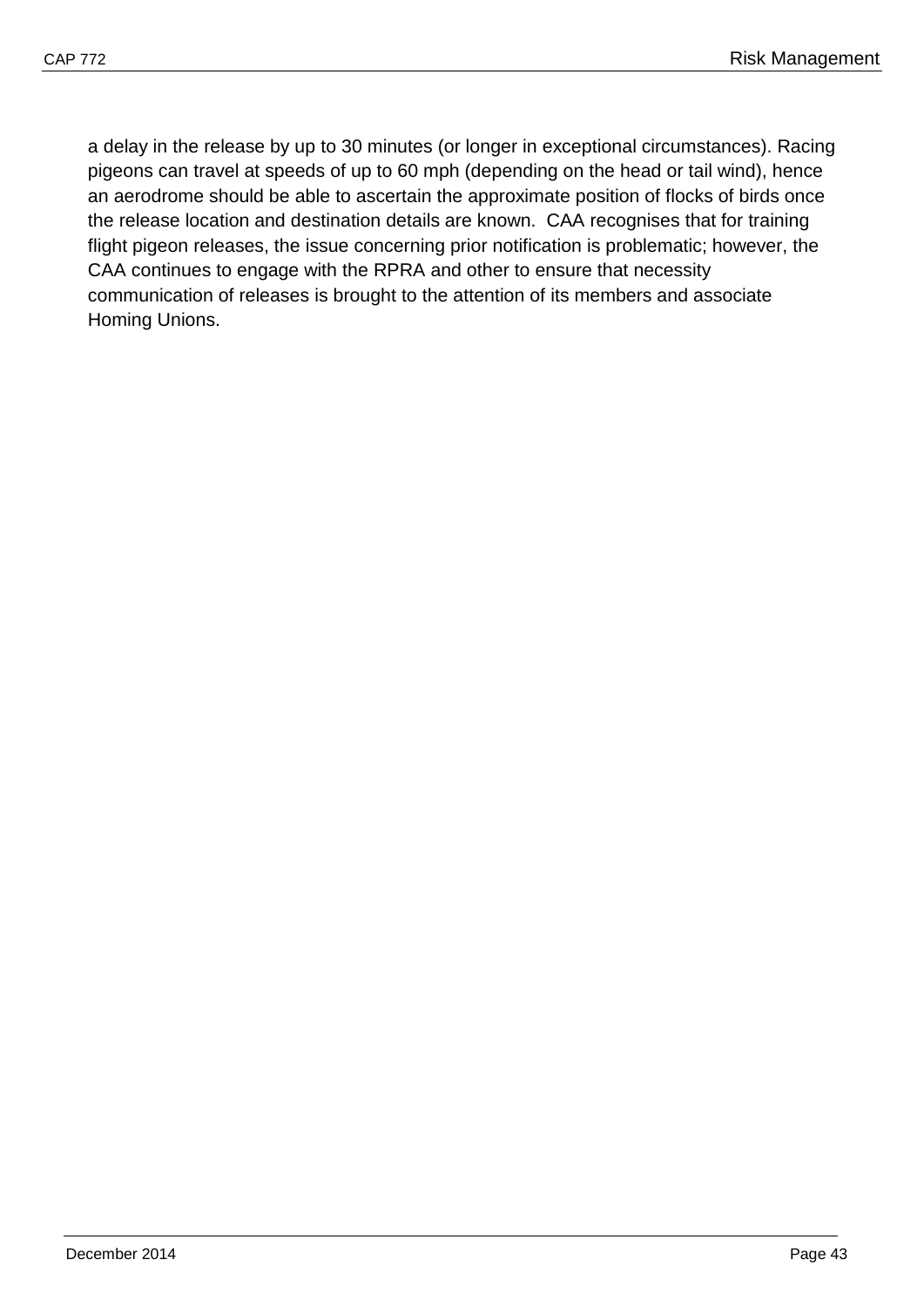a delay in the release by up to 30 minutes (or longer in exceptional circumstances). Racing pigeons can travel at speeds of up to 60 mph (depending on the head or tail wind), hence an aerodrome should be able to ascertain the approximate position of flocks of birds once the release location and destination details are known.  CAA recognises that for training flight pigeon releases, the issue concerning prior notification is problematic; however, the CAA continues to engage with the RPRA and other to ensure that necessity communication of releases is brought to the attention of its members and associate Homing Unions.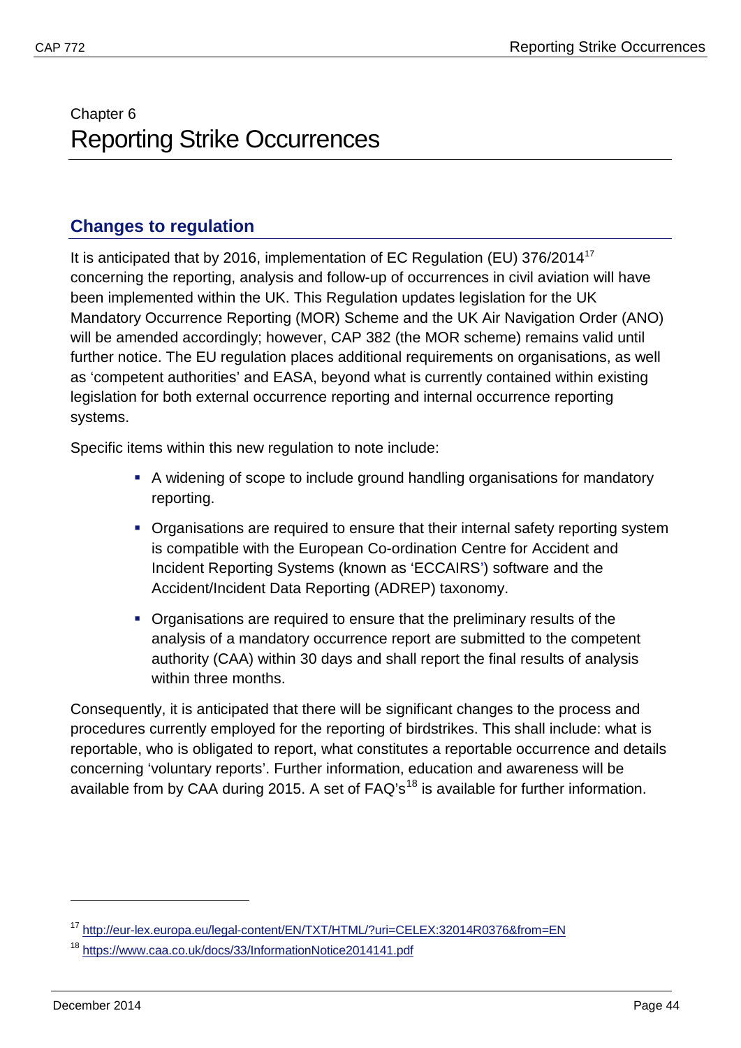Chapter 6

# Reporting Strike Occurrences

## Changes to regulation

It is anticipated that by 2016, implementation of EC Regulation (EU) 376/2014[17] concerning the reporting, analysis and follow-up of occurrences in civil aviation will have been implemented within the UK. This Regulation updates legislation for the UK Mandatory Occurrence Reporting (MOR) Scheme and the UK Air Navigation Order (ANO) will be amended accordingly; however, CAP 382 (the MOR scheme) remains valid until further notice. The EU regulation places additional requirements on organisations, as well as 'competent authorities' and EASA, beyond what is currently contained within existing legislation for both external occurrence reporting and internal occurrence reporting systems.

Specific items within this new regulation to note include:

- A widening of scope to include ground handling organisations for mandatory reporting.
- Organisations are required to ensure that their internal safety reporting system is compatible with the European Co-ordination Centre for Accident and Incident Reporting Systems (known as 'ECCAIRS') software and the Accident/Incident Data Reporting (ADREP) taxonomy.
- Organisations are required to ensure that the preliminary results of the analysis of a mandatory occurrence report are submitted to the competent authority (CAA) within 30 days and shall report the final results of analysis within three months.

Consequently, it is anticipated that there will be significant changes to the process and procedures currently employed for the reporting of birdstrikes. This shall include: what is reportable, who is obligated to report, what constitutes a reportable occurrence and details concerning 'voluntary reports'. Further information, education and awareness will be available from by CAA during 2015. A set of FAQ's[18] is available for further information.

[17] http://eur-lex.europa.eu/legal-content/EN/TXT/HTML/?uri=CELEX:32014R0376&from=EN

[18] https://www.caa.co.uk/docs/33/InformationNotice2014141.pdf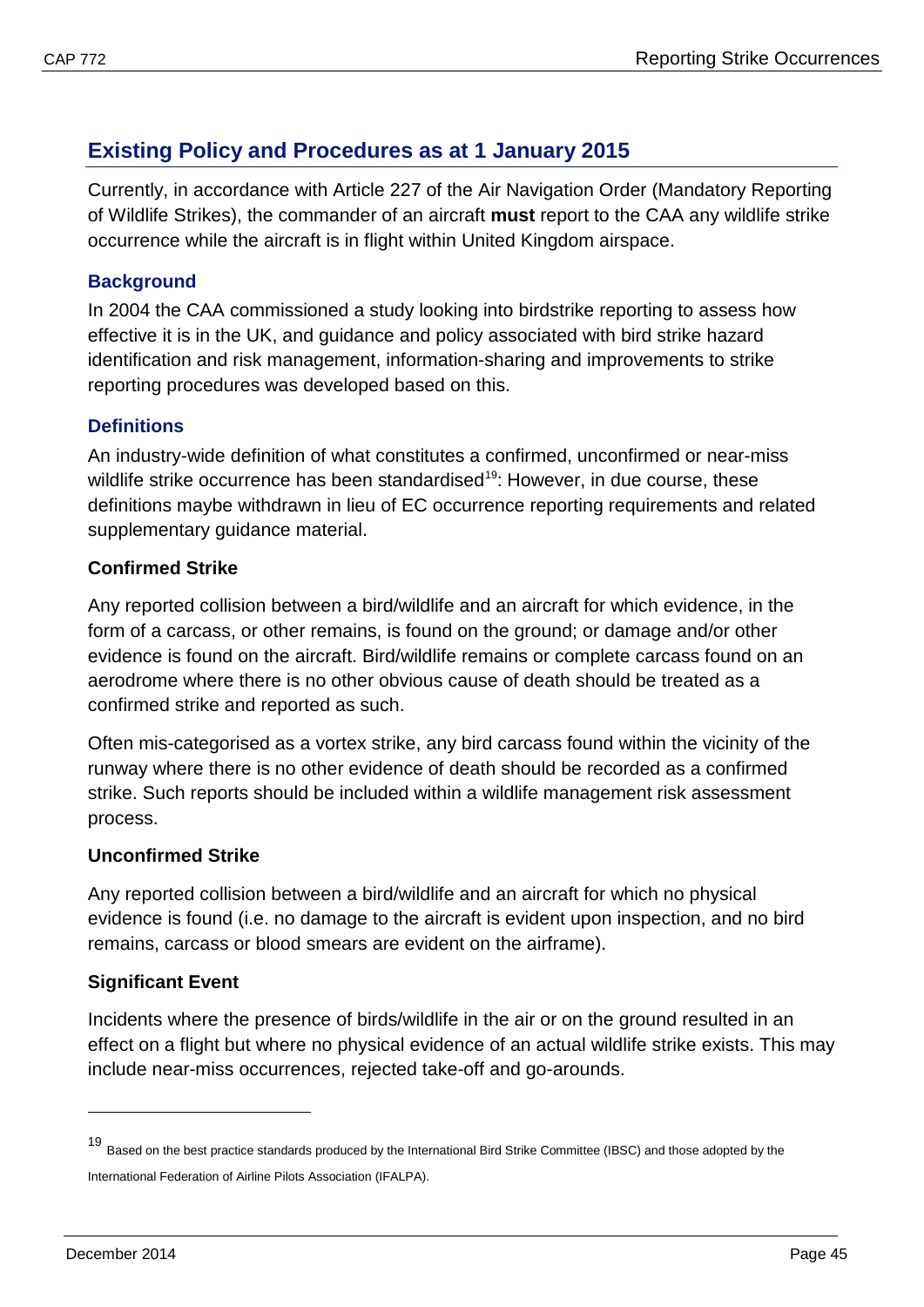## Existing Policy and Procedures as at 1 January 2015

Currently, in accordance with Article 227 of the Air Navigation Order (Mandatory Reporting of Wildlife Strikes), the commander of an aircraft **must** report to the CAA any wildlife strike occurrence while the aircraft is in flight within United Kingdom airspace.

### Background

In 2004 the CAA commissioned a study looking into birdstrike reporting to assess how effective it is in the UK, and guidance and policy associated with bird strike hazard identification and risk management, information-sharing and improvements to strike reporting procedures was developed based on this.

### Definitions

An industry-wide definition of what constitutes a confirmed, unconfirmed or near-miss wildlife strike occurrence has been standardised[19]: However, in due course, these definitions maybe withdrawn in lieu of EC occurrence reporting requirements and related supplementary guidance material.

#### Confirmed Strike

Any reported collision between a bird/wildlife and an aircraft for which evidence, in the form of a carcass, or other remains, is found on the ground; or damage and/or other evidence is found on the aircraft. Bird/wildlife remains or complete carcass found on an aerodrome where there is no other obvious cause of death should be treated as a confirmed strike and reported as such.

Often mis-categorised as a vortex strike, any bird carcass found within the vicinity of the runway where there is no other evidence of death should be recorded as a confirmed strike. Such reports should be included within a wildlife management risk assessment process.

#### Unconfirmed Strike

Any reported collision between a bird/wildlife and an aircraft for which no physical evidence is found (i.e. no damage to the aircraft is evident upon inspection, and no bird remains, carcass or blood smears are evident on the airframe).

#### Significant Event

Incidents where the presence of birds/wildlife in the air or on the ground resulted in an effect on a flight but where no physical evidence of an actual wildlife strike exists. This may include near-miss occurrences, rejected take-off and go-arounds.

---

[19] Based on the best practice standards produced by the International Bird Strike Committee (IBSC) and those adopted by the International Federation of Airline Pilots Association (IFALPA).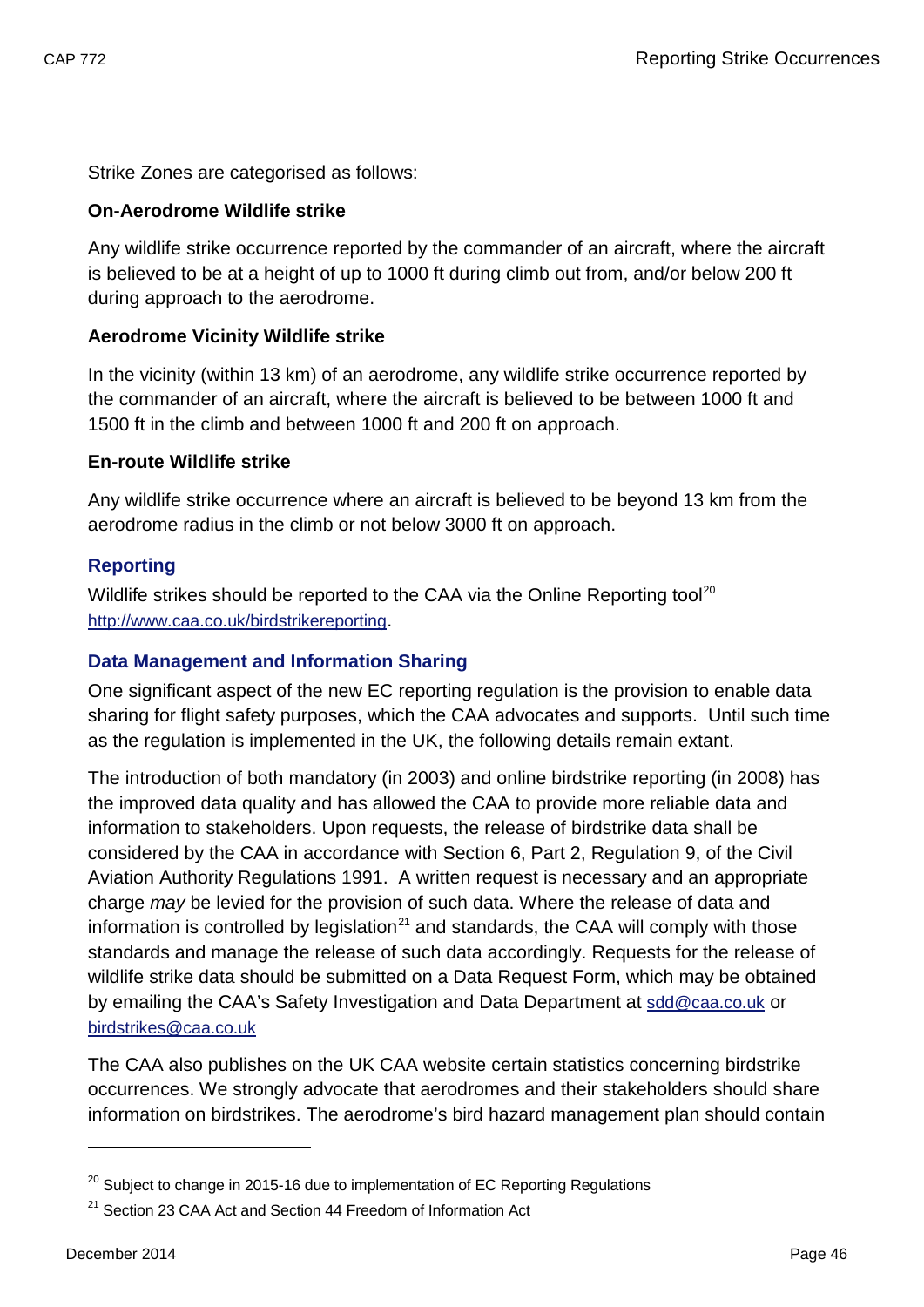Strike Zones are categorised as follows:

**On-Aerodrome Wildlife strike**

Any wildlife strike occurrence reported by the commander of an aircraft, where the aircraft is believed to be at a height of up to 1000 ft during climb out from, and/or below 200 ft during approach to the aerodrome.

**Aerodrome Vicinity Wildlife strike**

In the vicinity (within 13 km) of an aerodrome, any wildlife strike occurrence reported by the commander of an aircraft, where the aircraft is believed to be between 1000 ft and 1500 ft in the climb and between 1000 ft and 200 ft on approach.

**En-route Wildlife strike**

Any wildlife strike occurrence where an aircraft is believed to be beyond 13 km from the aerodrome radius in the climb or not below 3000 ft on approach.

## Reporting

Wildlife strikes should be reported to the CAA via the Online Reporting tool[20] http://www.caa.co.uk/birdstrikereporting.

## Data Management and Information Sharing

One significant aspect of the new EC reporting regulation is the provision to enable data sharing for flight safety purposes, which the CAA advocates and supports. Until such time as the regulation is implemented in the UK, the following details remain extant.

The introduction of both mandatory (in 2003) and online birdstrike reporting (in 2008) has the improved data quality and has allowed the CAA to provide more reliable data and information to stakeholders. Upon requests, the release of birdstrike data shall be considered by the CAA in accordance with Section 6, Part 2, Regulation 9, of the Civil Aviation Authority Regulations 1991. A written request is necessary and an appropriate charge *may* be levied for the provision of such data. Where the release of data and information is controlled by legislation[21] and standards, the CAA will comply with those standards and manage the release of such data accordingly. Requests for the release of wildlife strike data should be submitted on a Data Request Form, which may be obtained by emailing the CAA's Safety Investigation and Data Department at sdd@caa.co.uk or birdstrikes@caa.co.uk

The CAA also publishes on the UK CAA website certain statistics concerning birdstrike occurrences. We strongly advocate that aerodromes and their stakeholders should share information on birdstrikes. The aerodrome's bird hazard management plan should contain

---

[20] Subject to change in 2015-16 due to implementation of EC Reporting Regulations

[21] Section 23 CAA Act and Section 44 Freedom of Information Act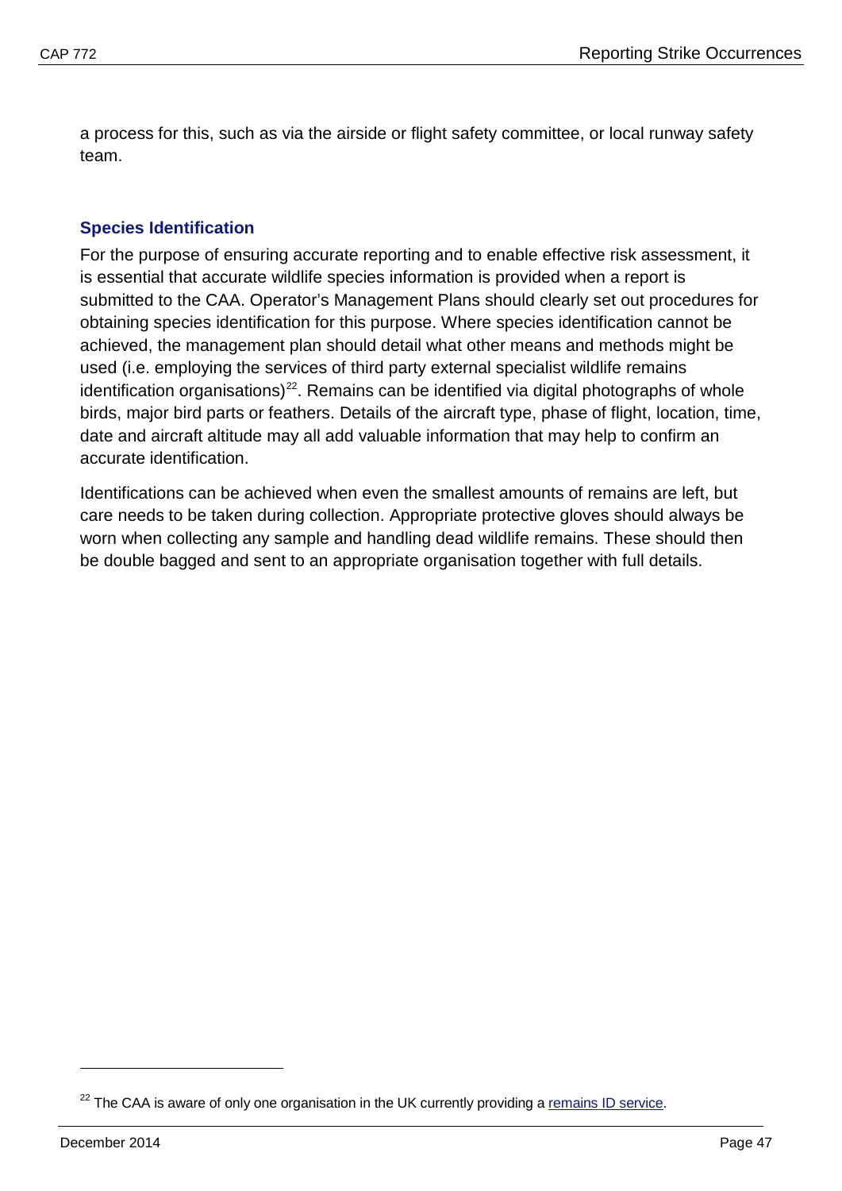a process for this, such as via the airside or flight safety committee, or local runway safety team.

### Species Identification

For the purpose of ensuring accurate reporting and to enable effective risk assessment, it is essential that accurate wildlife species information is provided when a report is submitted to the CAA. Operator's Management Plans should clearly set out procedures for obtaining species identification for this purpose. Where species identification cannot be achieved, the management plan should detail what other means and methods might be used (i.e. employing the services of third party external specialist wildlife remains identification organisations)[22]. Remains can be identified via digital photographs of whole birds, major bird parts or feathers. Details of the aircraft type, phase of flight, location, time, date and aircraft altitude may all add valuable information that may help to confirm an accurate identification.

Identifications can be achieved when even the smallest amounts of remains are left, but care needs to be taken during collection. Appropriate protective gloves should always be worn when collecting any sample and handling dead wildlife remains. These should then be double bagged and sent to an appropriate organisation together with full details.

---

[22] The CAA is aware of only one organisation in the UK currently providing a remains ID service.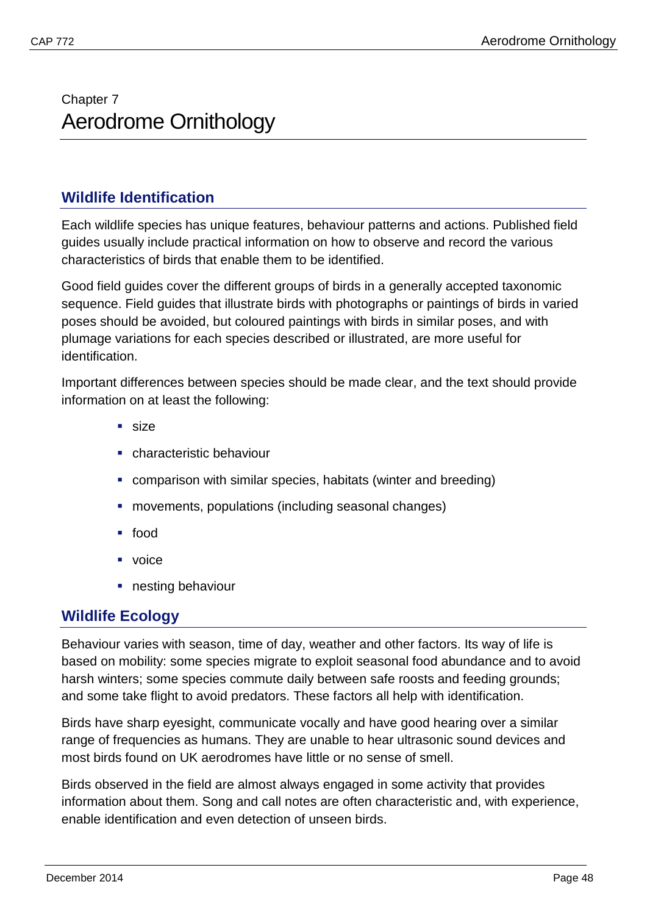Chapter 7

# Aerodrome Ornithology

## Wildlife Identification

Each wildlife species has unique features, behaviour patterns and actions. Published field guides usually include practical information on how to observe and record the various characteristics of birds that enable them to be identified.

Good field guides cover the different groups of birds in a generally accepted taxonomic sequence. Field guides that illustrate birds with photographs or paintings of birds in varied poses should be avoided, but coloured paintings with birds in similar poses, and with plumage variations for each species described or illustrated, are more useful for identification.

Important differences between species should be made clear, and the text should provide information on at least the following:

- size
- characteristic behaviour
- comparison with similar species, habitats (winter and breeding)
- movements, populations (including seasonal changes)
- food
- voice
- nesting behaviour

## Wildlife Ecology

Behaviour varies with season, time of day, weather and other factors. Its way of life is based on mobility: some species migrate to exploit seasonal food abundance and to avoid harsh winters; some species commute daily between safe roosts and feeding grounds; and some take flight to avoid predators. These factors all help with identification.

Birds have sharp eyesight, communicate vocally and have good hearing over a similar range of frequencies as humans. They are unable to hear ultrasonic sound devices and most birds found on UK aerodromes have little or no sense of smell.

Birds observed in the field are almost always engaged in some activity that provides information about them. Song and call notes are often characteristic and, with experience, enable identification and even detection of unseen birds.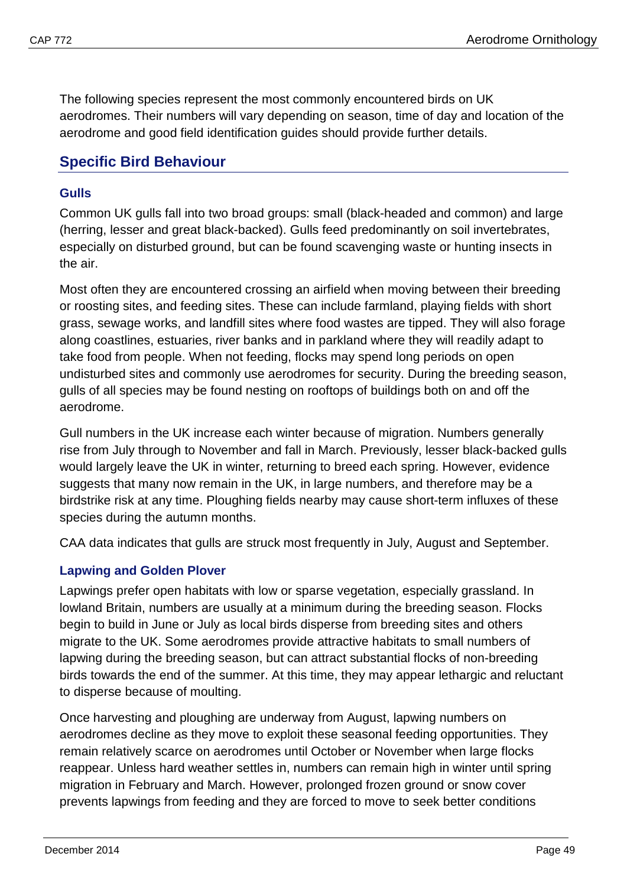The following species represent the most commonly encountered birds on UK aerodromes. Their numbers will vary depending on season, time of day and location of the aerodrome and good field identification guides should provide further details.

## Specific Bird Behaviour

### Gulls

Common UK gulls fall into two broad groups: small (black-headed and common) and large (herring, lesser and great black-backed). Gulls feed predominantly on soil invertebrates, especially on disturbed ground, but can be found scavenging waste or hunting insects in the air.

Most often they are encountered crossing an airfield when moving between their breeding or roosting sites, and feeding sites. These can include farmland, playing fields with short grass, sewage works, and landfill sites where food wastes are tipped. They will also forage along coastlines, estuaries, river banks and in parkland where they will readily adapt to take food from people. When not feeding, flocks may spend long periods on open undisturbed sites and commonly use aerodromes for security. During the breeding season, gulls of all species may be found nesting on rooftops of buildings both on and off the aerodrome.

Gull numbers in the UK increase each winter because of migration. Numbers generally rise from July through to November and fall in March. Previously, lesser black-backed gulls would largely leave the UK in winter, returning to breed each spring. However, evidence suggests that many now remain in the UK, in large numbers, and therefore may be a birdstrike risk at any time. Ploughing fields nearby may cause short-term influxes of these species during the autumn months.

CAA data indicates that gulls are struck most frequently in July, August and September.

### Lapwing and Golden Plover

Lapwings prefer open habitats with low or sparse vegetation, especially grassland. In lowland Britain, numbers are usually at a minimum during the breeding season. Flocks begin to build in June or July as local birds disperse from breeding sites and others migrate to the UK. Some aerodromes provide attractive habitats to small numbers of lapwing during the breeding season, but can attract substantial flocks of non-breeding birds towards the end of the summer. At this time, they may appear lethargic and reluctant to disperse because of moulting.

Once harvesting and ploughing are underway from August, lapwing numbers on aerodromes decline as they move to exploit these seasonal feeding opportunities. They remain relatively scarce on aerodromes until October or November when large flocks reappear. Unless hard weather settles in, numbers can remain high in winter until spring migration in February and March. However, prolonged frozen ground or snow cover prevents lapwings from feeding and they are forced to move to seek better conditions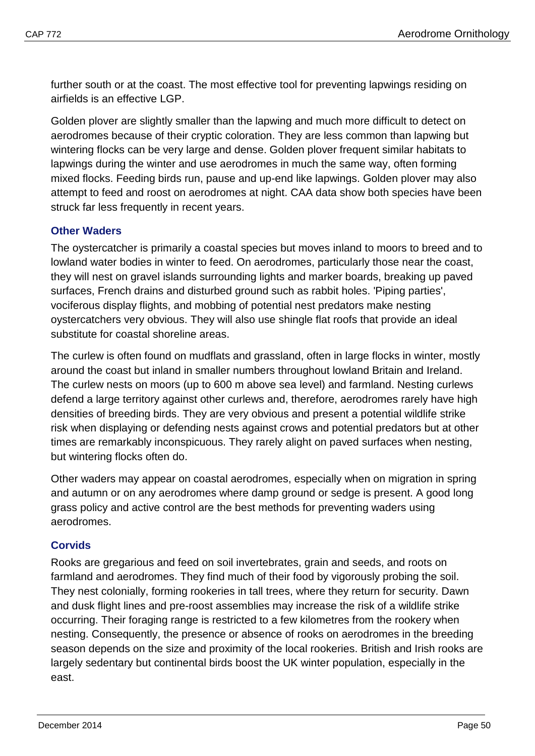further south or at the coast. The most effective tool for preventing lapwings residing on airfields is an effective LGP.

Golden plover are slightly smaller than the lapwing and much more difficult to detect on aerodromes because of their cryptic coloration. They are less common than lapwing but wintering flocks can be very large and dense. Golden plover frequent similar habitats to lapwings during the winter and use aerodromes in much the same way, often forming mixed flocks. Feeding birds run, pause and up-end like lapwings. Golden plover may also attempt to feed and roost on aerodromes at night. CAA data show both species have been struck far less frequently in recent years.

### Other Waders

The oystercatcher is primarily a coastal species but moves inland to moors to breed and to lowland water bodies in winter to feed. On aerodromes, particularly those near the coast, they will nest on gravel islands surrounding lights and marker boards, breaking up paved surfaces, French drains and disturbed ground such as rabbit holes. 'Piping parties', vociferous display flights, and mobbing of potential nest predators make nesting oystercatchers very obvious. They will also use shingle flat roofs that provide an ideal substitute for coastal shoreline areas.

The curlew is often found on mudflats and grassland, often in large flocks in winter, mostly around the coast but inland in smaller numbers throughout lowland Britain and Ireland. The curlew nests on moors (up to 600 m above sea level) and farmland. Nesting curlews defend a large territory against other curlews and, therefore, aerodromes rarely have high densities of breeding birds. They are very obvious and present a potential wildlife strike risk when displaying or defending nests against crows and potential predators but at other times are remarkably inconspicuous. They rarely alight on paved surfaces when nesting, but wintering flocks often do.

Other waders may appear on coastal aerodromes, especially when on migration in spring and autumn or on any aerodromes where damp ground or sedge is present. A good long grass policy and active control are the best methods for preventing waders using aerodromes.

### Corvids

Rooks are gregarious and feed on soil invertebrates, grain and seeds, and roots on farmland and aerodromes. They find much of their food by vigorously probing the soil. They nest colonially, forming rookeries in tall trees, where they return for security. Dawn and dusk flight lines and pre-roost assemblies may increase the risk of a wildlife strike occurring. Their foraging range is restricted to a few kilometres from the rookery when nesting. Consequently, the presence or absence of rooks on aerodromes in the breeding season depends on the size and proximity of the local rookeries. British and Irish rooks are largely sedentary but continental birds boost the UK winter population, especially in the east.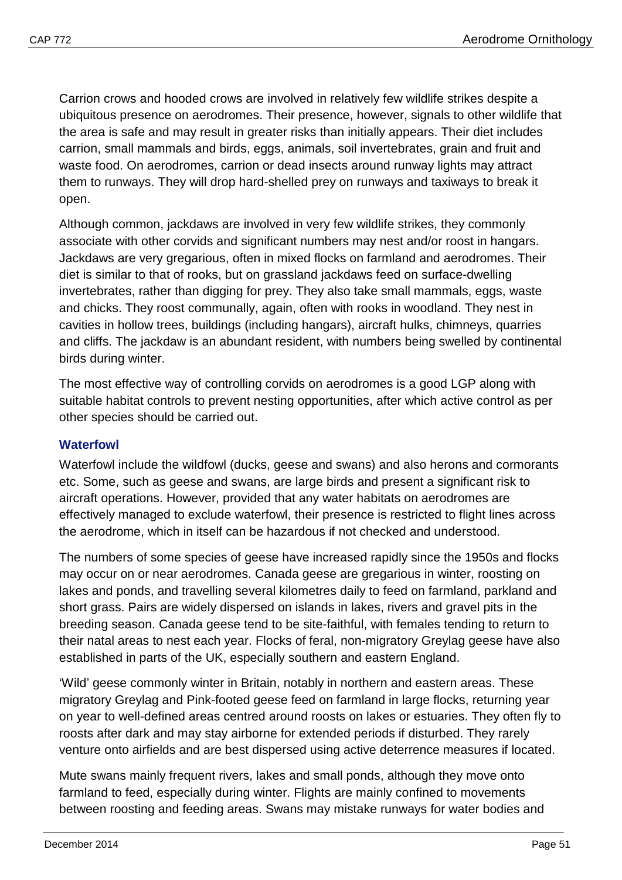Carrion crows and hooded crows are involved in relatively few wildlife strikes despite a ubiquitous presence on aerodromes. Their presence, however, signals to other wildlife that the area is safe and may result in greater risks than initially appears. Their diet includes carrion, small mammals and birds, eggs, animals, soil invertebrates, grain and fruit and waste food. On aerodromes, carrion or dead insects around runway lights may attract them to runways. They will drop hard-shelled prey on runways and taxiways to break it open.

Although common, jackdaws are involved in very few wildlife strikes, they commonly associate with other corvids and significant numbers may nest and/or roost in hangars. Jackdaws are very gregarious, often in mixed flocks on farmland and aerodromes. Their diet is similar to that of rooks, but on grassland jackdaws feed on surface-dwelling invertebrates, rather than digging for prey. They also take small mammals, eggs, waste and chicks. They roost communally, again, often with rooks in woodland. They nest in cavities in hollow trees, buildings (including hangars), aircraft hulks, chimneys, quarries and cliffs. The jackdaw is an abundant resident, with numbers being swelled by continental birds during winter.

The most effective way of controlling corvids on aerodromes is a good LGP along with suitable habitat controls to prevent nesting opportunities, after which active control as per other species should be carried out.

### Waterfowl

Waterfowl include the wildfowl (ducks, geese and swans) and also herons and cormorants etc. Some, such as geese and swans, are large birds and present a significant risk to aircraft operations. However, provided that any water habitats on aerodromes are effectively managed to exclude waterfowl, their presence is restricted to flight lines across the aerodrome, which in itself can be hazardous if not checked and understood.

The numbers of some species of geese have increased rapidly since the 1950s and flocks may occur on or near aerodromes. Canada geese are gregarious in winter, roosting on lakes and ponds, and travelling several kilometres daily to feed on farmland, parkland and short grass. Pairs are widely dispersed on islands in lakes, rivers and gravel pits in the breeding season. Canada geese tend to be site-faithful, with females tending to return to their natal areas to nest each year. Flocks of feral, non-migratory Greylag geese have also established in parts of the UK, especially southern and eastern England.

'Wild' geese commonly winter in Britain, notably in northern and eastern areas. These migratory Greylag and Pink-footed geese feed on farmland in large flocks, returning year on year to well-defined areas centred around roosts on lakes or estuaries. They often fly to roosts after dark and may stay airborne for extended periods if disturbed. They rarely venture onto airfields and are best dispersed using active deterrence measures if located.

Mute swans mainly frequent rivers, lakes and small ponds, although they move onto farmland to feed, especially during winter. Flights are mainly confined to movements between roosting and feeding areas. Swans may mistake runways for water bodies and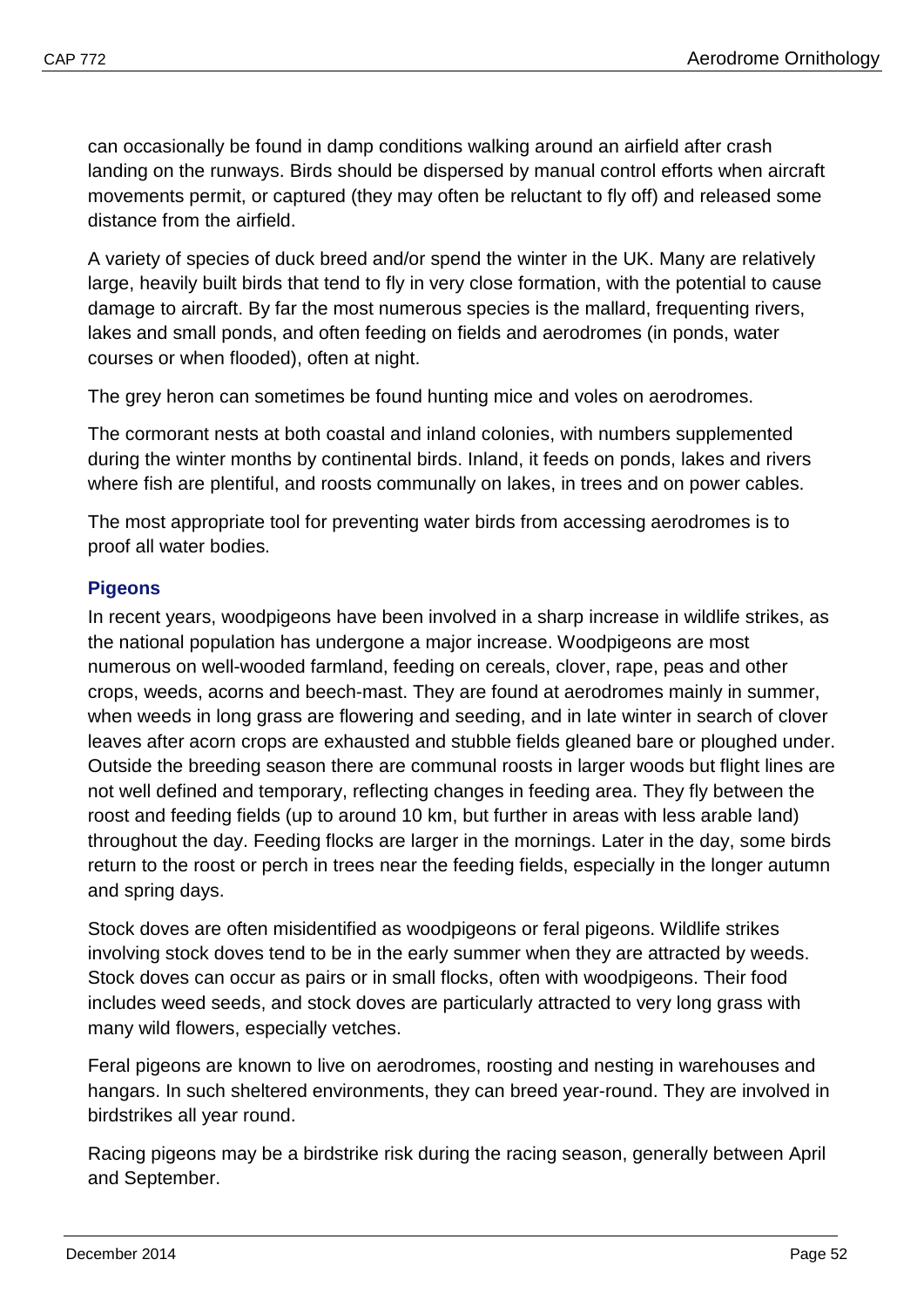can occasionally be found in damp conditions walking around an airfield after crash landing on the runways. Birds should be dispersed by manual control efforts when aircraft movements permit, or captured (they may often be reluctant to fly off) and released some distance from the airfield.

A variety of species of duck breed and/or spend the winter in the UK. Many are relatively large, heavily built birds that tend to fly in very close formation, with the potential to cause damage to aircraft. By far the most numerous species is the mallard, frequenting rivers, lakes and small ponds, and often feeding on fields and aerodromes (in ponds, water courses or when flooded), often at night.

The grey heron can sometimes be found hunting mice and voles on aerodromes.

The cormorant nests at both coastal and inland colonies, with numbers supplemented during the winter months by continental birds. Inland, it feeds on ponds, lakes and rivers where fish are plentiful, and roosts communally on lakes, in trees and on power cables.

The most appropriate tool for preventing water birds from accessing aerodromes is to proof all water bodies.

### Pigeons

In recent years, woodpigeons have been involved in a sharp increase in wildlife strikes, as the national population has undergone a major increase. Woodpigeons are most numerous on well-wooded farmland, feeding on cereals, clover, rape, peas and other crops, weeds, acorns and beech-mast. They are found at aerodromes mainly in summer, when weeds in long grass are flowering and seeding, and in late winter in search of clover leaves after acorn crops are exhausted and stubble fields gleaned bare or ploughed under. Outside the breeding season there are communal roosts in larger woods but flight lines are not well defined and temporary, reflecting changes in feeding area. They fly between the roost and feeding fields (up to around 10 km, but further in areas with less arable land) throughout the day. Feeding flocks are larger in the mornings. Later in the day, some birds return to the roost or perch in trees near the feeding fields, especially in the longer autumn and spring days.

Stock doves are often misidentified as woodpigeons or feral pigeons. Wildlife strikes involving stock doves tend to be in the early summer when they are attracted by weeds. Stock doves can occur as pairs or in small flocks, often with woodpigeons. Their food includes weed seeds, and stock doves are particularly attracted to very long grass with many wild flowers, especially vetches.

Feral pigeons are known to live on aerodromes, roosting and nesting in warehouses and hangars. In such sheltered environments, they can breed year-round. They are involved in birdstrikes all year round.

Racing pigeons may be a birdstrike risk during the racing season, generally between April and September.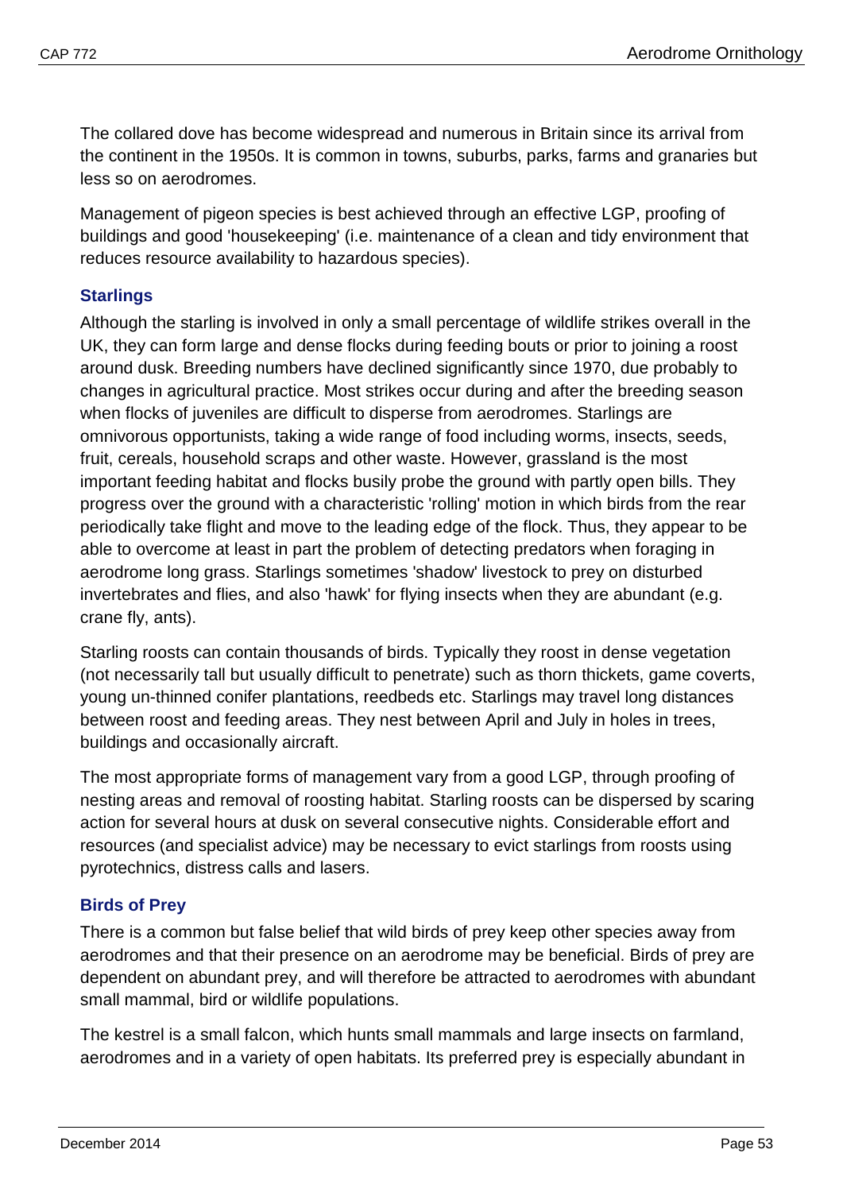The collared dove has become widespread and numerous in Britain since its arrival from the continent in the 1950s. It is common in towns, suburbs, parks, farms and granaries but less so on aerodromes.

Management of pigeon species is best achieved through an effective LGP, proofing of buildings and good 'housekeeping' (i.e. maintenance of a clean and tidy environment that reduces resource availability to hazardous species).

### Starlings

Although the starling is involved in only a small percentage of wildlife strikes overall in the UK, they can form large and dense flocks during feeding bouts or prior to joining a roost around dusk. Breeding numbers have declined significantly since 1970, due probably to changes in agricultural practice. Most strikes occur during and after the breeding season when flocks of juveniles are difficult to disperse from aerodromes. Starlings are omnivorous opportunists, taking a wide range of food including worms, insects, seeds, fruit, cereals, household scraps and other waste. However, grassland is the most important feeding habitat and flocks busily probe the ground with partly open bills. They progress over the ground with a characteristic 'rolling' motion in which birds from the rear periodically take flight and move to the leading edge of the flock. Thus, they appear to be able to overcome at least in part the problem of detecting predators when foraging in aerodrome long grass. Starlings sometimes 'shadow' livestock to prey on disturbed invertebrates and flies, and also 'hawk' for flying insects when they are abundant (e.g. crane fly, ants).

Starling roosts can contain thousands of birds. Typically they roost in dense vegetation (not necessarily tall but usually difficult to penetrate) such as thorn thickets, game coverts, young un-thinned conifer plantations, reedbeds etc. Starlings may travel long distances between roost and feeding areas. They nest between April and July in holes in trees, buildings and occasionally aircraft.

The most appropriate forms of management vary from a good LGP, through proofing of nesting areas and removal of roosting habitat. Starling roosts can be dispersed by scaring action for several hours at dusk on several consecutive nights. Considerable effort and resources (and specialist advice) may be necessary to evict starlings from roosts using pyrotechnics, distress calls and lasers.

### Birds of Prey

There is a common but false belief that wild birds of prey keep other species away from aerodromes and that their presence on an aerodrome may be beneficial. Birds of prey are dependent on abundant prey, and will therefore be attracted to aerodromes with abundant small mammal, bird or wildlife populations.

The kestrel is a small falcon, which hunts small mammals and large insects on farmland, aerodromes and in a variety of open habitats. Its preferred prey is especially abundant in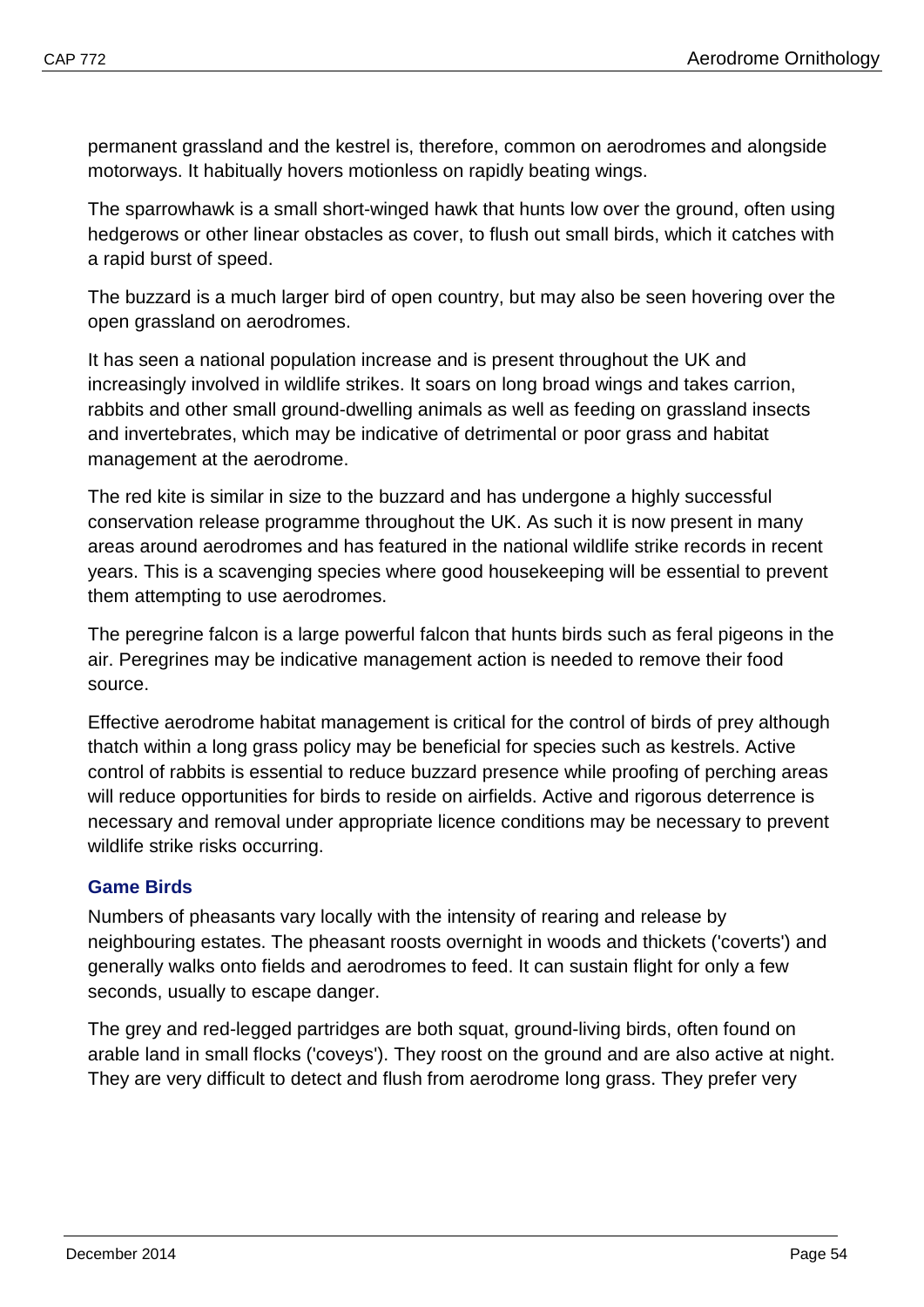permanent grassland and the kestrel is, therefore, common on aerodromes and alongside motorways. It habitually hovers motionless on rapidly beating wings.

The sparrowhawk is a small short-winged hawk that hunts low over the ground, often using hedgerows or other linear obstacles as cover, to flush out small birds, which it catches with a rapid burst of speed.

The buzzard is a much larger bird of open country, but may also be seen hovering over the open grassland on aerodromes.

It has seen a national population increase and is present throughout the UK and increasingly involved in wildlife strikes. It soars on long broad wings and takes carrion, rabbits and other small ground-dwelling animals as well as feeding on grassland insects and invertebrates, which may be indicative of detrimental or poor grass and habitat management at the aerodrome.

The red kite is similar in size to the buzzard and has undergone a highly successful conservation release programme throughout the UK. As such it is now present in many areas around aerodromes and has featured in the national wildlife strike records in recent years. This is a scavenging species where good housekeeping will be essential to prevent them attempting to use aerodromes.

The peregrine falcon is a large powerful falcon that hunts birds such as feral pigeons in the air. Peregrines may be indicative management action is needed to remove their food source.

Effective aerodrome habitat management is critical for the control of birds of prey although thatch within a long grass policy may be beneficial for species such as kestrels. Active control of rabbits is essential to reduce buzzard presence while proofing of perching areas will reduce opportunities for birds to reside on airfields. Active and rigorous deterrence is necessary and removal under appropriate licence conditions may be necessary to prevent wildlife strike risks occurring.

### Game Birds

Numbers of pheasants vary locally with the intensity of rearing and release by neighbouring estates. The pheasant roosts overnight in woods and thickets ('coverts') and generally walks onto fields and aerodromes to feed. It can sustain flight for only a few seconds, usually to escape danger.

The grey and red-legged partridges are both squat, ground-living birds, often found on arable land in small flocks ('coveys'). They roost on the ground and are also active at night. They are very difficult to detect and flush from aerodrome long grass. They prefer very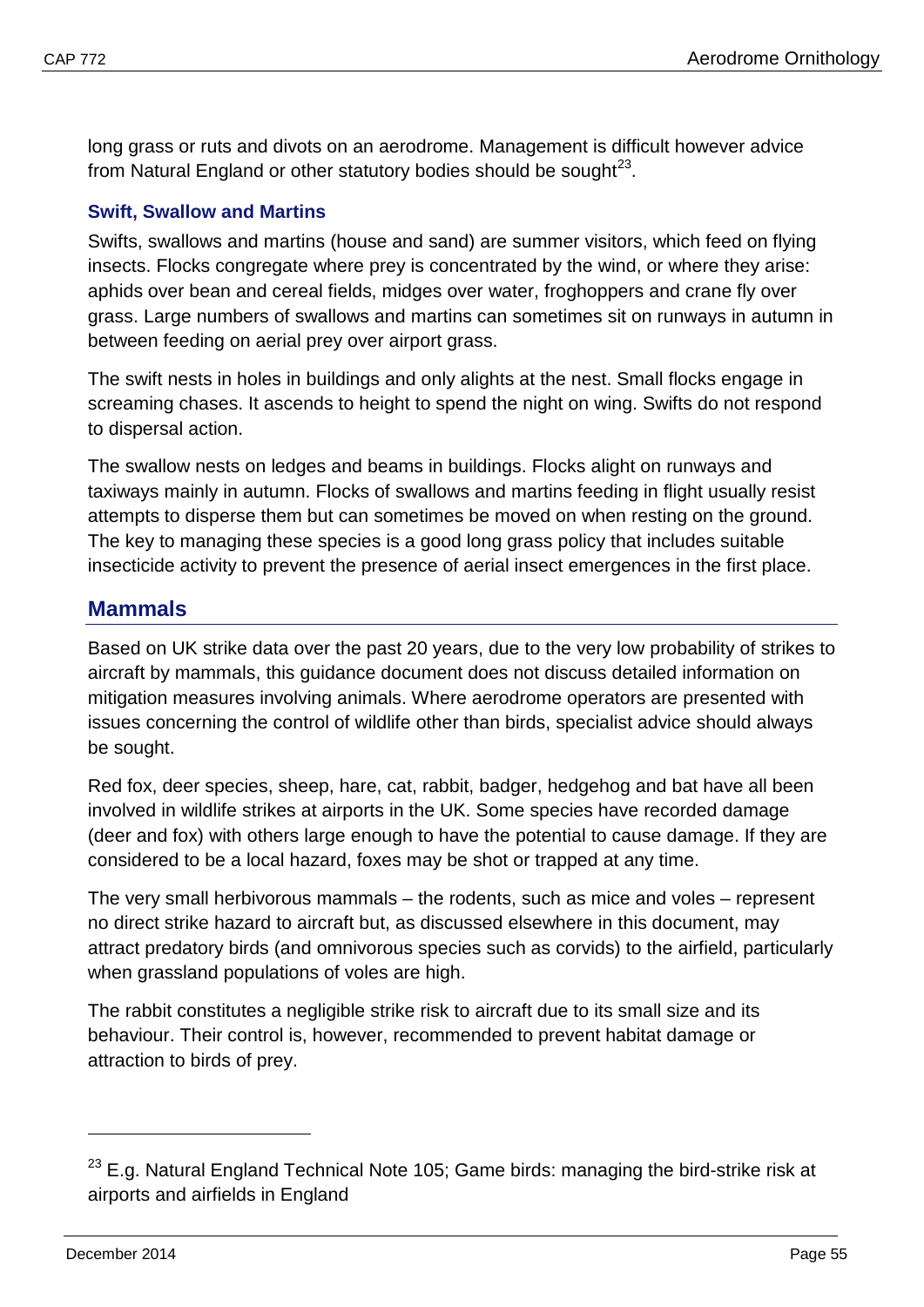long grass or ruts and divots on an aerodrome. Management is difficult however advice from Natural England or other statutory bodies should be sought[23].

### Swift, Swallow and Martins

Swifts, swallows and martins (house and sand) are summer visitors, which feed on flying insects. Flocks congregate where prey is concentrated by the wind, or where they arise: aphids over bean and cereal fields, midges over water, froghoppers and crane fly over grass. Large numbers of swallows and martins can sometimes sit on runways in autumn in between feeding on aerial prey over airport grass.

The swift nests in holes in buildings and only alights at the nest. Small flocks engage in screaming chases. It ascends to height to spend the night on wing. Swifts do not respond to dispersal action.

The swallow nests on ledges and beams in buildings. Flocks alight on runways and taxiways mainly in autumn. Flocks of swallows and martins feeding in flight usually resist attempts to disperse them but can sometimes be moved on when resting on the ground. The key to managing these species is a good long grass policy that includes suitable insecticide activity to prevent the presence of aerial insect emergences in the first place.

## Mammals

Based on UK strike data over the past 20 years, due to the very low probability of strikes to aircraft by mammals, this guidance document does not discuss detailed information on mitigation measures involving animals. Where aerodrome operators are presented with issues concerning the control of wildlife other than birds, specialist advice should always be sought.

Red fox, deer species, sheep, hare, cat, rabbit, badger, hedgehog and bat have all been involved in wildlife strikes at airports in the UK. Some species have recorded damage (deer and fox) with others large enough to have the potential to cause damage. If they are considered to be a local hazard, foxes may be shot or trapped at any time.

The very small herbivorous mammals – the rodents, such as mice and voles – represent no direct strike hazard to aircraft but, as discussed elsewhere in this document, may attract predatory birds (and omnivorous species such as corvids) to the airfield, particularly when grassland populations of voles are high.

The rabbit constitutes a negligible strike risk to aircraft due to its small size and its behaviour. Their control is, however, recommended to prevent habitat damage or attraction to birds of prey.

---

[23] E.g. Natural England Technical Note 105; Game birds: managing the bird-strike risk at airports and airfields in England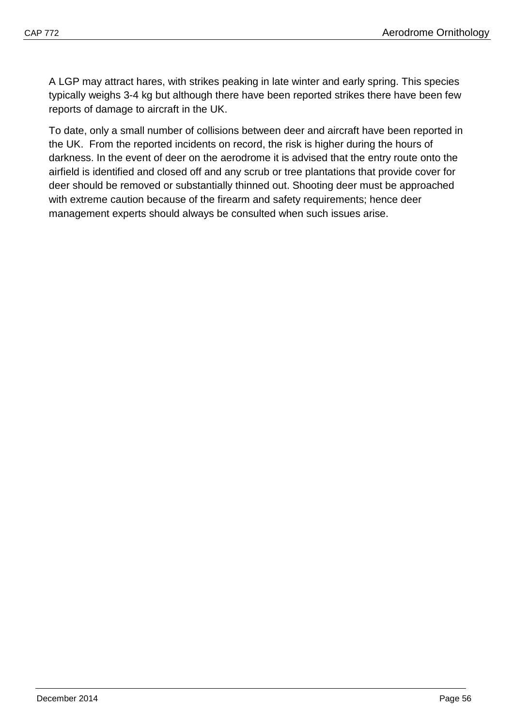A LGP may attract hares, with strikes peaking in late winter and early spring. This species typically weighs 3-4 kg but although there have been reported strikes there have been few reports of damage to aircraft in the UK.

To date, only a small number of collisions between deer and aircraft have been reported in the UK. From the reported incidents on record, the risk is higher during the hours of darkness. In the event of deer on the aerodrome it is advised that the entry route onto the airfield is identified and closed off and any scrub or tree plantations that provide cover for deer should be removed or substantially thinned out. Shooting deer must be approached with extreme caution because of the firearm and safety requirements; hence deer management experts should always be consulted when such issues arise.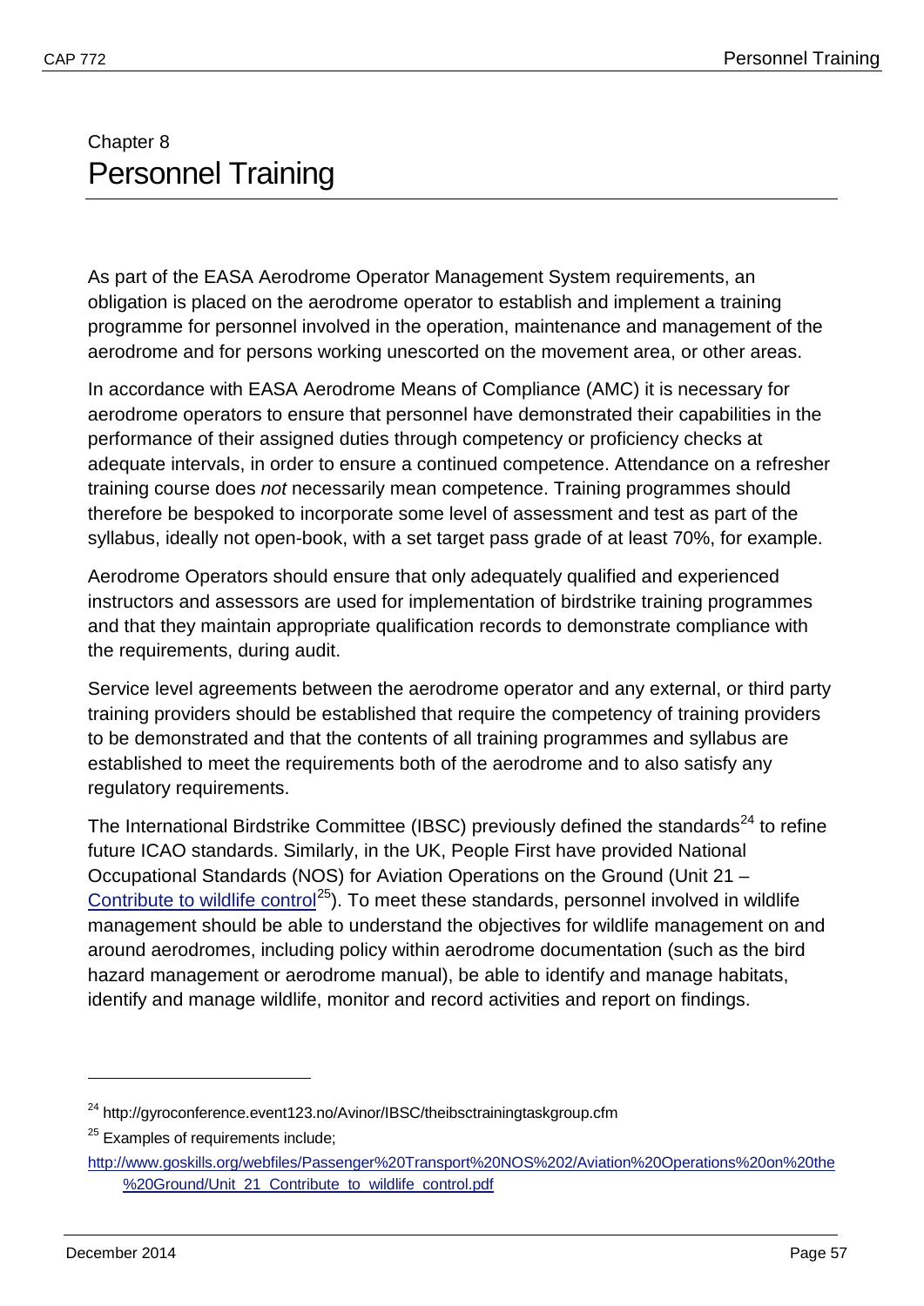# Chapter 8
# Personnel Training

As part of the EASA Aerodrome Operator Management System requirements, an obligation is placed on the aerodrome operator to establish and implement a training programme for personnel involved in the operation, maintenance and management of the aerodrome and for persons working unescorted on the movement area, or other areas.

In accordance with EASA Aerodrome Means of Compliance (AMC) it is necessary for aerodrome operators to ensure that personnel have demonstrated their capabilities in the performance of their assigned duties through competency or proficiency checks at adequate intervals, in order to ensure a continued competence. Attendance on a refresher training course does *not* necessarily mean competence. Training programmes should therefore be bespoked to incorporate some level of assessment and test as part of the syllabus, ideally not open-book, with a set target pass grade of at least 70%, for example.

Aerodrome Operators should ensure that only adequately qualified and experienced instructors and assessors are used for implementation of birdstrike training programmes and that they maintain appropriate qualification records to demonstrate compliance with the requirements, during audit.

Service level agreements between the aerodrome operator and any external, or third party training providers should be established that require the competency of training providers to be demonstrated and that the contents of all training programmes and syllabus are established to meet the requirements both of the aerodrome and to also satisfy any regulatory requirements.

The International Birdstrike Committee (IBSC) previously defined the standards[24] to refine future ICAO standards. Similarly, in the UK, People First have provided National Occupational Standards (NOS) for Aviation Operations on the Ground (Unit 21 – Contribute to wildlife control[25]). To meet these standards, personnel involved in wildlife management should be able to understand the objectives for wildlife management on and around aerodromes, including policy within aerodrome documentation (such as the bird hazard management or aerodrome manual), be able to identify and manage habitats, identify and manage wildlife, monitor and record activities and report on findings.

---

[24] http://gyroconference.event123.no/Avinor/IBSC/theibsctrainingtaskgroup.cfm

[25] Examples of requirements include;
http://www.goskills.org/webfiles/Passenger%20Transport%20NOS%202/Aviation%20Operations%20on%20the%20Ground/Unit_21_Contribute_to_wildlife_control.pdf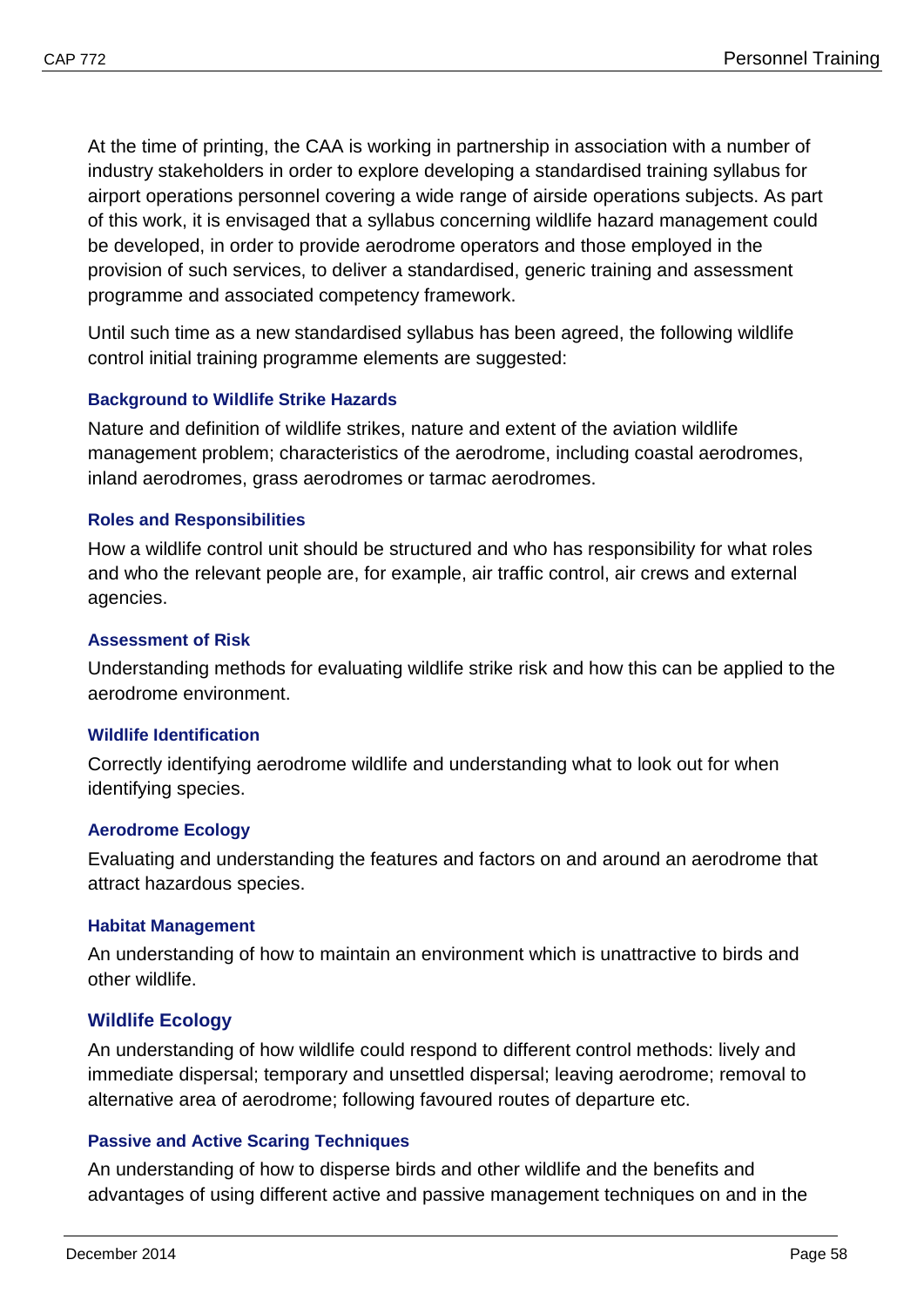At the time of printing, the CAA is working in partnership in association with a number of industry stakeholders in order to explore developing a standardised training syllabus for airport operations personnel covering a wide range of airside operations subjects. As part of this work, it is envisaged that a syllabus concerning wildlife hazard management could be developed, in order to provide aerodrome operators and those employed in the provision of such services, to deliver a standardised, generic training and assessment programme and associated competency framework.

Until such time as a new standardised syllabus has been agreed, the following wildlife control initial training programme elements are suggested:

#### Background to Wildlife Strike Hazards

Nature and definition of wildlife strikes, nature and extent of the aviation wildlife management problem; characteristics of the aerodrome, including coastal aerodromes, inland aerodromes, grass aerodromes or tarmac aerodromes.

#### Roles and Responsibilities

How a wildlife control unit should be structured and who has responsibility for what roles and who the relevant people are, for example, air traffic control, air crews and external agencies.

#### Assessment of Risk

Understanding methods for evaluating wildlife strike risk and how this can be applied to the aerodrome environment.

#### Wildlife Identification

Correctly identifying aerodrome wildlife and understanding what to look out for when identifying species.

#### Aerodrome Ecology

Evaluating and understanding the features and factors on and around an aerodrome that attract hazardous species.

#### Habitat Management

An understanding of how to maintain an environment which is unattractive to birds and other wildlife.

#### Wildlife Ecology

An understanding of how wildlife could respond to different control methods: lively and immediate dispersal; temporary and unsettled dispersal; leaving aerodrome; removal to alternative area of aerodrome; following favoured routes of departure etc.

#### Passive and Active Scaring Techniques

An understanding of how to disperse birds and other wildlife and the benefits and advantages of using different active and passive management techniques on and in the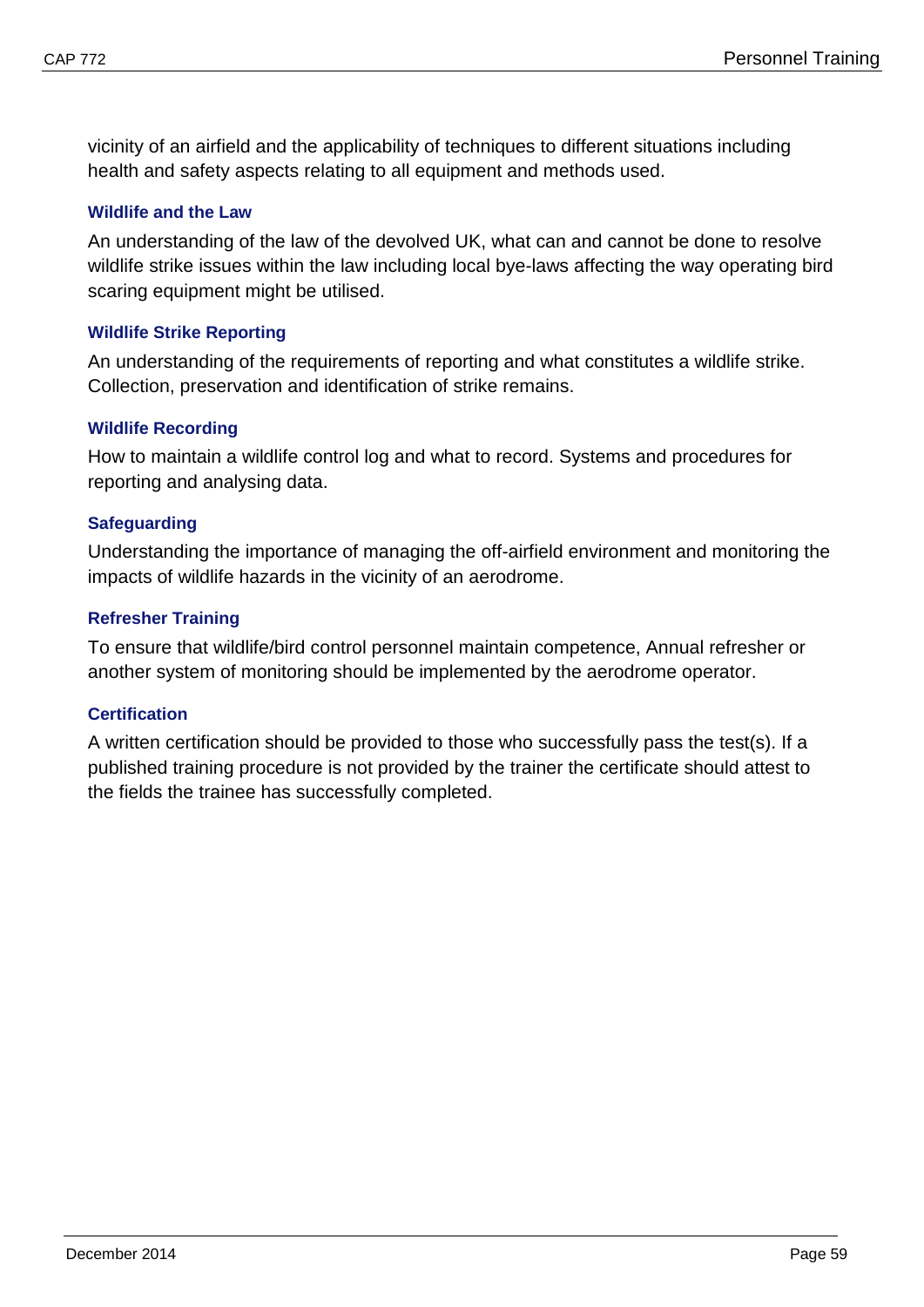vicinity of an airfield and the applicability of techniques to different situations including health and safety aspects relating to all equipment and methods used.

### Wildlife and the Law

An understanding of the law of the devolved UK, what can and cannot be done to resolve wildlife strike issues within the law including local bye-laws affecting the way operating bird scaring equipment might be utilised.

### Wildlife Strike Reporting

An understanding of the requirements of reporting and what constitutes a wildlife strike. Collection, preservation and identification of strike remains.

### Wildlife Recording

How to maintain a wildlife control log and what to record. Systems and procedures for reporting and analysing data.

### Safeguarding

Understanding the importance of managing the off-airfield environment and monitoring the impacts of wildlife hazards in the vicinity of an aerodrome.

### Refresher Training

To ensure that wildlife/bird control personnel maintain competence, Annual refresher or another system of monitoring should be implemented by the aerodrome operator.

### Certification

A written certification should be provided to those who successfully pass the test(s). If a published training procedure is not provided by the trainer the certificate should attest to the fields the trainee has successfully completed.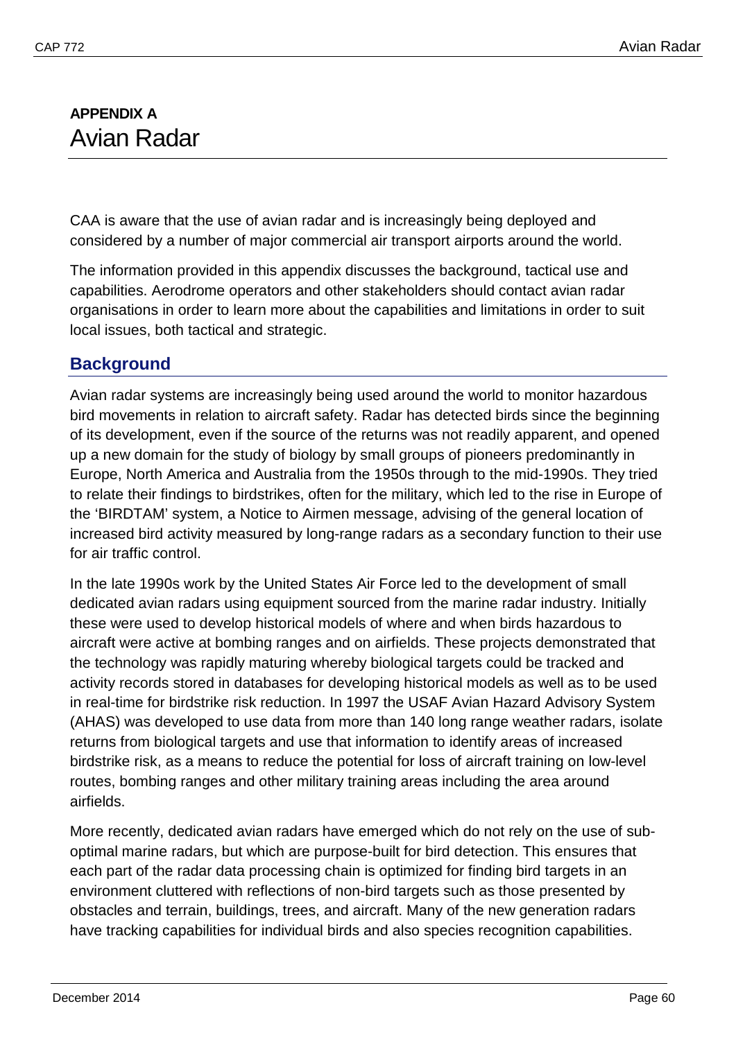# APPENDIX A
# Avian Radar

CAA is aware that the use of avian radar and is increasingly being deployed and considered by a number of major commercial air transport airports around the world.

The information provided in this appendix discusses the background, tactical use and capabilities. Aerodrome operators and other stakeholders should contact avian radar organisations in order to learn more about the capabilities and limitations in order to suit local issues, both tactical and strategic.

## Background

Avian radar systems are increasingly being used around the world to monitor hazardous bird movements in relation to aircraft safety. Radar has detected birds since the beginning of its development, even if the source of the returns was not readily apparent, and opened up a new domain for the study of biology by small groups of pioneers predominantly in Europe, North America and Australia from the 1950s through to the mid-1990s. They tried to relate their findings to birdstrikes, often for the military, which led to the rise in Europe of the 'BIRDTAM' system, a Notice to Airmen message, advising of the general location of increased bird activity measured by long-range radars as a secondary function to their use for air traffic control.

In the late 1990s work by the United States Air Force led to the development of small dedicated avian radars using equipment sourced from the marine radar industry. Initially these were used to develop historical models of where and when birds hazardous to aircraft were active at bombing ranges and on airfields. These projects demonstrated that the technology was rapidly maturing whereby biological targets could be tracked and activity records stored in databases for developing historical models as well as to be used in real-time for birdstrike risk reduction. In 1997 the USAF Avian Hazard Advisory System (AHAS) was developed to use data from more than 140 long range weather radars, isolate returns from biological targets and use that information to identify areas of increased birdstrike risk, as a means to reduce the potential for loss of aircraft training on low-level routes, bombing ranges and other military training areas including the area around airfields.

More recently, dedicated avian radars have emerged which do not rely on the use of sub-optimal marine radars, but which are purpose-built for bird detection. This ensures that each part of the radar data processing chain is optimized for finding bird targets in an environment cluttered with reflections of non-bird targets such as those presented by obstacles and terrain, buildings, trees, and aircraft. Many of the new generation radars have tracking capabilities for individual birds and also species recognition capabilities.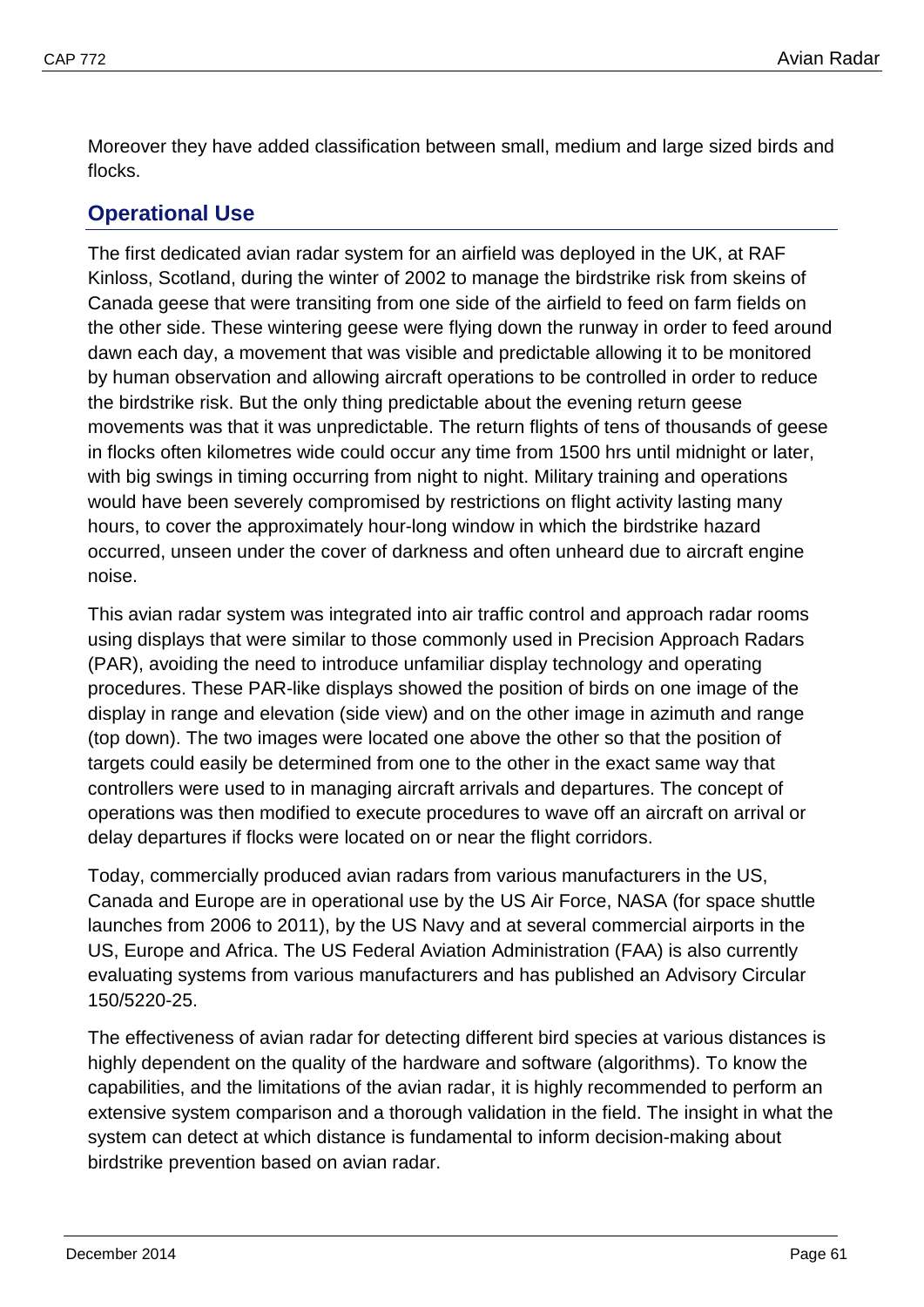Moreover they have added classification between small, medium and large sized birds and flocks.

## Operational Use

The first dedicated avian radar system for an airfield was deployed in the UK, at RAF Kinloss, Scotland, during the winter of 2002 to manage the birdstrike risk from skeins of Canada geese that were transiting from one side of the airfield to feed on farm fields on the other side. These wintering geese were flying down the runway in order to feed around dawn each day, a movement that was visible and predictable allowing it to be monitored by human observation and allowing aircraft operations to be controlled in order to reduce the birdstrike risk. But the only thing predictable about the evening return geese movements was that it was unpredictable. The return flights of tens of thousands of geese in flocks often kilometres wide could occur any time from 1500 hrs until midnight or later, with big swings in timing occurring from night to night. Military training and operations would have been severely compromised by restrictions on flight activity lasting many hours, to cover the approximately hour-long window in which the birdstrike hazard occurred, unseen under the cover of darkness and often unheard due to aircraft engine noise.

This avian radar system was integrated into air traffic control and approach radar rooms using displays that were similar to those commonly used in Precision Approach Radars (PAR), avoiding the need to introduce unfamiliar display technology and operating procedures. These PAR-like displays showed the position of birds on one image of the display in range and elevation (side view) and on the other image in azimuth and range (top down). The two images were located one above the other so that the position of targets could easily be determined from one to the other in the exact same way that controllers were used to in managing aircraft arrivals and departures. The concept of operations was then modified to execute procedures to wave off an aircraft on arrival or delay departures if flocks were located on or near the flight corridors.

Today, commercially produced avian radars from various manufacturers in the US, Canada and Europe are in operational use by the US Air Force, NASA (for space shuttle launches from 2006 to 2011), by the US Navy and at several commercial airports in the US, Europe and Africa. The US Federal Aviation Administration (FAA) is also currently evaluating systems from various manufacturers and has published an Advisory Circular 150/5220-25.

The effectiveness of avian radar for detecting different bird species at various distances is highly dependent on the quality of the hardware and software (algorithms). To know the capabilities, and the limitations of the avian radar, it is highly recommended to perform an extensive system comparison and a thorough validation in the field. The insight in what the system can detect at which distance is fundamental to inform decision-making about birdstrike prevention based on avian radar.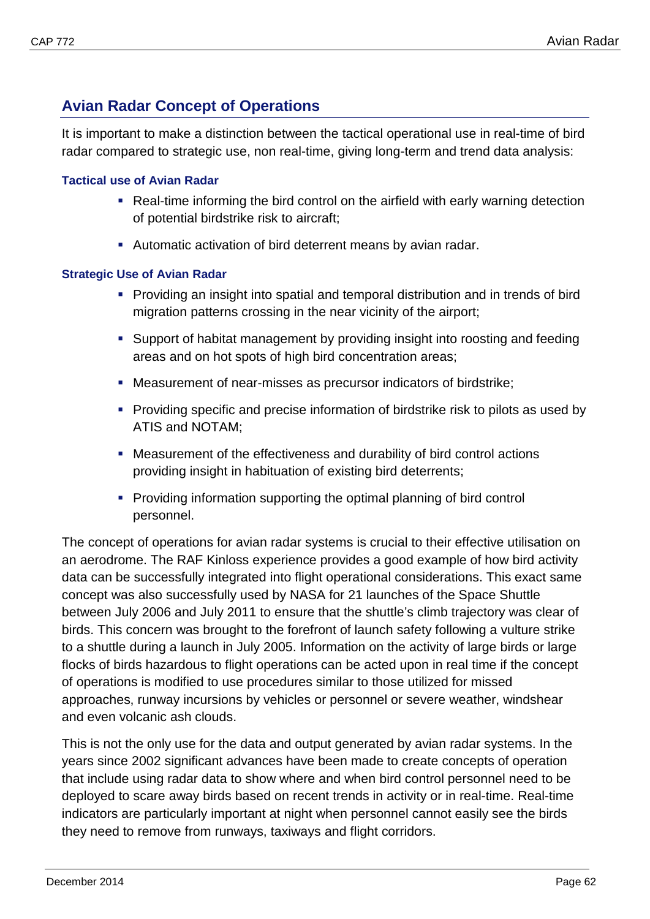## Avian Radar Concept of Operations

It is important to make a distinction between the tactical operational use in real-time of bird radar compared to strategic use, non real-time, giving long-term and trend data analysis:

### Tactical use of Avian Radar

- Real-time informing the bird control on the airfield with early warning detection of potential birdstrike risk to aircraft;
- Automatic activation of bird deterrent means by avian radar.

### Strategic Use of Avian Radar

- Providing an insight into spatial and temporal distribution and in trends of bird migration patterns crossing in the near vicinity of the airport;
- Support of habitat management by providing insight into roosting and feeding areas and on hot spots of high bird concentration areas;
- Measurement of near-misses as precursor indicators of birdstrike;
- Providing specific and precise information of birdstrike risk to pilots as used by ATIS and NOTAM;
- Measurement of the effectiveness and durability of bird control actions providing insight in habituation of existing bird deterrents;
- Providing information supporting the optimal planning of bird control personnel.

The concept of operations for avian radar systems is crucial to their effective utilisation on an aerodrome. The RAF Kinloss experience provides a good example of how bird activity data can be successfully integrated into flight operational considerations. This exact same concept was also successfully used by NASA for 21 launches of the Space Shuttle between July 2006 and July 2011 to ensure that the shuttle's climb trajectory was clear of birds. This concern was brought to the forefront of launch safety following a vulture strike to a shuttle during a launch in July 2005. Information on the activity of large birds or large flocks of birds hazardous to flight operations can be acted upon in real time if the concept of operations is modified to use procedures similar to those utilized for missed approaches, runway incursions by vehicles or personnel or severe weather, windshear and even volcanic ash clouds.

This is not the only use for the data and output generated by avian radar systems. In the years since 2002 significant advances have been made to create concepts of operation that include using radar data to show where and when bird control personnel need to be deployed to scare away birds based on recent trends in activity or in real-time. Real-time indicators are particularly important at night when personnel cannot easily see the birds they need to remove from runways, taxiways and flight corridors.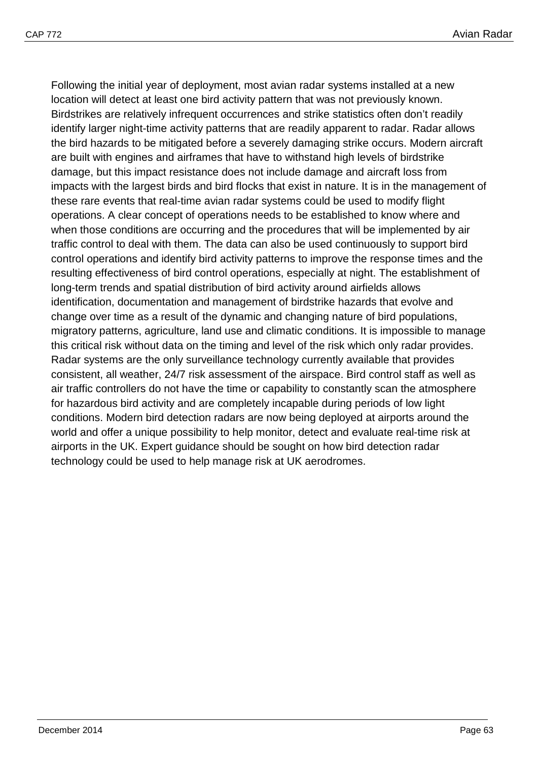Following the initial year of deployment, most avian radar systems installed at a new location will detect at least one bird activity pattern that was not previously known. Birdstrikes are relatively infrequent occurrences and strike statistics often don't readily identify larger night-time activity patterns that are readily apparent to radar. Radar allows the bird hazards to be mitigated before a severely damaging strike occurs. Modern aircraft are built with engines and airframes that have to withstand high levels of birdstrike damage, but this impact resistance does not include damage and aircraft loss from impacts with the largest birds and bird flocks that exist in nature. It is in the management of these rare events that real-time avian radar systems could be used to modify flight operations. A clear concept of operations needs to be established to know where and when those conditions are occurring and the procedures that will be implemented by air traffic control to deal with them. The data can also be used continuously to support bird control operations and identify bird activity patterns to improve the response times and the resulting effectiveness of bird control operations, especially at night. The establishment of long-term trends and spatial distribution of bird activity around airfields allows identification, documentation and management of birdstrike hazards that evolve and change over time as a result of the dynamic and changing nature of bird populations, migratory patterns, agriculture, land use and climatic conditions. It is impossible to manage this critical risk without data on the timing and level of the risk which only radar provides. Radar systems are the only surveillance technology currently available that provides consistent, all weather, 24/7 risk assessment of the airspace. Bird control staff as well as air traffic controllers do not have the time or capability to constantly scan the atmosphere for hazardous bird activity and are completely incapable during periods of low light conditions. Modern bird detection radars are now being deployed at airports around the world and offer a unique possibility to help monitor, detect and evaluate real-time risk at airports in the UK. Expert guidance should be sought on how bird detection radar technology could be used to help manage risk at UK aerodromes.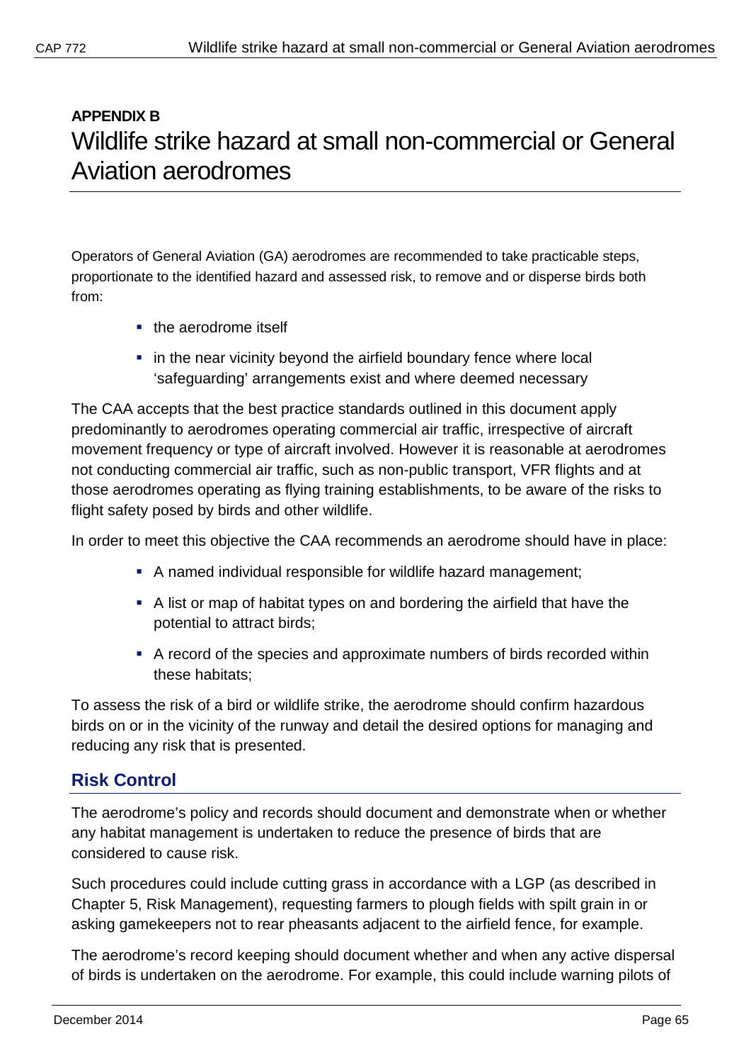**APPENDIX B**

# Wildlife strike hazard at small non-commercial or General Aviation aerodromes

Operators of General Aviation (GA) aerodromes are recommended to take practicable steps, proportionate to the identified hazard and assessed risk, to remove and or disperse birds both from:

- the aerodrome itself
- in the near vicinity beyond the airfield boundary fence where local 'safeguarding' arrangements exist and where deemed necessary

The CAA accepts that the best practice standards outlined in this document apply predominantly to aerodromes operating commercial air traffic, irrespective of aircraft movement frequency or type of aircraft involved. However it is reasonable at aerodromes not conducting commercial air traffic, such as non-public transport, VFR flights and at those aerodromes operating as flying training establishments, to be aware of the risks to flight safety posed by birds and other wildlife.

In order to meet this objective the CAA recommends an aerodrome should have in place:

- A named individual responsible for wildlife hazard management;
- A list or map of habitat types on and bordering the airfield that have the potential to attract birds;
- A record of the species and approximate numbers of birds recorded within these habitats;

To assess the risk of a bird or wildlife strike, the aerodrome should confirm hazardous birds on or in the vicinity of the runway and detail the desired options for managing and reducing any risk that is presented.

## Risk Control

The aerodrome's policy and records should document and demonstrate when or whether any habitat management is undertaken to reduce the presence of birds that are considered to cause risk.

Such procedures could include cutting grass in accordance with a LGP (as described in Chapter 5, Risk Management), requesting farmers to plough fields with spilt grain in or asking gamekeepers not to rear pheasants adjacent to the airfield fence, for example.

The aerodrome's record keeping should document whether and when any active dispersal of birds is undertaken on the aerodrome. For example, this could include warning pilots of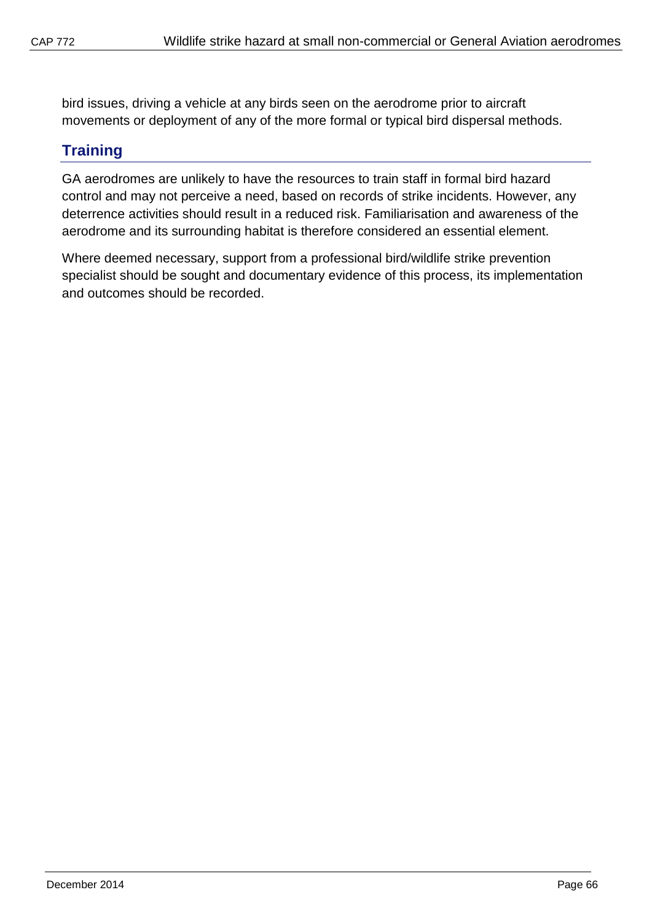bird issues, driving a vehicle at any birds seen on the aerodrome prior to aircraft movements or deployment of any of the more formal or typical bird dispersal methods.

## Training

GA aerodromes are unlikely to have the resources to train staff in formal bird hazard control and may not perceive a need, based on records of strike incidents. However, any deterrence activities should result in a reduced risk. Familiarisation and awareness of the aerodrome and its surrounding habitat is therefore considered an essential element.

Where deemed necessary, support from a professional bird/wildlife strike prevention specialist should be sought and documentary evidence of this process, its implementation and outcomes should be recorded.